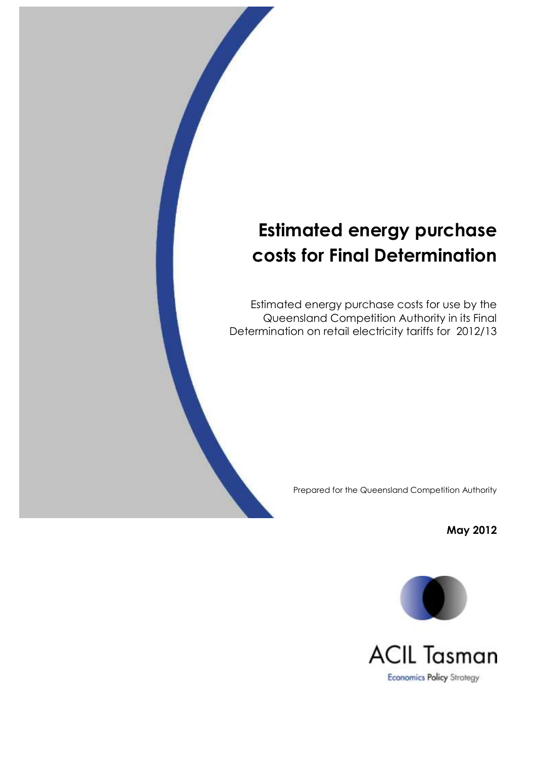# Estimated energy purchase costs for Final Determination

Estimated energy purchase costs for use by the Queensland Competition Authority in its Final Determination on retail electricity tariffs for 2012/13

Prepared for the Queensland Competition Authority

**May 2012**

ACIL Tasman

Economics Policy Strategy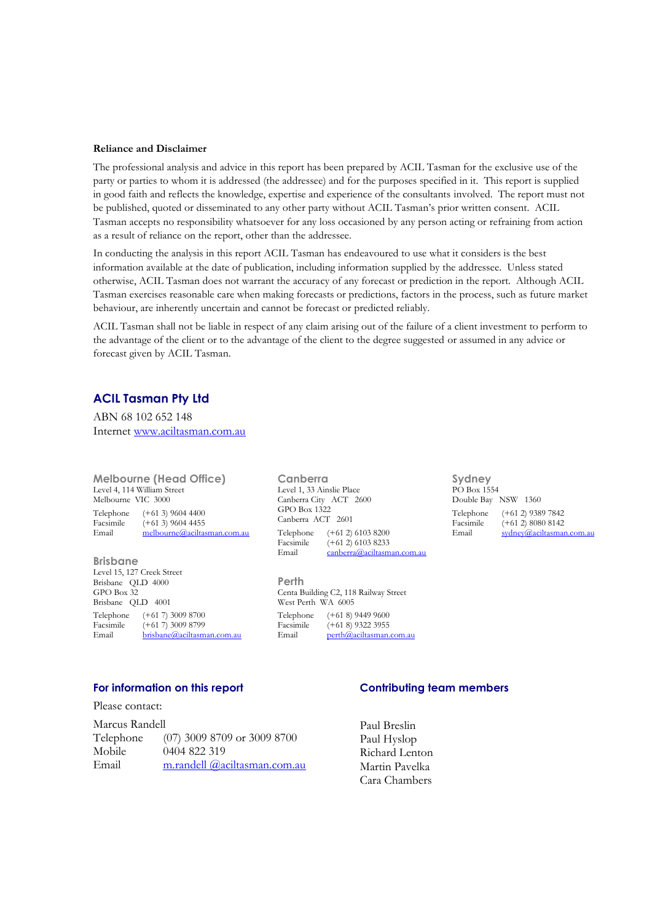**Reliance and Disclaimer**

The professional analysis and advice in this report has been prepared by ACIL Tasman for the exclusive use of the party or parties to whom it is addressed (the addressee) and for the purposes specified in it. This report is supplied in good faith and reflects the knowledge, expertise and experience of the consultants involved. The report must not be published, quoted or disseminated to any other party without ACIL Tasman's prior written consent. ACIL Tasman accepts no responsibility whatsoever for any loss occasioned by any person acting or refraining from action as a result of reliance on the report, other than the addressee.

In conducting the analysis in this report ACIL Tasman has endeavoured to use what it considers is the best information available at the date of publication, including information supplied by the addressee. Unless stated otherwise, ACIL Tasman does not warrant the accuracy of any forecast or prediction in the report. Although ACIL Tasman exercises reasonable care when making forecasts or predictions, factors in the process, such as future market behaviour, are inherently uncertain and cannot be forecast or predicted reliably.

ACIL Tasman shall not be liable in respect of any claim arising out of the failure of a client investment to perform to the advantage of the client or to the advantage of the client to the degree suggested or assumed in any advice or forecast given by ACIL Tasman.

## ACIL Tasman Pty Ltd

ABN 68 102 652 148
Internet www.aciltasman.com.au

### Melbourne (Head Office)

Level 4, 114 William Street
Melbourne VIC 3000

Telephone (+61 3) 9604 4400
Facsimile (+61 3) 9604 4455
Email melbourne@aciltasman.com.au

### Brisbane

Level 15, 127 Creek Street
Brisbane QLD 4000
GPO Box 32
Brisbane QLD 4001

Telephone (+61 7) 3009 8700
Facsimile (+61 7) 3009 8799
Email brisbane@aciltasman.com.au

### Canberra

Level 1, 33 Ainslie Place
Canberra City ACT 2600
GPO Box 1322
Canberra ACT 2601

Telephone (+61 2) 6103 8200
Facsimile (+61 2) 6103 8233
Email canberra@aciltasman.com.au

### Perth

Centa Building C2, 118 Railway Street
West Perth WA 6005

Telephone (+61 8) 9449 9600
Facsimile (+61 8) 9322 3955
Email perth@aciltasman.com.au

### Sydney

PO Box 1554
Double Bay NSW 1360

Telephone (+61 2) 9389 7842
Facsimile (+61 2) 8080 8142
Email sydney@aciltasman.com.au

## For information on this report

Please contact:

Marcus Randell
Telephone (07) 3009 8709 or 3009 8700
Mobile 0404 822 319
Email m.randell @aciltasman.com.au

## Contributing team members

Paul Breslin
Paul Hyslop
Richard Lenton
Martin Pavelka
Cara Chambers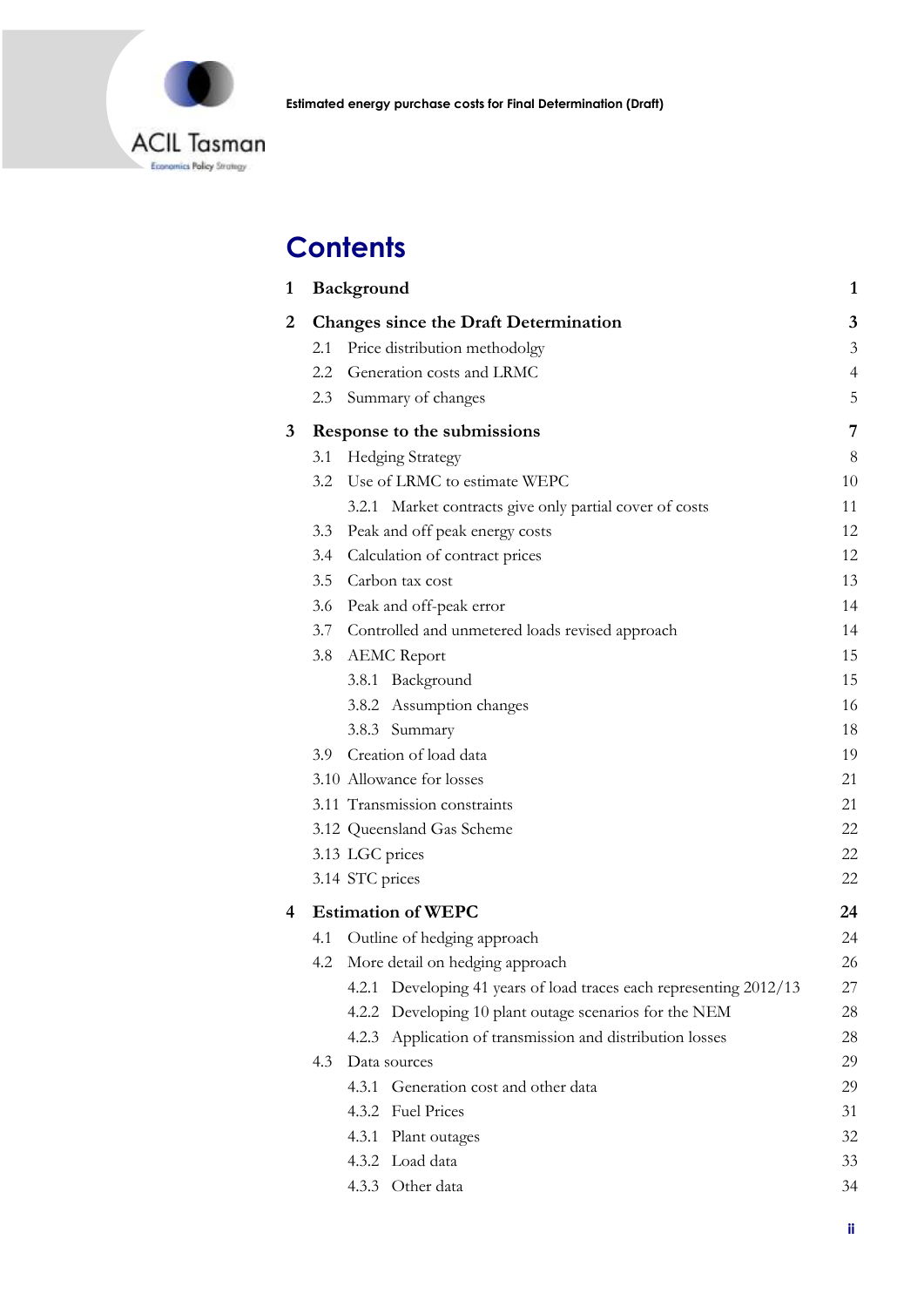# Contents

| | | |
|---|---|---|
| **1** | **Background** | **1** |
| **2** | **Changes since the Draft Determination** | **3** |
| | 2.1 Price distribution methodolgy | 3 |
| | 2.2 Generation costs and LRMC | 4 |
| | 2.3 Summary of changes | 5 |
| **3** | **Response to the submissions** | **7** |
| | 3.1 Hedging Strategy | 8 |
| | 3.2 Use of LRMC to estimate WEPC | 10 |
| | 3.2.1 Market contracts give only partial cover of costs | 11 |
| | 3.3 Peak and off peak energy costs | 12 |
| | 3.4 Calculation of contract prices | 12 |
| | 3.5 Carbon tax cost | 13 |
| | 3.6 Peak and off-peak error | 14 |
| | 3.7 Controlled and unmetered loads revised approach | 14 |
| | 3.8 AEMC Report | 15 |
| | 3.8.1 Background | 15 |
| | 3.8.2 Assumption changes | 16 |
| | 3.8.3 Summary | 18 |
| | 3.9 Creation of load data | 19 |
| | 3.10 Allowance for losses | 21 |
| | 3.11 Transmission constraints | 21 |
| | 3.12 Queensland Gas Scheme | 22 |
| | 3.13 LGC prices | 22 |
| | 3.14 STC prices | 22 |
| **4** | **Estimation of WEPC** | **24** |
| | 4.1 Outline of hedging approach | 24 |
| | 4.2 More detail on hedging approach | 26 |
| | 4.2.1 Developing 41 years of load traces each representing 2012/13 | 27 |
| | 4.2.2 Developing 10 plant outage scenarios for the NEM | 28 |
| | 4.2.3 Application of transmission and distribution losses | 28 |
| | 4.3 Data sources | 29 |
| | 4.3.1 Generation cost and other data | 29 |
| | 4.3.2 Fuel Prices | 31 |
| | 4.3.1 Plant outages | 32 |
| | 4.3.2 Load data | 33 |
| | 4.3.3 Other data | 34 |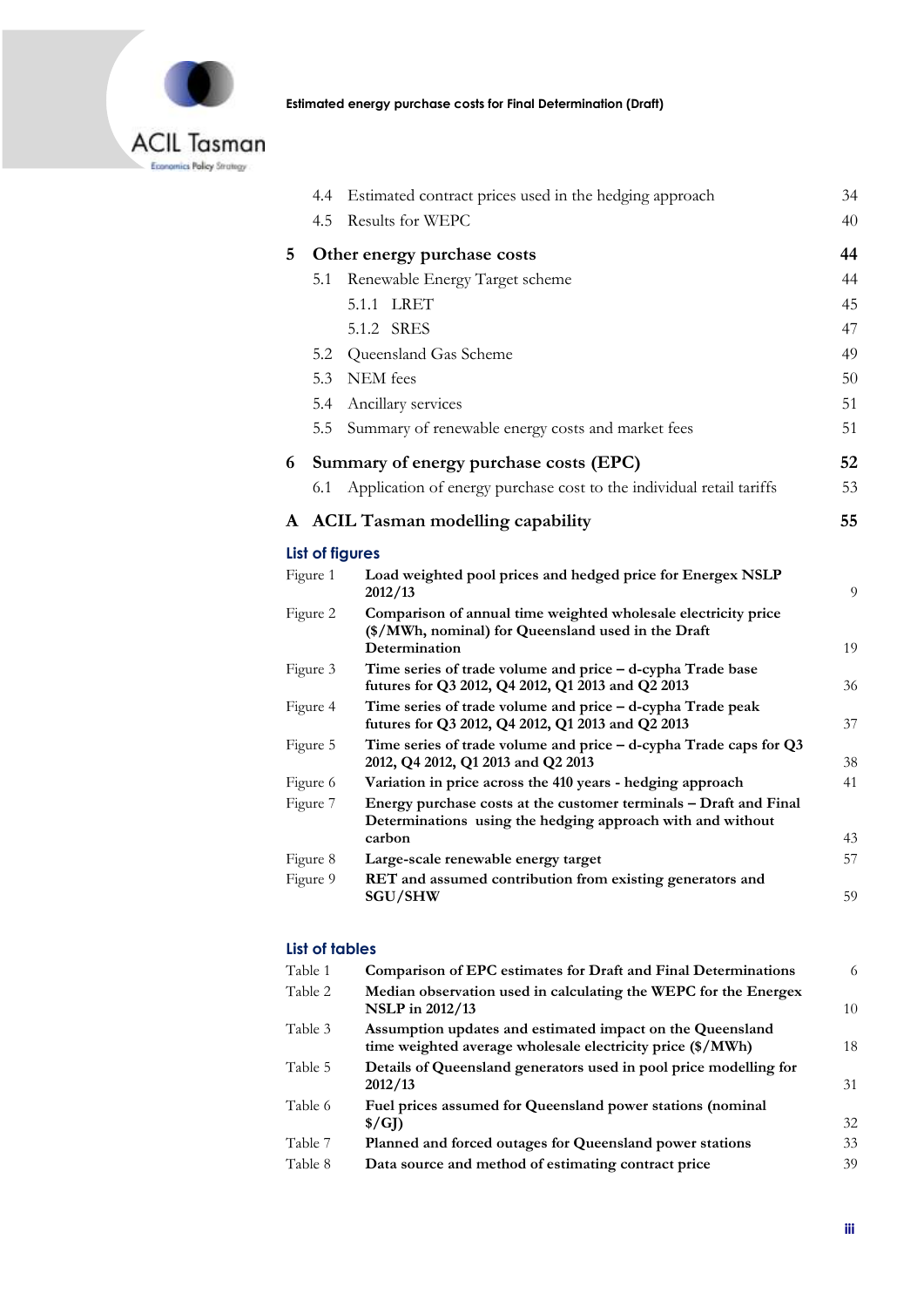| | | |
|---|---|---|
| 4.4 | Estimated contract prices used in the hedging approach | 34 |
| 4.5 | Results for WEPC | 40 |
| **5** | **Other energy purchase costs** | **44** |
| 5.1 | Renewable Energy Target scheme | 44 |
| 5.1.1 | LRET | 45 |
| 5.1.2 | SRES | 47 |
| 5.2 | Queensland Gas Scheme | 49 |
| 5.3 | NEM fees | 50 |
| 5.4 | Ancillary services | 51 |
| 5.5 | Summary of renewable energy costs and market fees | 51 |
| **6** | **Summary of energy purchase costs (EPC)** | **52** |
| 6.1 | Application of energy purchase cost to the individual retail tariffs | 53 |
| **A** | **ACIL Tasman modelling capability** | **55** |

## List of figures

| | | |
|---|---|---|
| Figure 1 | **Load weighted pool prices and hedged price for Energex NSLP 2012/13** | 9 |
| Figure 2 | **Comparison of annual time weighted wholesale electricity price ($/MWh, nominal) for Queensland used in the Draft Determination** | 19 |
| Figure 3 | **Time series of trade volume and price – d-cypha Trade base futures for Q3 2012, Q4 2012, Q1 2013 and Q2 2013** | 36 |
| Figure 4 | **Time series of trade volume and price – d-cypha Trade peak futures for Q3 2012, Q4 2012, Q1 2013 and Q2 2013** | 37 |
| Figure 5 | **Time series of trade volume and price – d-cypha Trade caps for Q3 2012, Q4 2012, Q1 2013 and Q2 2013** | 38 |
| Figure 6 | **Variation in price across the 410 years - hedging approach** | 41 |
| Figure 7 | **Energy purchase costs at the customer terminals – Draft and Final Determinations using the hedging approach with and without carbon** | 43 |
| Figure 8 | **Large-scale renewable energy target** | 57 |
| Figure 9 | **RET and assumed contribution from existing generators and SGU/SHW** | 59 |

## List of tables

| | | |
|---|---|---|
| Table 1 | **Comparison of EPC estimates for Draft and Final Determinations** | 6 |
| Table 2 | **Median observation used in calculating the WEPC for the Energex NSLP in 2012/13** | 10 |
| Table 3 | **Assumption updates and estimated impact on the Queensland time weighted average wholesale electricity price ($/MWh)** | 18 |
| Table 5 | **Details of Queensland generators used in pool price modelling for 2012/13** | 31 |
| Table 6 | **Fuel prices assumed for Queensland power stations (nominal $/GJ)** | 32 |
| Table 7 | **Planned and forced outages for Queensland power stations** | 33 |
| Table 8 | **Data source and method of estimating contract price** | 39 |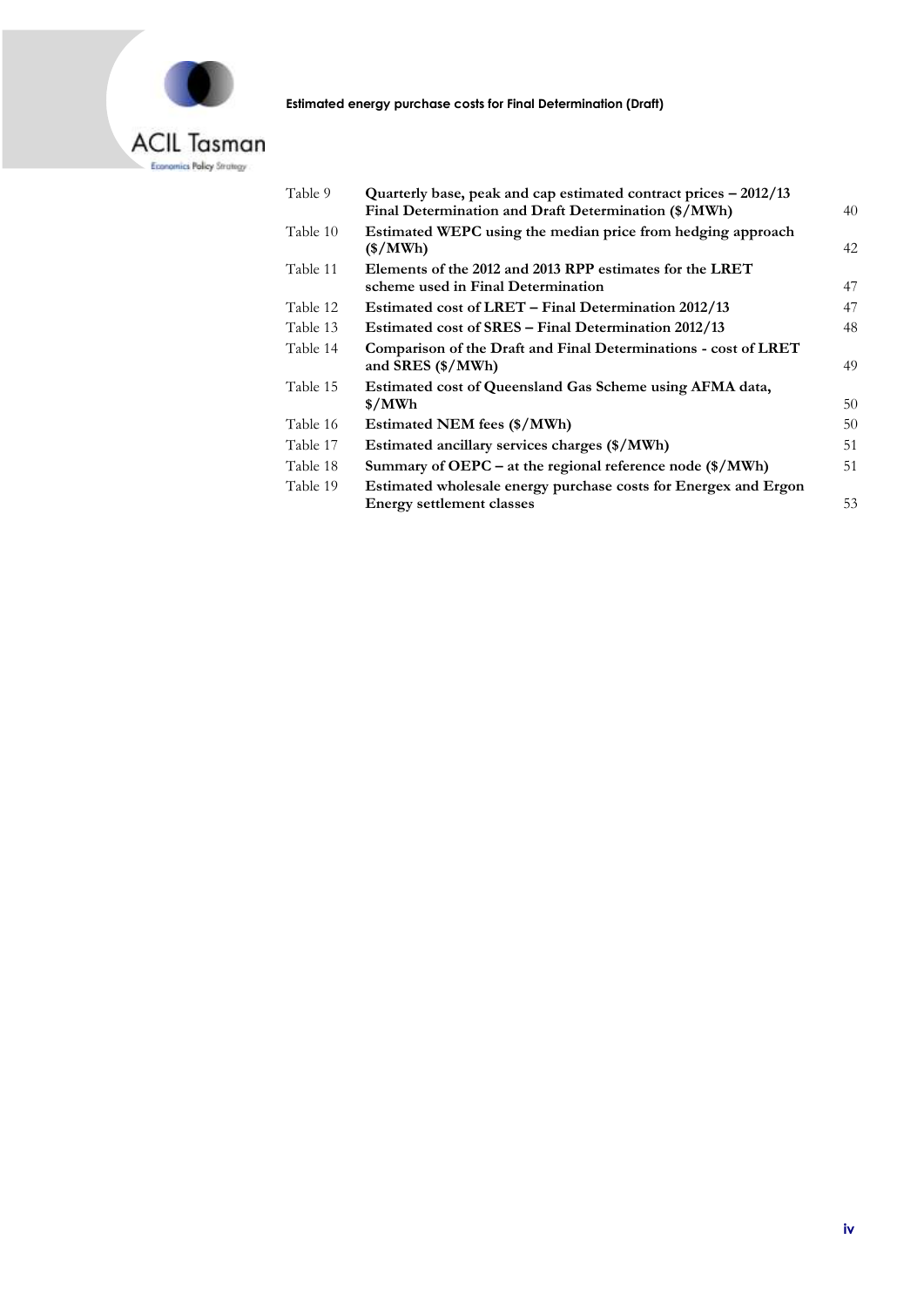| | | |
|---|---|---|
| Table 9 | **Quarterly base, peak and cap estimated contract prices – 2012/13 Final Determination and Draft Determination ($/MWh)** | 40 |
| Table 10 | **Estimated WEPC using the median price from hedging approach ($/MWh)** | 42 |
| Table 11 | **Elements of the 2012 and 2013 RPP estimates for the LRET scheme used in Final Determination** | 47 |
| Table 12 | **Estimated cost of LRET – Final Determination 2012/13** | 47 |
| Table 13 | **Estimated cost of SRES – Final Determination 2012/13** | 48 |
| Table 14 | **Comparison of the Draft and Final Determinations - cost of LRET and SRES ($/MWh)** | 49 |
| Table 15 | **Estimated cost of Queensland Gas Scheme using AFMA data, $/MWh** | 50 |
| Table 16 | **Estimated NEM fees ($/MWh)** | 50 |
| Table 17 | **Estimated ancillary services charges ($/MWh)** | 51 |
| Table 18 | **Summary of OEPC – at the regional reference node ($/MWh)** | 51 |
| Table 19 | **Estimated wholesale energy purchase costs for Energex and Ergon Energy settlement classes** | 53 |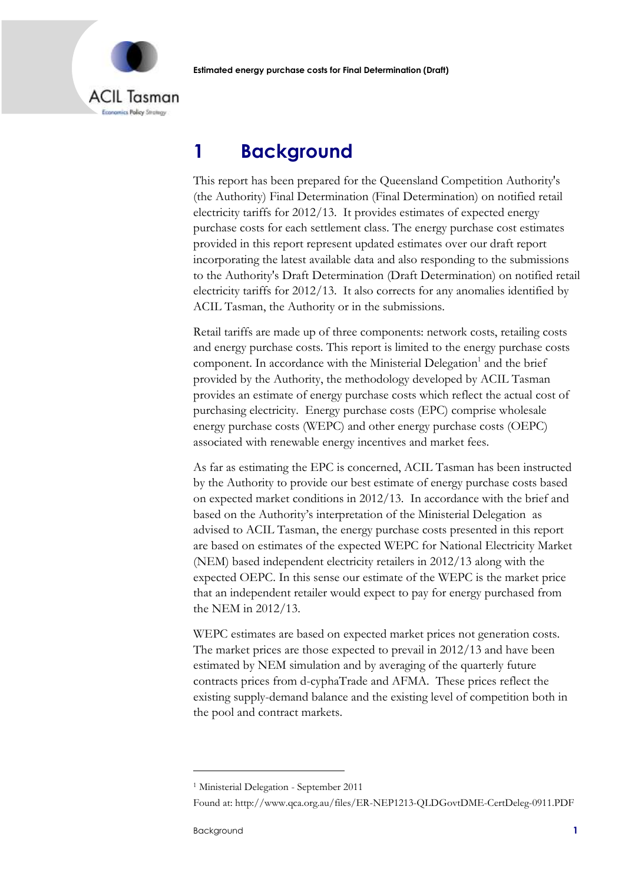# 1 Background

This report has been prepared for the Queensland Competition Authority's (the Authority) Final Determination (Final Determination) on notified retail electricity tariffs for 2012/13. It provides estimates of expected energy purchase costs for each settlement class. The energy purchase cost estimates provided in this report represent updated estimates over our draft report incorporating the latest available data and also responding to the submissions to the Authority's Draft Determination (Draft Determination) on notified retail electricity tariffs for 2012/13. It also corrects for any anomalies identified by ACIL Tasman, the Authority or in the submissions.

Retail tariffs are made up of three components: network costs, retailing costs and energy purchase costs. This report is limited to the energy purchase costs component. In accordance with the Ministerial Delegation[1] and the brief provided by the Authority, the methodology developed by ACIL Tasman provides an estimate of energy purchase costs which reflect the actual cost of purchasing electricity. Energy purchase costs (EPC) comprise wholesale energy purchase costs (WEPC) and other energy purchase costs (OEPC) associated with renewable energy incentives and market fees.

As far as estimating the EPC is concerned, ACIL Tasman has been instructed by the Authority to provide our best estimate of energy purchase costs based on expected market conditions in 2012/13. In accordance with the brief and based on the Authority's interpretation of the Ministerial Delegation as advised to ACIL Tasman, the energy purchase costs presented in this report are based on estimates of the expected WEPC for National Electricity Market (NEM) based independent electricity retailers in 2012/13 along with the expected OEPC. In this sense our estimate of the WEPC is the market price that an independent retailer would expect to pay for energy purchased from the NEM in 2012/13.

WEPC estimates are based on expected market prices not generation costs. The market prices are those expected to prevail in 2012/13 and have been estimated by NEM simulation and by averaging of the quarterly future contracts prices from d-cyphaTrade and AFMA. These prices reflect the existing supply-demand balance and the existing level of competition both in the pool and contract markets.

---

[1] Ministerial Delegation - September 2011

Found at: http://www.qca.org.au/files/ER-NEP1213-QLDGovtDME-CertDeleg-0911.PDF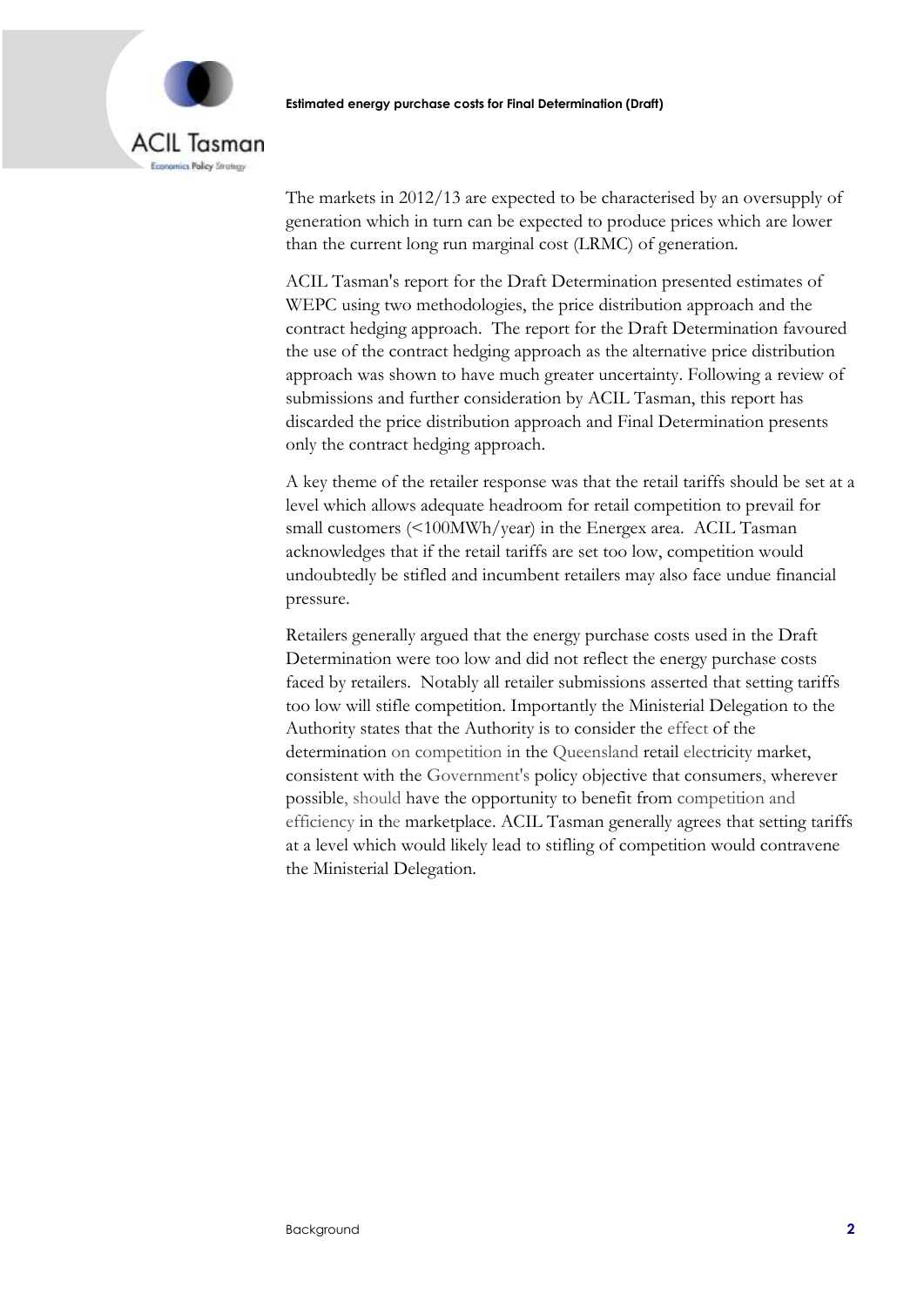The markets in 2012/13 are expected to be characterised by an oversupply of generation which in turn can be expected to produce prices which are lower than the current long run marginal cost (LRMC) of generation.

ACIL Tasman's report for the Draft Determination presented estimates of WEPC using two methodologies, the price distribution approach and the contract hedging approach. The report for the Draft Determination favoured the use of the contract hedging approach as the alternative price distribution approach was shown to have much greater uncertainty. Following a review of submissions and further consideration by ACIL Tasman, this report has discarded the price distribution approach and Final Determination presents only the contract hedging approach.

A key theme of the retailer response was that the retail tariffs should be set at a level which allows adequate headroom for retail competition to prevail for small customers (<100MWh/year) in the Energex area. ACIL Tasman acknowledges that if the retail tariffs are set too low, competition would undoubtedly be stifled and incumbent retailers may also face undue financial pressure.

Retailers generally argued that the energy purchase costs used in the Draft Determination were too low and did not reflect the energy purchase costs faced by retailers. Notably all retailer submissions asserted that setting tariffs too low will stifle competition. Importantly the Ministerial Delegation to the Authority states that the Authority is to consider the effect of the determination on competition in the Queensland retail electricity market, consistent with the Government's policy objective that consumers, wherever possible, should have the opportunity to benefit from competition and efficiency in the marketplace. ACIL Tasman generally agrees that setting tariffs at a level which would likely lead to stifling of competition would contravene the Ministerial Delegation.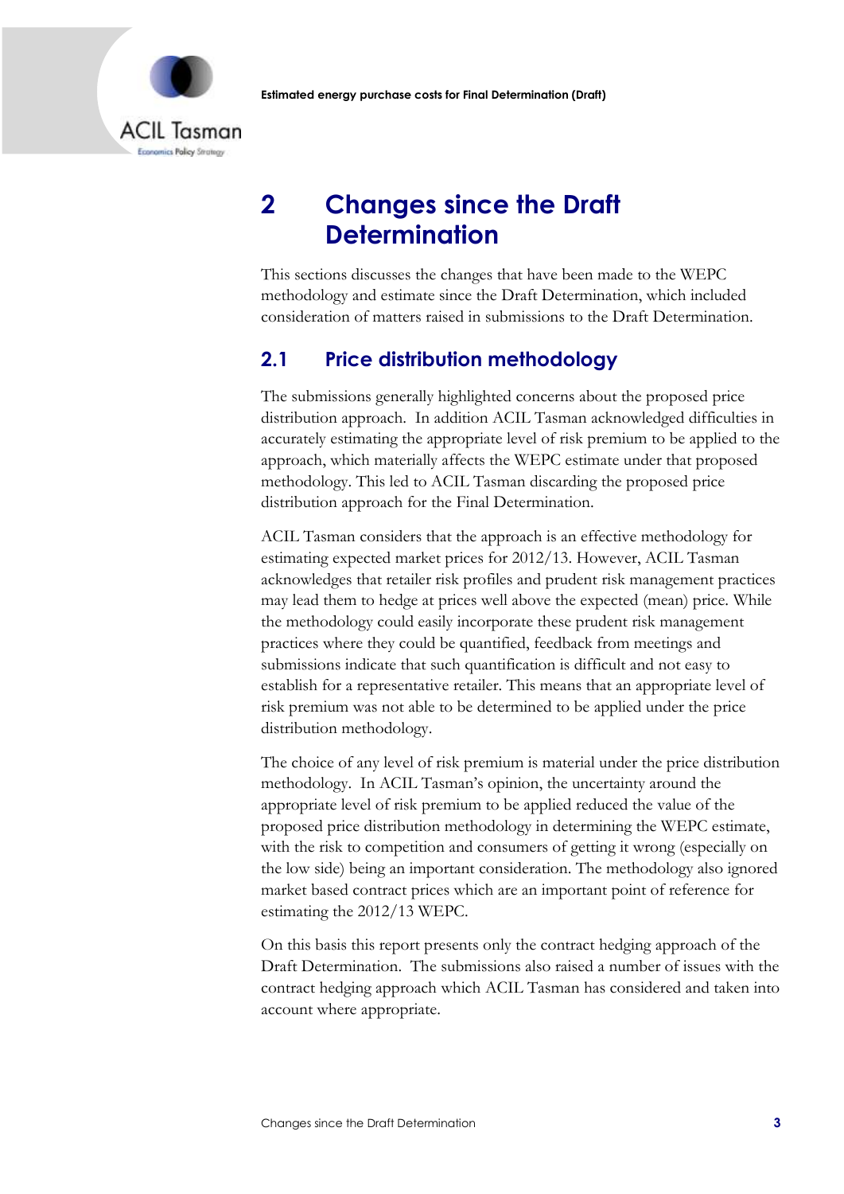# 2 Changes since the Draft Determination

This sections discusses the changes that have been made to the WEPC methodology and estimate since the Draft Determination, which included consideration of matters raised in submissions to the Draft Determination.

## 2.1 Price distribution methodology

The submissions generally highlighted concerns about the proposed price distribution approach. In addition ACIL Tasman acknowledged difficulties in accurately estimating the appropriate level of risk premium to be applied to the approach, which materially affects the WEPC estimate under that proposed methodology. This led to ACIL Tasman discarding the proposed price distribution approach for the Final Determination.

ACIL Tasman considers that the approach is an effective methodology for estimating expected market prices for 2012/13. However, ACIL Tasman acknowledges that retailer risk profiles and prudent risk management practices may lead them to hedge at prices well above the expected (mean) price. While the methodology could easily incorporate these prudent risk management practices where they could be quantified, feedback from meetings and submissions indicate that such quantification is difficult and not easy to establish for a representative retailer. This means that an appropriate level of risk premium was not able to be determined to be applied under the price distribution methodology.

The choice of any level of risk premium is material under the price distribution methodology. In ACIL Tasman's opinion, the uncertainty around the appropriate level of risk premium to be applied reduced the value of the proposed price distribution methodology in determining the WEPC estimate, with the risk to competition and consumers of getting it wrong (especially on the low side) being an important consideration. The methodology also ignored market based contract prices which are an important point of reference for estimating the 2012/13 WEPC.

On this basis this report presents only the contract hedging approach of the Draft Determination. The submissions also raised a number of issues with the contract hedging approach which ACIL Tasman has considered and taken into account where appropriate.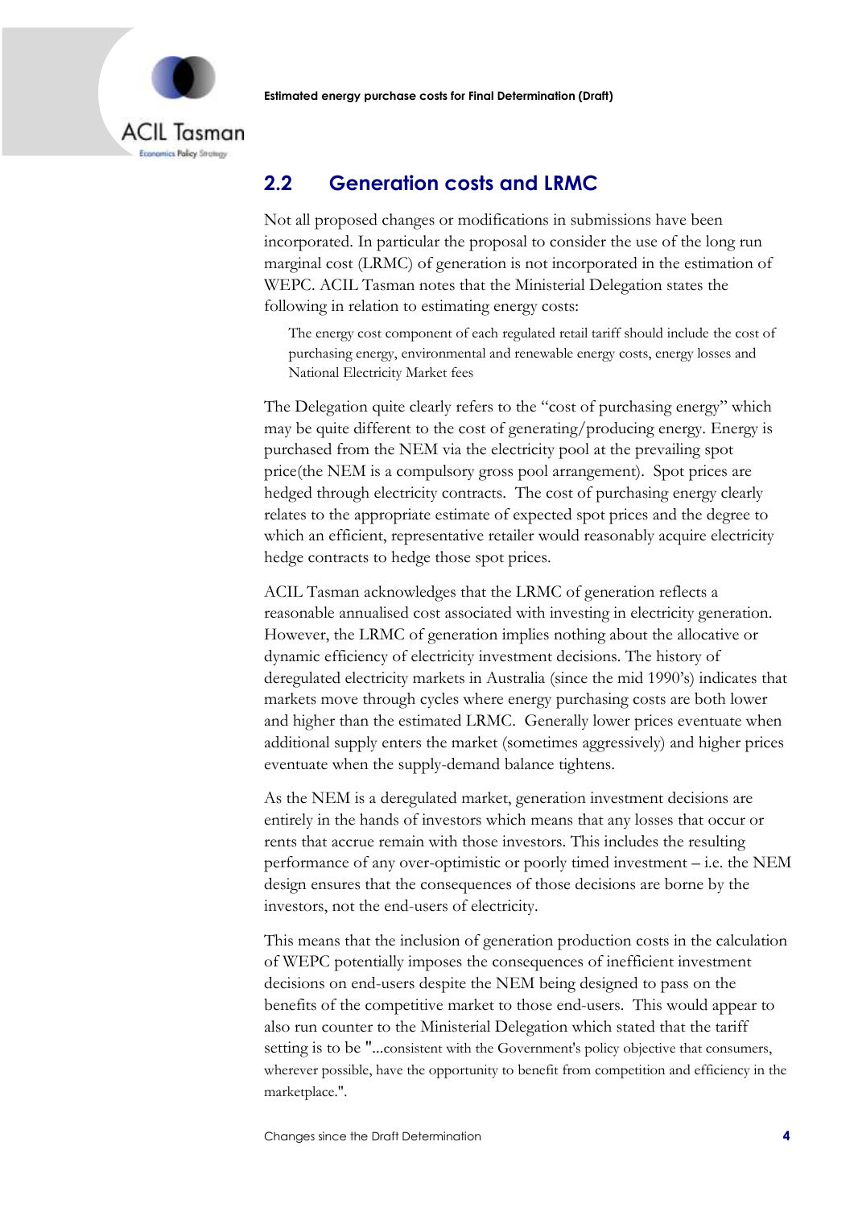## 2.2 Generation costs and LRMC

Not all proposed changes or modifications in submissions have been incorporated. In particular the proposal to consider the use of the long run marginal cost (LRMC) of generation is not incorporated in the estimation of WEPC. ACIL Tasman notes that the Ministerial Delegation states the following in relation to estimating energy costs:

> The energy cost component of each regulated retail tariff should include the cost of purchasing energy, environmental and renewable energy costs, energy losses and National Electricity Market fees

The Delegation quite clearly refers to the "cost of purchasing energy" which may be quite different to the cost of generating/producing energy. Energy is purchased from the NEM via the electricity pool at the prevailing spot price(the NEM is a compulsory gross pool arrangement). Spot prices are hedged through electricity contracts. The cost of purchasing energy clearly relates to the appropriate estimate of expected spot prices and the degree to which an efficient, representative retailer would reasonably acquire electricity hedge contracts to hedge those spot prices.

ACIL Tasman acknowledges that the LRMC of generation reflects a reasonable annualised cost associated with investing in electricity generation. However, the LRMC of generation implies nothing about the allocative or dynamic efficiency of electricity investment decisions. The history of deregulated electricity markets in Australia (since the mid 1990's) indicates that markets move through cycles where energy purchasing costs are both lower and higher than the estimated LRMC. Generally lower prices eventuate when additional supply enters the market (sometimes aggressively) and higher prices eventuate when the supply-demand balance tightens.

As the NEM is a deregulated market, generation investment decisions are entirely in the hands of investors which means that any losses that occur or rents that accrue remain with those investors. This includes the resulting performance of any over-optimistic or poorly timed investment – i.e. the NEM design ensures that the consequences of those decisions are borne by the investors, not the end-users of electricity.

This means that the inclusion of generation production costs in the calculation of WEPC potentially imposes the consequences of inefficient investment decisions on end-users despite the NEM being designed to pass on the benefits of the competitive market to those end-users. This would appear to also run counter to the Ministerial Delegation which stated that the tariff setting is to be "...consistent with the Government's policy objective that consumers, wherever possible, have the opportunity to benefit from competition and efficiency in the marketplace.".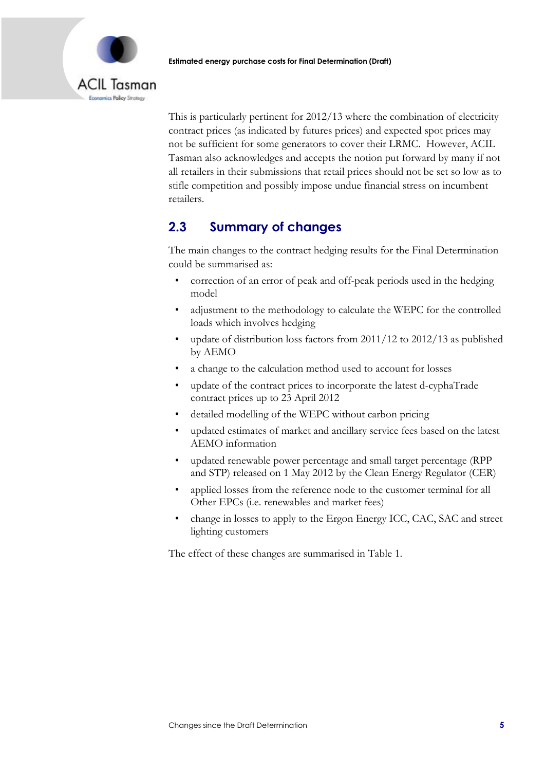This is particularly pertinent for 2012/13 where the combination of electricity contract prices (as indicated by futures prices) and expected spot prices may not be sufficient for some generators to cover their LRMC. However, ACIL Tasman also acknowledges and accepts the notion put forward by many if not all retailers in their submissions that retail prices should not be set so low as to stifle competition and possibly impose undue financial stress on incumbent retailers.

## 2.3 Summary of changes

The main changes to the contract hedging results for the Final Determination could be summarised as:

- correction of an error of peak and off-peak periods used in the hedging model
- adjustment to the methodology to calculate the WEPC for the controlled loads which involves hedging
- update of distribution loss factors from 2011/12 to 2012/13 as published by AEMO
- a change to the calculation method used to account for losses
- update of the contract prices to incorporate the latest d-cyphaTrade contract prices up to 23 April 2012
- detailed modelling of the WEPC without carbon pricing
- updated estimates of market and ancillary service fees based on the latest AEMO information
- updated renewable power percentage and small target percentage (RPP and STP) released on 1 May 2012 by the Clean Energy Regulator (CER)
- applied losses from the reference node to the customer terminal for all Other EPCs (i.e. renewables and market fees)
- change in losses to apply to the Ergon Energy ICC, CAC, SAC and street lighting customers

The effect of these changes are summarised in Table 1.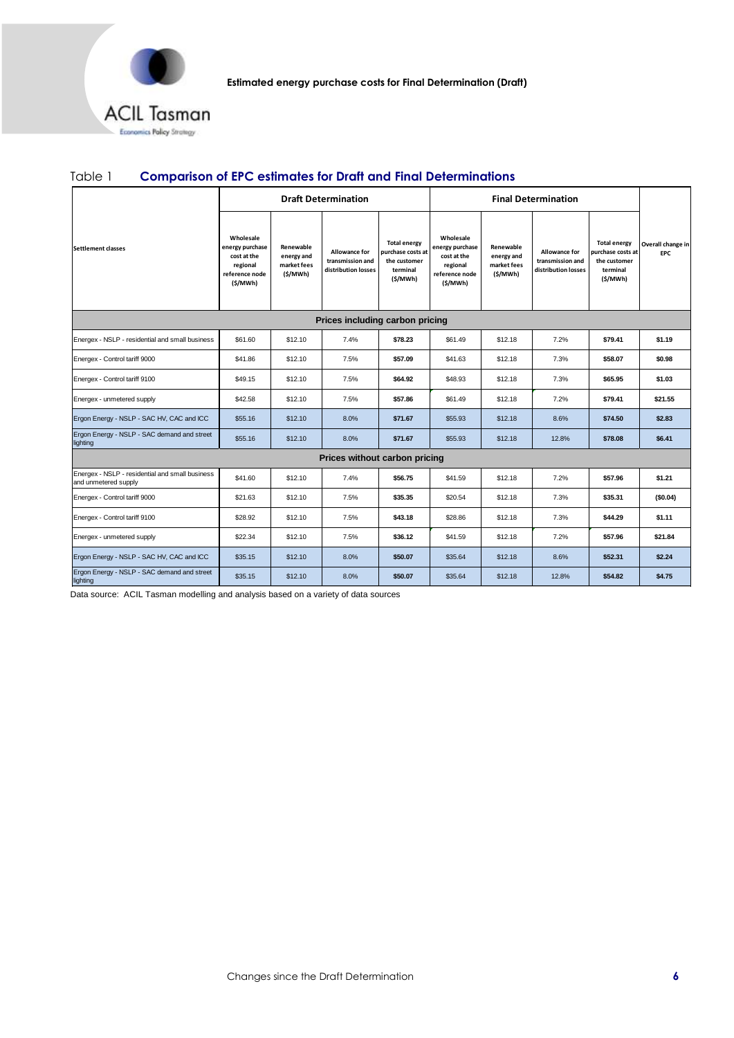Estimated energy purchase costs for Final Determination (Draft)

## Table 1 Comparison of EPC estimates for Draft and Final Determinations

| Settlement classes | Draft Determination | | | | Final Determination | | | | Overall change in EPC |
|---|---|---|---|---|---|---|---|---|---|
| | Wholesale energy purchase cost at the regional reference node ($/MWh) | Renewable energy and market fees ($/MWh) | Allowance for transmission and distribution losses | Total energy purchase costs at the customer terminal ($/MWh) | Wholesale energy purchase cost at the regional reference node ($/MWh) | Renewable energy and market fees ($/MWh) | Allowance for transmission and distribution losses | Total energy purchase costs at the customer terminal ($/MWh) | |
| **Prices including carbon pricing** | | | | | | | | | |
| Energex - NSLP - residential and small business | $61.60 | $12.10 | 7.4% | **$78.23** | $61.49 | $12.18 | 7.2% | **$79.41** | **$1.19** |
| Energex - Control tariff 9000 | $41.86 | $12.10 | 7.5% | **$57.09** | $41.63 | $12.18 | 7.3% | **$58.07** | **$0.98** |
| Energex - Control tariff 9100 | $49.15 | $12.10 | 7.5% | **$64.92** | $48.93 | $12.18 | 7.3% | **$65.95** | **$1.03** |
| Energex - unmetered supply | $42.58 | $12.10 | 7.5% | **$57.86** | $61.49 | $12.18 | 7.2% | **$79.41** | **$21.55** |
| Ergon Energy - NSLP - SAC HV, CAC and ICC | $55.16 | $12.10 | 8.0% | **$71.67** | $55.93 | $12.18 | 8.6% | **$74.50** | **$2.83** |
| Ergon Energy - NSLP - SAC demand and street lighting | $55.16 | $12.10 | 8.0% | **$71.67** | $55.93 | $12.18 | 12.8% | **$78.08** | **$6.41** |
| **Prices without carbon pricing** | | | | | | | | | |
| Energex - NSLP - residential and small business and unmetered supply | $41.60 | $12.10 | 7.4% | **$56.75** | $41.59 | $12.18 | 7.2% | **$57.96** | **$1.21** |
| Energex - Control tariff 9000 | $21.63 | $12.10 | 7.5% | **$35.35** | $20.54 | $12.18 | 7.3% | **$35.31** | **($0.04)** |
| Energex - Control tariff 9100 | $28.92 | $12.10 | 7.5% | **$43.18** | $28.86 | $12.18 | 7.3% | **$44.29** | **$1.11** |
| Energex - unmetered supply | $22.34 | $12.10 | 7.5% | **$36.12** | $41.59 | $12.18 | 7.2% | **$57.96** | **$21.84** |
| Ergon Energy - NSLP - SAC HV, CAC and ICC | $35.15 | $12.10 | 8.0% | **$50.07** | $35.64 | $12.18 | 8.6% | **$52.31** | **$2.24** |
| Ergon Energy - NSLP - SAC demand and street lighting | $35.15 | $12.10 | 8.0% | **$50.07** | $35.64 | $12.18 | 12.8% | **$54.82** | **$4.75** |

Data source: ACIL Tasman modelling and analysis based on a variety of data sources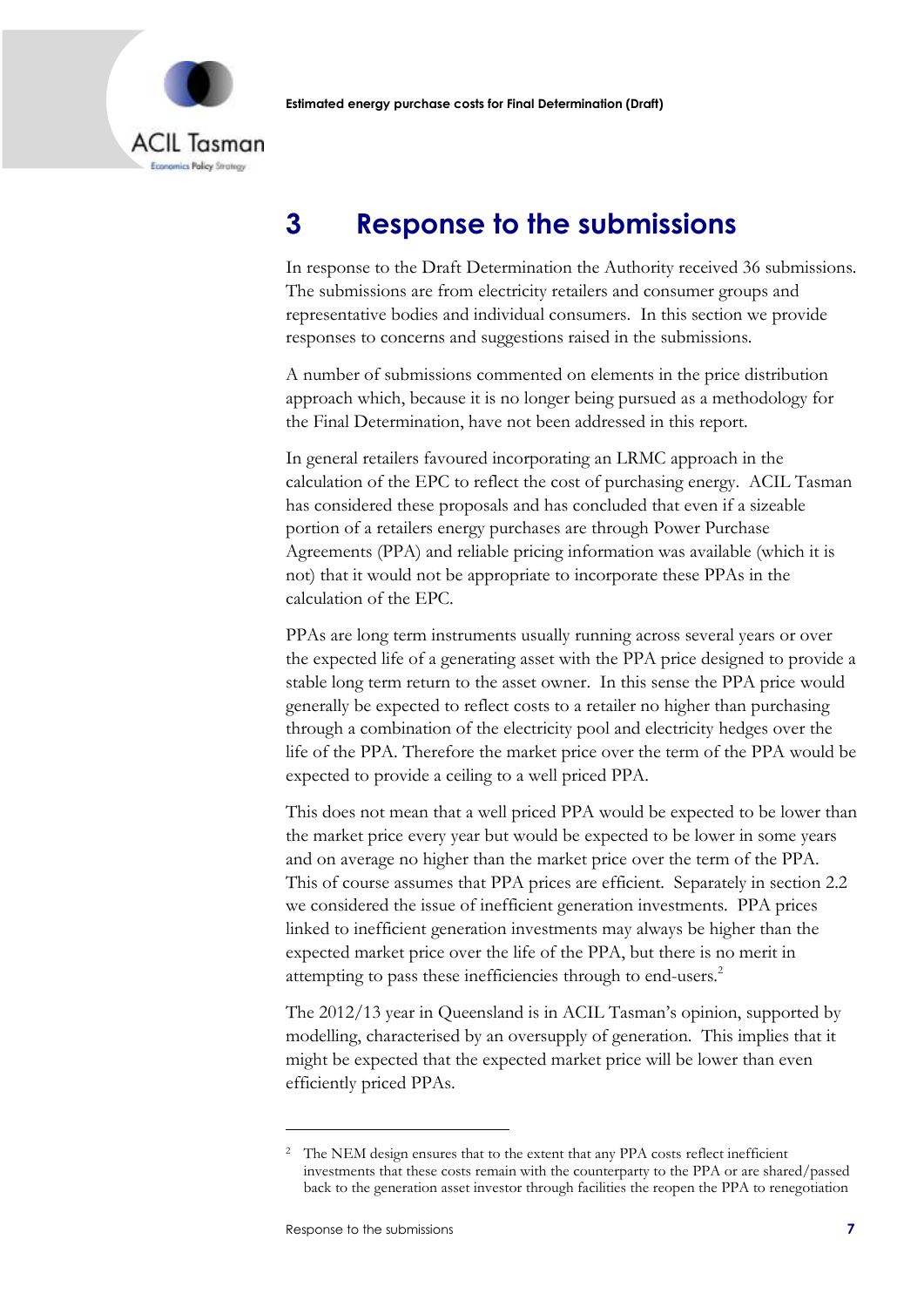# 3 Response to the submissions

In response to the Draft Determination the Authority received 36 submissions. The submissions are from electricity retailers and consumer groups and representative bodies and individual consumers. In this section we provide responses to concerns and suggestions raised in the submissions.

A number of submissions commented on elements in the price distribution approach which, because it is no longer being pursued as a methodology for the Final Determination, have not been addressed in this report.

In general retailers favoured incorporating an LRMC approach in the calculation of the EPC to reflect the cost of purchasing energy. ACIL Tasman has considered these proposals and has concluded that even if a sizeable portion of a retailers energy purchases are through Power Purchase Agreements (PPA) and reliable pricing information was available (which it is not) that it would not be appropriate to incorporate these PPAs in the calculation of the EPC.

PPAs are long term instruments usually running across several years or over the expected life of a generating asset with the PPA price designed to provide a stable long term return to the asset owner. In this sense the PPA price would generally be expected to reflect costs to a retailer no higher than purchasing through a combination of the electricity pool and electricity hedges over the life of the PPA. Therefore the market price over the term of the PPA would be expected to provide a ceiling to a well priced PPA.

This does not mean that a well priced PPA would be expected to be lower than the market price every year but would be expected to be lower in some years and on average no higher than the market price over the term of the PPA. This of course assumes that PPA prices are efficient. Separately in section 2.2 we considered the issue of inefficient generation investments. PPA prices linked to inefficient generation investments may always be higher than the expected market price over the life of the PPA, but there is no merit in attempting to pass these inefficiencies through to end-users.[2]

The 2012/13 year in Queensland is in ACIL Tasman's opinion, supported by modelling, characterised by an oversupply of generation. This implies that it might be expected that the expected market price will be lower than even efficiently priced PPAs.

---

[2] The NEM design ensures that to the extent that any PPA costs reflect inefficient investments that these costs remain with the counterparty to the PPA or are shared/passed back to the generation asset investor through facilities the reopen the PPA to renegotiation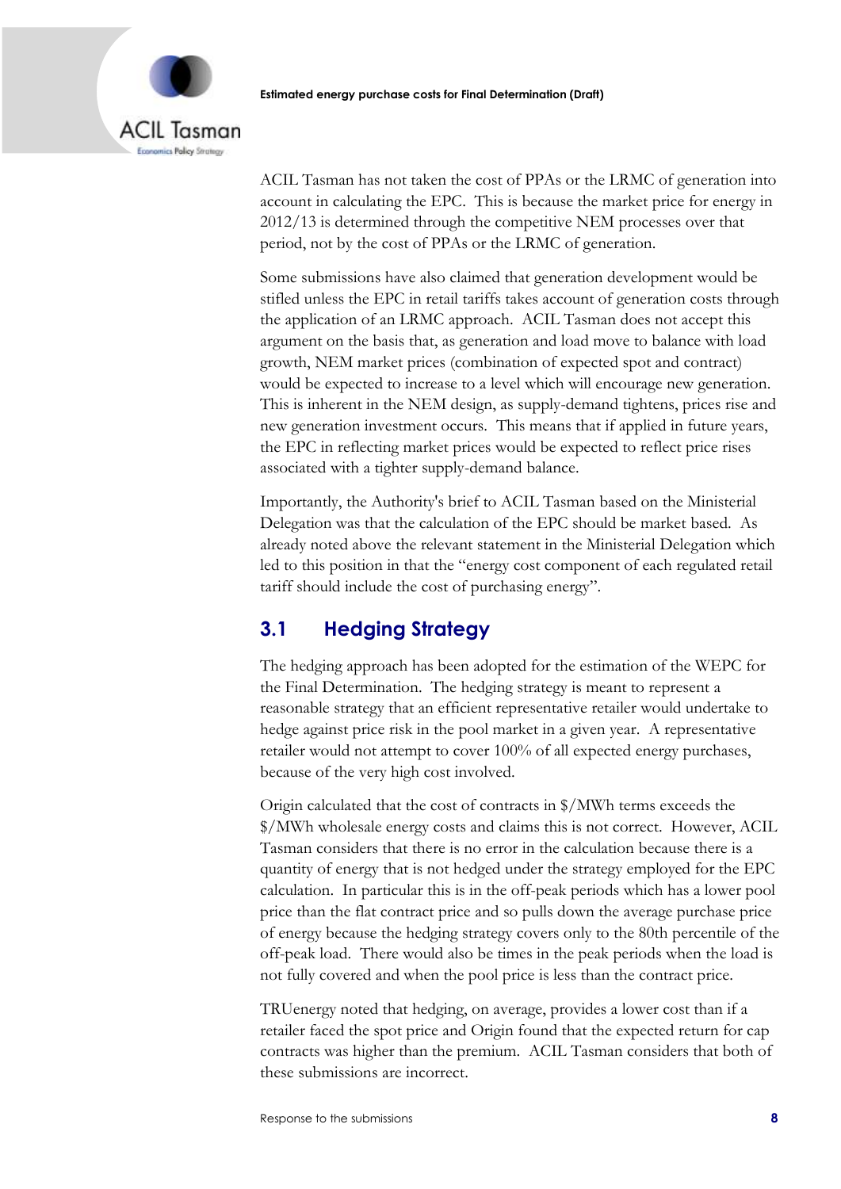ACIL Tasman has not taken the cost of PPAs or the LRMC of generation into account in calculating the EPC. This is because the market price for energy in 2012/13 is determined through the competitive NEM processes over that period, not by the cost of PPAs or the LRMC of generation.

Some submissions have also claimed that generation development would be stifled unless the EPC in retail tariffs takes account of generation costs through the application of an LRMC approach. ACIL Tasman does not accept this argument on the basis that, as generation and load move to balance with load growth, NEM market prices (combination of expected spot and contract) would be expected to increase to a level which will encourage new generation. This is inherent in the NEM design, as supply-demand tightens, prices rise and new generation investment occurs. This means that if applied in future years, the EPC in reflecting market prices would be expected to reflect price rises associated with a tighter supply-demand balance.

Importantly, the Authority's brief to ACIL Tasman based on the Ministerial Delegation was that the calculation of the EPC should be market based. As already noted above the relevant statement in the Ministerial Delegation which led to this position in that the "energy cost component of each regulated retail tariff should include the cost of purchasing energy".

## 3.1 Hedging Strategy

The hedging approach has been adopted for the estimation of the WEPC for the Final Determination. The hedging strategy is meant to represent a reasonable strategy that an efficient representative retailer would undertake to hedge against price risk in the pool market in a given year. A representative retailer would not attempt to cover 100% of all expected energy purchases, because of the very high cost involved.

Origin calculated that the cost of contracts in \$/MWh terms exceeds the \$/MWh wholesale energy costs and claims this is not correct. However, ACIL Tasman considers that there is no error in the calculation because there is a quantity of energy that is not hedged under the strategy employed for the EPC calculation. In particular this is in the off-peak periods which has a lower pool price than the flat contract price and so pulls down the average purchase price of energy because the hedging strategy covers only to the 80th percentile of the off-peak load. There would also be times in the peak periods when the load is not fully covered and when the pool price is less than the contract price.

TRUenergy noted that hedging, on average, provides a lower cost than if a retailer faced the spot price and Origin found that the expected return for cap contracts was higher than the premium. ACIL Tasman considers that both of these submissions are incorrect.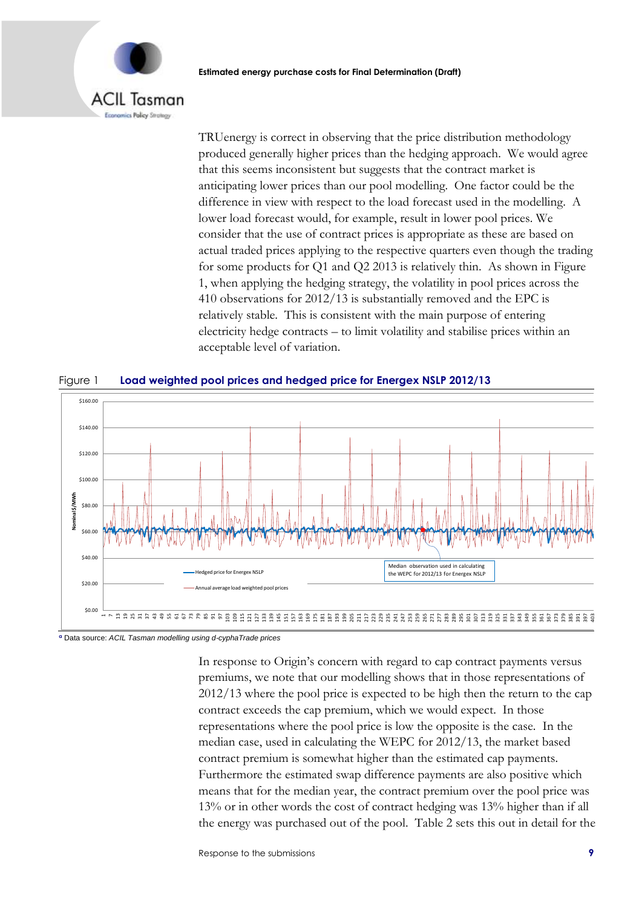TRUenergy is correct in observing that the price distribution methodology produced generally higher prices than the hedging approach. We would agree that this seems inconsistent but suggests that the contract market is anticipating lower prices than our pool modelling. One factor could be the difference in view with respect to the load forecast used in the modelling. A lower load forecast would, for example, result in lower pool prices. We consider that the use of contract prices is appropriate as these are based on actual traded prices applying to the respective quarters even though the trading for some products for Q1 and Q2 2013 is relatively thin. As shown in Figure 1, when applying the hedging strategy, the volatility in pool prices across the 410 observations for 2012/13 is substantially removed and the EPC is relatively stable. This is consistent with the main purpose of entering electricity hedge contracts – to limit volatility and stabilise prices within an acceptable level of variation.

Figure 1 **Load weighted pool prices and hedged price for Energex NSLP 2012/13**

[a] Data source: *ACIL Tasman modelling using d-cyphaTrade prices*

In response to Origin's concern with regard to cap contract payments versus premiums, we note that our modelling shows that in those representations of 2012/13 where the pool price is expected to be high then the return to the cap contract exceeds the cap premium, which we would expect. In those representations where the pool price is low the opposite is the case. In the median case, used in calculating the WEPC for 2012/13, the market based contract premium is somewhat higher than the estimated cap payments. Furthermore the estimated swap difference payments are also positive which means that for the median year, the contract premium over the pool price was 13% or in other words the cost of contract hedging was 13% higher than if all the energy was purchased out of the pool. Table 2 sets this out in detail for the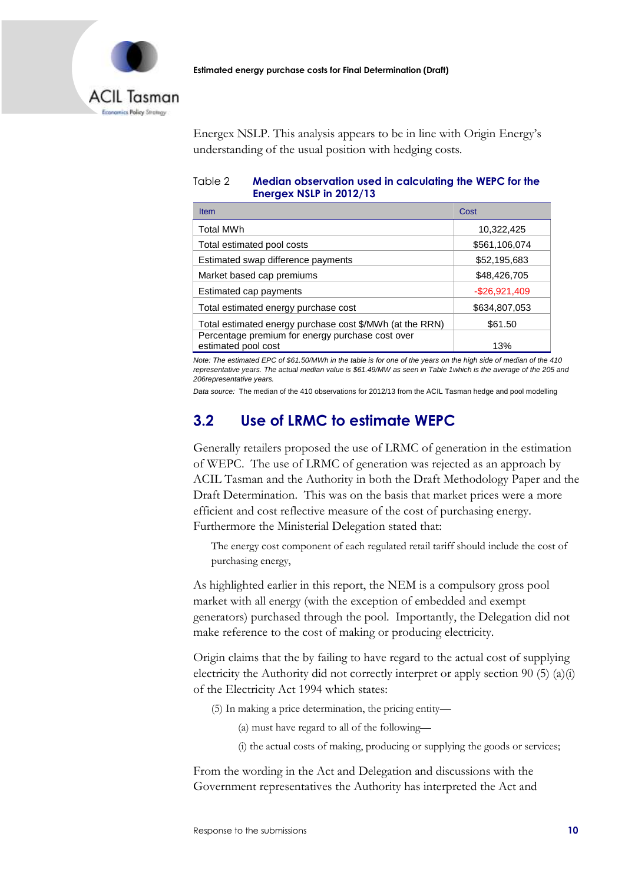Energex NSLP. This analysis appears to be in line with Origin Energy's understanding of the usual position with hedging costs.

Table 2 **Median observation used in calculating the WEPC for the Energex NSLP in 2012/13**

| Item | Cost |
|---|---|
| Total MWh | 10,322,425 |
| Total estimated pool costs | $561,106,074 |
| Estimated swap difference payments | $52,195,683 |
| Market based cap premiums | $48,426,705 |
| Estimated cap payments | -$26,921,409 |
| Total estimated energy purchase cost | $634,807,053 |
| Total estimated energy purchase cost $/MWh (at the RRN) | $61.50 |
| Percentage premium for energy purchase cost over estimated pool cost | 13% |

*Note: The estimated EPC of $61.50/MWh in the table is for one of the years on the high side of median of the 410 representative years. The actual median value is $61.49/MW as seen in Table 1which is the average of the 205 and 206representative years.*

*Data source:* The median of the 410 observations for 2012/13 from the ACIL Tasman hedge and pool modelling

## 3.2 Use of LRMC to estimate WEPC

Generally retailers proposed the use of LRMC of generation in the estimation of WEPC. The use of LRMC of generation was rejected as an approach by ACIL Tasman and the Authority in both the Draft Methodology Paper and the Draft Determination. This was on the basis that market prices were a more efficient and cost reflective measure of the cost of purchasing energy. Furthermore the Ministerial Delegation stated that:

> The energy cost component of each regulated retail tariff should include the cost of purchasing energy,

As highlighted earlier in this report, the NEM is a compulsory gross pool market with all energy (with the exception of embedded and exempt generators) purchased through the pool. Importantly, the Delegation did not make reference to the cost of making or producing electricity.

Origin claims that the by failing to have regard to the actual cost of supplying electricity the Authority did not correctly interpret or apply section 90 (5) (a)(i) of the Electricity Act 1994 which states:

> (5) In making a price determination, the pricing entity—
>
> (a) must have regard to all of the following—
>
> (i) the actual costs of making, producing or supplying the goods or services;

From the wording in the Act and Delegation and discussions with the Government representatives the Authority has interpreted the Act and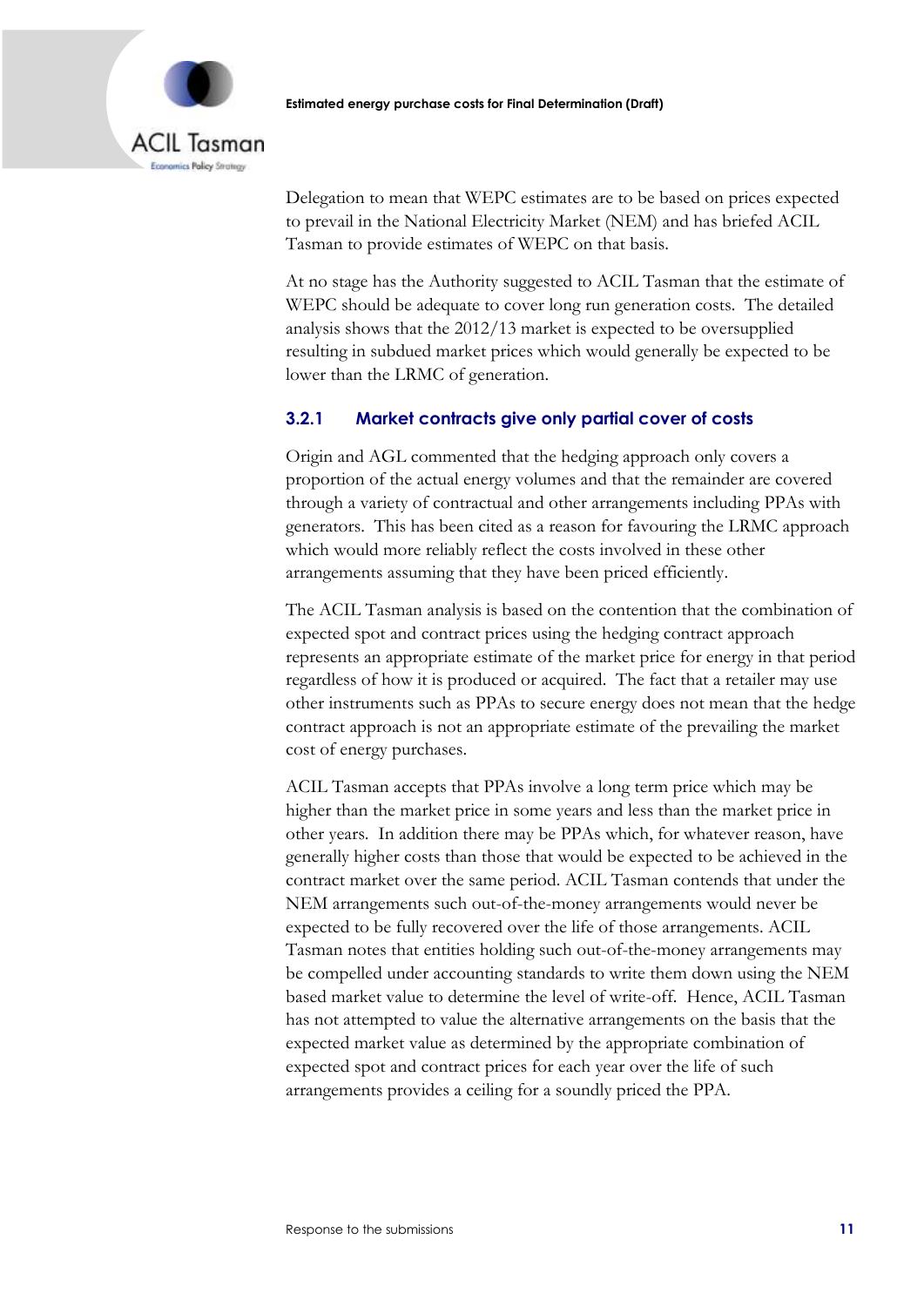Delegation to mean that WEPC estimates are to be based on prices expected to prevail in the National Electricity Market (NEM) and has briefed ACIL Tasman to provide estimates of WEPC on that basis.

At no stage has the Authority suggested to ACIL Tasman that the estimate of WEPC should be adequate to cover long run generation costs. The detailed analysis shows that the 2012/13 market is expected to be oversupplied resulting in subdued market prices which would generally be expected to be lower than the LRMC of generation.

### 3.2.1 Market contracts give only partial cover of costs

Origin and AGL commented that the hedging approach only covers a proportion of the actual energy volumes and that the remainder are covered through a variety of contractual and other arrangements including PPAs with generators. This has been cited as a reason for favouring the LRMC approach which would more reliably reflect the costs involved in these other arrangements assuming that they have been priced efficiently.

The ACIL Tasman analysis is based on the contention that the combination of expected spot and contract prices using the hedging contract approach represents an appropriate estimate of the market price for energy in that period regardless of how it is produced or acquired. The fact that a retailer may use other instruments such as PPAs to secure energy does not mean that the hedge contract approach is not an appropriate estimate of the prevailing the market cost of energy purchases.

ACIL Tasman accepts that PPAs involve a long term price which may be higher than the market price in some years and less than the market price in other years. In addition there may be PPAs which, for whatever reason, have generally higher costs than those that would be expected to be achieved in the contract market over the same period. ACIL Tasman contends that under the NEM arrangements such out-of-the-money arrangements would never be expected to be fully recovered over the life of those arrangements. ACIL Tasman notes that entities holding such out-of-the-money arrangements may be compelled under accounting standards to write them down using the NEM based market value to determine the level of write-off. Hence, ACIL Tasman has not attempted to value the alternative arrangements on the basis that the expected market value as determined by the appropriate combination of expected spot and contract prices for each year over the life of such arrangements provides a ceiling for a soundly priced the PPA.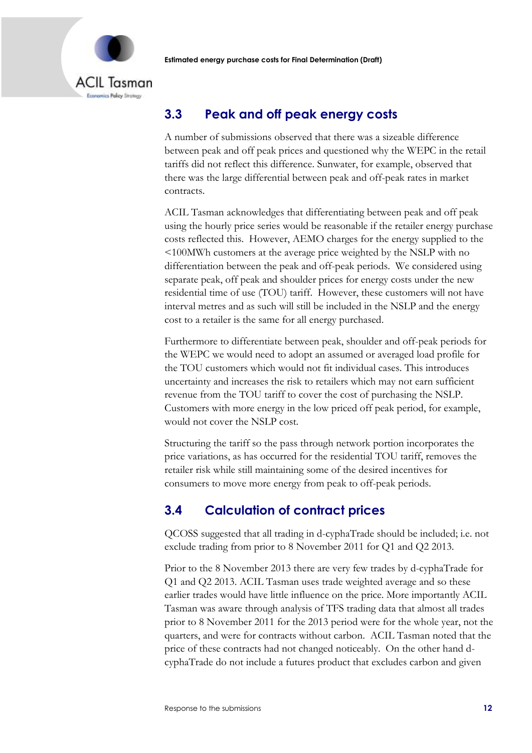## 3.3 Peak and off peak energy costs

A number of submissions observed that there was a sizeable difference between peak and off peak prices and questioned why the WEPC in the retail tariffs did not reflect this difference. Sunwater, for example, observed that there was the large differential between peak and off-peak rates in market contracts.

ACIL Tasman acknowledges that differentiating between peak and off peak using the hourly price series would be reasonable if the retailer energy purchase costs reflected this. However, AEMO charges for the energy supplied to the <100MWh customers at the average price weighted by the NSLP with no differentiation between the peak and off-peak periods. We considered using separate peak, off peak and shoulder prices for energy costs under the new residential time of use (TOU) tariff. However, these customers will not have interval metres and as such will still be included in the NSLP and the energy cost to a retailer is the same for all energy purchased.

Furthermore to differentiate between peak, shoulder and off-peak periods for the WEPC we would need to adopt an assumed or averaged load profile for the TOU customers which would not fit individual cases. This introduces uncertainty and increases the risk to retailers which may not earn sufficient revenue from the TOU tariff to cover the cost of purchasing the NSLP. Customers with more energy in the low priced off peak period, for example, would not cover the NSLP cost.

Structuring the tariff so the pass through network portion incorporates the price variations, as has occurred for the residential TOU tariff, removes the retailer risk while still maintaining some of the desired incentives for consumers to move more energy from peak to off-peak periods.

## 3.4 Calculation of contract prices

QCOSS suggested that all trading in d-cyphaTrade should be included; i.e. not exclude trading from prior to 8 November 2011 for Q1 and Q2 2013.

Prior to the 8 November 2013 there are very few trades by d-cyphaTrade for Q1 and Q2 2013. ACIL Tasman uses trade weighted average and so these earlier trades would have little influence on the price. More importantly ACIL Tasman was aware through analysis of TFS trading data that almost all trades prior to 8 November 2011 for the 2013 period were for the whole year, not the quarters, and were for contracts without carbon. ACIL Tasman noted that the price of these contracts had not changed noticeably. On the other hand d-cyphaTrade do not include a futures product that excludes carbon and given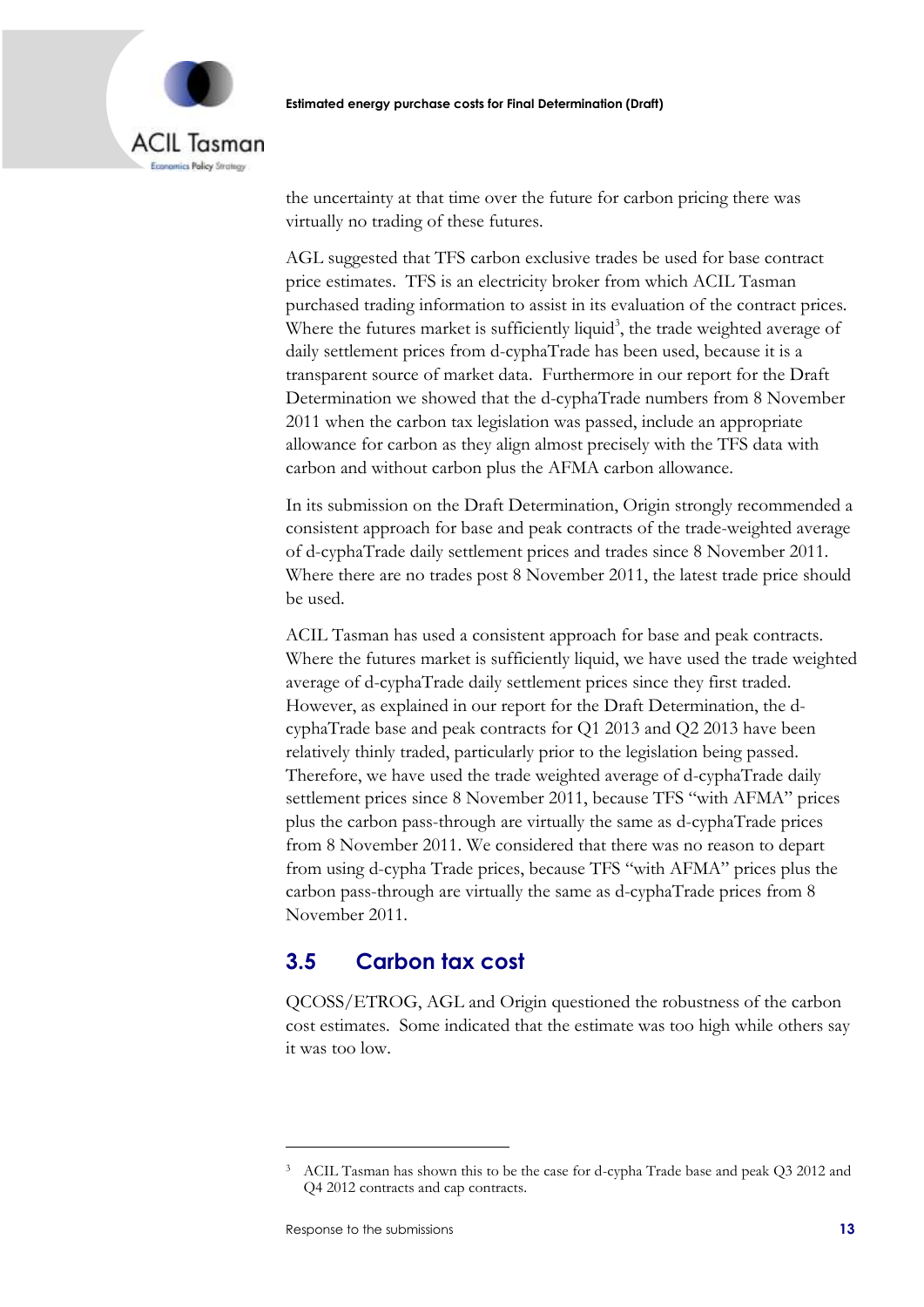the uncertainty at that time over the future for carbon pricing there was virtually no trading of these futures.

AGL suggested that TFS carbon exclusive trades be used for base contract price estimates. TFS is an electricity broker from which ACIL Tasman purchased trading information to assist in its evaluation of the contract prices. Where the futures market is sufficiently liquid[3], the trade weighted average of daily settlement prices from d-cyphaTrade has been used, because it is a transparent source of market data. Furthermore in our report for the Draft Determination we showed that the d-cyphaTrade numbers from 8 November 2011 when the carbon tax legislation was passed, include an appropriate allowance for carbon as they align almost precisely with the TFS data with carbon and without carbon plus the AFMA carbon allowance.

In its submission on the Draft Determination, Origin strongly recommended a consistent approach for base and peak contracts of the trade-weighted average of d-cyphaTrade daily settlement prices and trades since 8 November 2011. Where there are no trades post 8 November 2011, the latest trade price should be used.

ACIL Tasman has used a consistent approach for base and peak contracts. Where the futures market is sufficiently liquid, we have used the trade weighted average of d-cyphaTrade daily settlement prices since they first traded. However, as explained in our report for the Draft Determination, the d-cyphaTrade base and peak contracts for Q1 2013 and Q2 2013 have been relatively thinly traded, particularly prior to the legislation being passed. Therefore, we have used the trade weighted average of d-cyphaTrade daily settlement prices since 8 November 2011, because TFS "with AFMA" prices plus the carbon pass-through are virtually the same as d-cyphaTrade prices from 8 November 2011. We considered that there was no reason to depart from using d-cypha Trade prices, because TFS "with AFMA" prices plus the carbon pass-through are virtually the same as d-cyphaTrade prices from 8 November 2011.

## 3.5 Carbon tax cost

QCOSS/ETROG, AGL and Origin questioned the robustness of the carbon cost estimates. Some indicated that the estimate was too high while others say it was too low.

---

[3] ACIL Tasman has shown this to be the case for d-cypha Trade base and peak Q3 2012 and Q4 2012 contracts and cap contracts.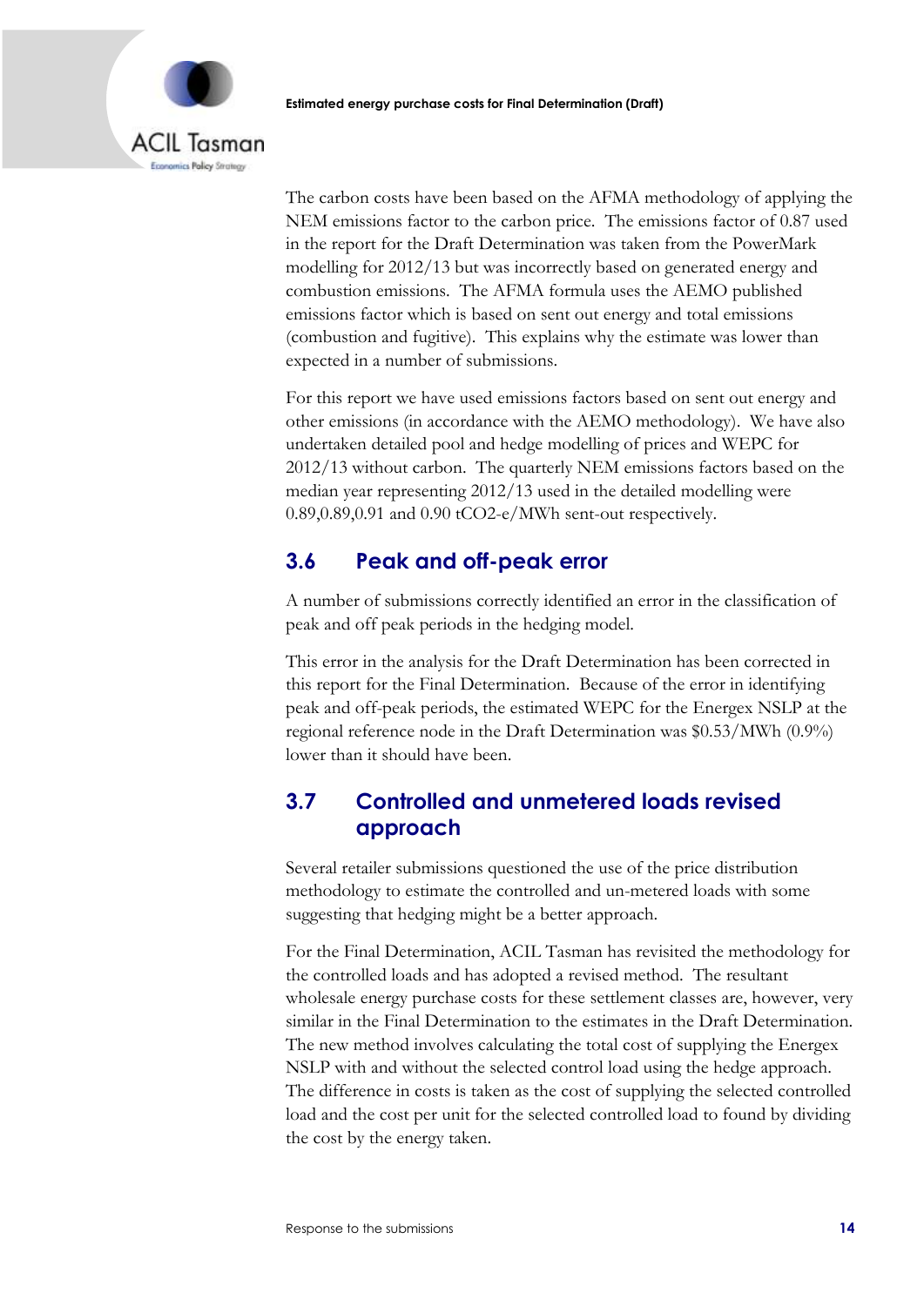The carbon costs have been based on the AFMA methodology of applying the NEM emissions factor to the carbon price. The emissions factor of 0.87 used in the report for the Draft Determination was taken from the PowerMark modelling for 2012/13 but was incorrectly based on generated energy and combustion emissions. The AFMA formula uses the AEMO published emissions factor which is based on sent out energy and total emissions (combustion and fugitive). This explains why the estimate was lower than expected in a number of submissions.

For this report we have used emissions factors based on sent out energy and other emissions (in accordance with the AEMO methodology). We have also undertaken detailed pool and hedge modelling of prices and WEPC for 2012/13 without carbon. The quarterly NEM emissions factors based on the median year representing 2012/13 used in the detailed modelling were 0.89,0.89,0.91 and 0.90 tCO2-e/MWh sent-out respectively.

## 3.6 Peak and off-peak error

A number of submissions correctly identified an error in the classification of peak and off peak periods in the hedging model.

This error in the analysis for the Draft Determination has been corrected in this report for the Final Determination. Because of the error in identifying peak and off-peak periods, the estimated WEPC for the Energex NSLP at the regional reference node in the Draft Determination was $0.53/MWh (0.9%) lower than it should have been.

## 3.7 Controlled and unmetered loads revised approach

Several retailer submissions questioned the use of the price distribution methodology to estimate the controlled and un-metered loads with some suggesting that hedging might be a better approach.

For the Final Determination, ACIL Tasman has revisited the methodology for the controlled loads and has adopted a revised method. The resultant wholesale energy purchase costs for these settlement classes are, however, very similar in the Final Determination to the estimates in the Draft Determination. The new method involves calculating the total cost of supplying the Energex NSLP with and without the selected control load using the hedge approach. The difference in costs is taken as the cost of supplying the selected controlled load and the cost per unit for the selected controlled load to found by dividing the cost by the energy taken.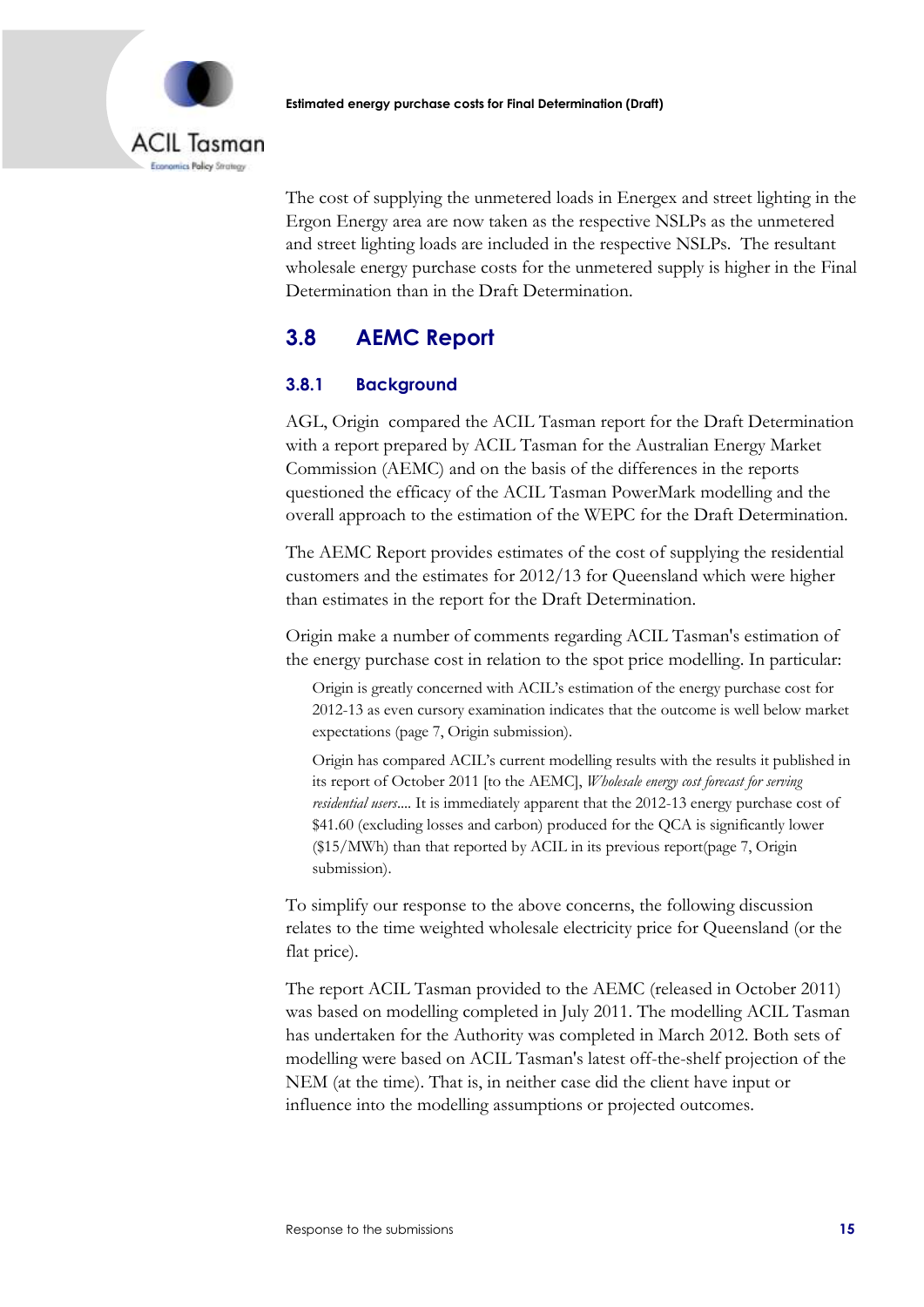The cost of supplying the unmetered loads in Energex and street lighting in the Ergon Energy area are now taken as the respective NSLPs as the unmetered and street lighting loads are included in the respective NSLPs. The resultant wholesale energy purchase costs for the unmetered supply is higher in the Final Determination than in the Draft Determination.

## 3.8 AEMC Report

### 3.8.1 Background

AGL, Origin compared the ACIL Tasman report for the Draft Determination with a report prepared by ACIL Tasman for the Australian Energy Market Commission (AEMC) and on the basis of the differences in the reports questioned the efficacy of the ACIL Tasman PowerMark modelling and the overall approach to the estimation of the WEPC for the Draft Determination.

The AEMC Report provides estimates of the cost of supplying the residential customers and the estimates for 2012/13 for Queensland which were higher than estimates in the report for the Draft Determination.

Origin make a number of comments regarding ACIL Tasman's estimation of the energy purchase cost in relation to the spot price modelling. In particular:

> Origin is greatly concerned with ACIL's estimation of the energy purchase cost for 2012-13 as even cursory examination indicates that the outcome is well below market expectations (page 7, Origin submission).
>
> Origin has compared ACIL's current modelling results with the results it published in its report of October 2011 [to the AEMC], *Wholesale energy cost forecast for serving residential users*.... It is immediately apparent that the 2012-13 energy purchase cost of $41.60 (excluding losses and carbon) produced for the QCA is significantly lower ($15/MWh) than that reported by ACIL in its previous report(page 7, Origin submission).

To simplify our response to the above concerns, the following discussion relates to the time weighted wholesale electricity price for Queensland (or the flat price).

The report ACIL Tasman provided to the AEMC (released in October 2011) was based on modelling completed in July 2011. The modelling ACIL Tasman has undertaken for the Authority was completed in March 2012. Both sets of modelling were based on ACIL Tasman's latest off-the-shelf projection of the NEM (at the time). That is, in neither case did the client have input or influence into the modelling assumptions or projected outcomes.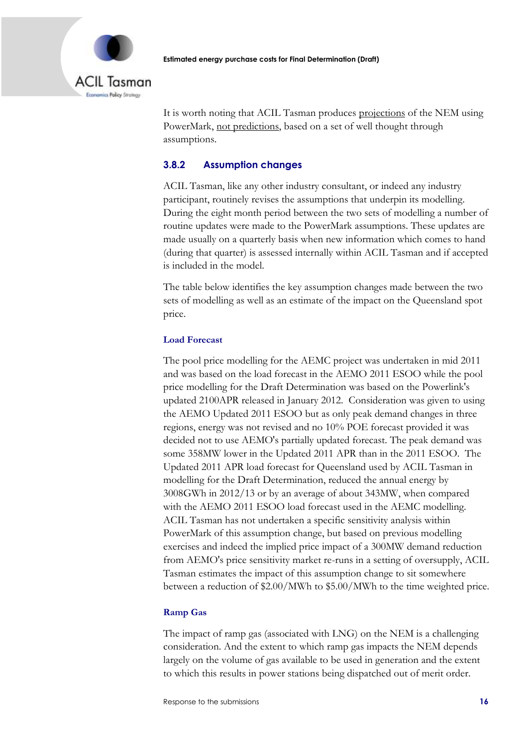It is worth noting that ACIL Tasman produces projections of the NEM using PowerMark, not predictions, based on a set of well thought through assumptions.

### 3.8.2 Assumption changes

ACIL Tasman, like any other industry consultant, or indeed any industry participant, routinely revises the assumptions that underpin its modelling. During the eight month period between the two sets of modelling a number of routine updates were made to the PowerMark assumptions. These updates are made usually on a quarterly basis when new information which comes to hand (during that quarter) is assessed internally within ACIL Tasman and if accepted is included in the model.

The table below identifies the key assumption changes made between the two sets of modelling as well as an estimate of the impact on the Queensland spot price.

#### Load Forecast

The pool price modelling for the AEMC project was undertaken in mid 2011 and was based on the load forecast in the AEMO 2011 ESOO while the pool price modelling for the Draft Determination was based on the Powerlink's updated 2100APR released in January 2012. Consideration was given to using the AEMO Updated 2011 ESOO but as only peak demand changes in three regions, energy was not revised and no 10% POE forecast provided it was decided not to use AEMO's partially updated forecast. The peak demand was some 358MW lower in the Updated 2011 APR than in the 2011 ESOO. The Updated 2011 APR load forecast for Queensland used by ACIL Tasman in modelling for the Draft Determination, reduced the annual energy by 3008GWh in 2012/13 or by an average of about 343MW, when compared with the AEMO 2011 ESOO load forecast used in the AEMC modelling. ACIL Tasman has not undertaken a specific sensitivity analysis within PowerMark of this assumption change, but based on previous modelling exercises and indeed the implied price impact of a 300MW demand reduction from AEMO's price sensitivity market re-runs in a setting of oversupply, ACIL Tasman estimates the impact of this assumption change to sit somewhere between a reduction of $2.00/MWh to $5.00/MWh to the time weighted price.

#### Ramp Gas

The impact of ramp gas (associated with LNG) on the NEM is a challenging consideration. And the extent to which ramp gas impacts the NEM depends largely on the volume of gas available to be used in generation and the extent to which this results in power stations being dispatched out of merit order.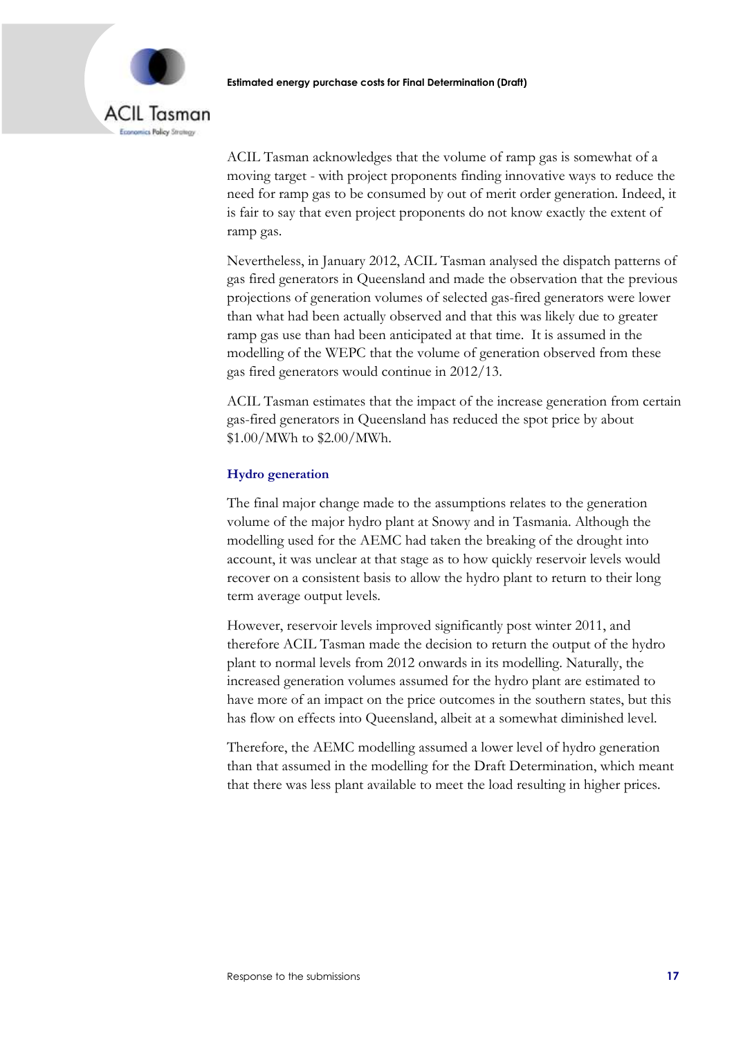ACIL Tasman acknowledges that the volume of ramp gas is somewhat of a moving target - with project proponents finding innovative ways to reduce the need for ramp gas to be consumed by out of merit order generation. Indeed, it is fair to say that even project proponents do not know exactly the extent of ramp gas.

Nevertheless, in January 2012, ACIL Tasman analysed the dispatch patterns of gas fired generators in Queensland and made the observation that the previous projections of generation volumes of selected gas-fired generators were lower than what had been actually observed and that this was likely due to greater ramp gas use than had been anticipated at that time. It is assumed in the modelling of the WEPC that the volume of generation observed from these gas fired generators would continue in 2012/13.

ACIL Tasman estimates that the impact of the increase generation from certain gas-fired generators in Queensland has reduced the spot price by about $1.00/MWh to $2.00/MWh.

### Hydro generation

The final major change made to the assumptions relates to the generation volume of the major hydro plant at Snowy and in Tasmania. Although the modelling used for the AEMC had taken the breaking of the drought into account, it was unclear at that stage as to how quickly reservoir levels would recover on a consistent basis to allow the hydro plant to return to their long term average output levels.

However, reservoir levels improved significantly post winter 2011, and therefore ACIL Tasman made the decision to return the output of the hydro plant to normal levels from 2012 onwards in its modelling. Naturally, the increased generation volumes assumed for the hydro plant are estimated to have more of an impact on the price outcomes in the southern states, but this has flow on effects into Queensland, albeit at a somewhat diminished level.

Therefore, the AEMC modelling assumed a lower level of hydro generation than that assumed in the modelling for the Draft Determination, which meant that there was less plant available to meet the load resulting in higher prices.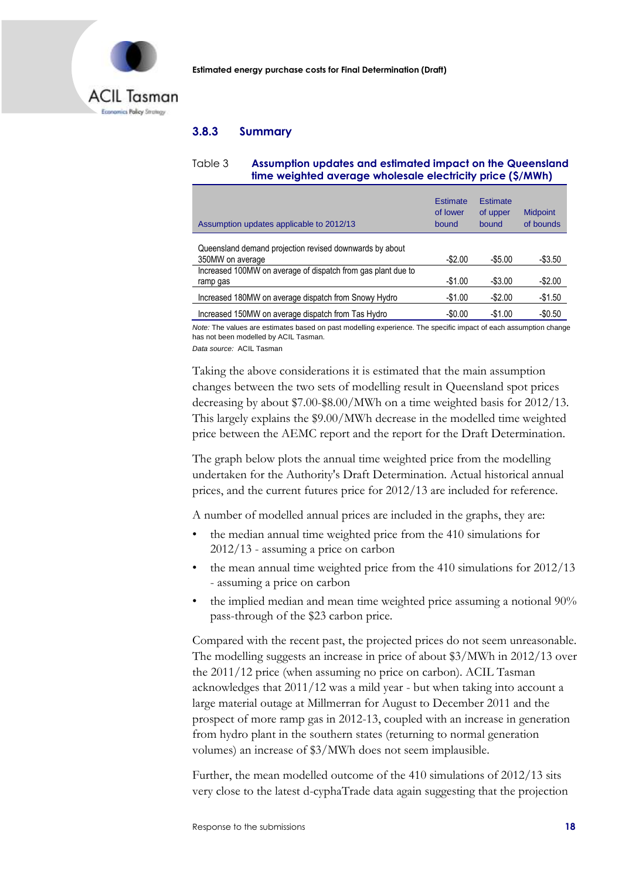### 3.8.3 Summary

Table 3 **Assumption updates and estimated impact on the Queensland time weighted average wholesale electricity price ($/MWh)**

| Assumption updates applicable to 2012/13 | Estimate of lower bound | Estimate of upper bound | Midpoint of bounds |
|---|---|---|---|
| Queensland demand projection revised downwards by about 350MW on average | -$2.00 | -$5.00 | -$3.50 |
| Increased 100MW on average of dispatch from gas plant due to ramp gas | -$1.00 | -$3.00 | -$2.00 |
| Increased 180MW on average dispatch from Snowy Hydro | -$1.00 | -$2.00 | -$1.50 |
| Increased 150MW on average dispatch from Tas Hydro | -$0.00 | -$1.00 | -$0.50 |

*Note:* The values are estimates based on past modelling experience. The specific impact of each assumption change has not been modelled by ACIL Tasman.

*Data source:* ACIL Tasman

Taking the above considerations it is estimated that the main assumption changes between the two sets of modelling result in Queensland spot prices decreasing by about $7.00-$8.00/MWh on a time weighted basis for 2012/13. This largely explains the $9.00/MWh decrease in the modelled time weighted price between the AEMC report and the report for the Draft Determination.

The graph below plots the annual time weighted price from the modelling undertaken for the Authority's Draft Determination. Actual historical annual prices, and the current futures price for 2012/13 are included for reference.

A number of modelled annual prices are included in the graphs, they are:

- the median annual time weighted price from the 410 simulations for 2012/13 - assuming a price on carbon
- the mean annual time weighted price from the 410 simulations for 2012/13 - assuming a price on carbon
- the implied median and mean time weighted price assuming a notional 90% pass-through of the $23 carbon price.

Compared with the recent past, the projected prices do not seem unreasonable. The modelling suggests an increase in price of about $3/MWh in 2012/13 over the 2011/12 price (when assuming no price on carbon). ACIL Tasman acknowledges that 2011/12 was a mild year - but when taking into account a large material outage at Millmerran for August to December 2011 and the prospect of more ramp gas in 2012-13, coupled with an increase in generation from hydro plant in the southern states (returning to normal generation volumes) an increase of $3/MWh does not seem implausible.

Further, the mean modelled outcome of the 410 simulations of 2012/13 sits very close to the latest d-cyphaTrade data again suggesting that the projection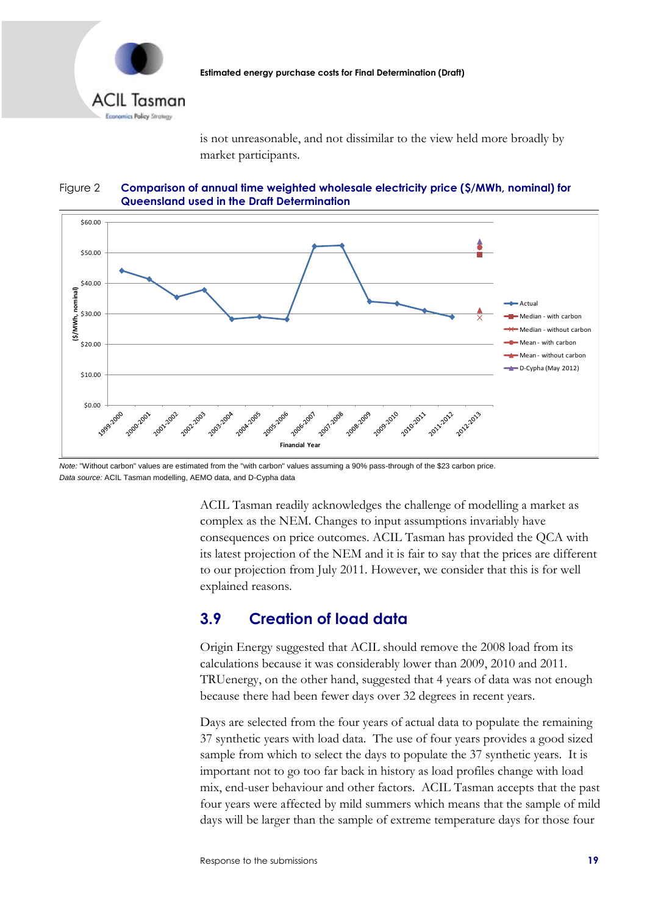is not unreasonable, and not dissimilar to the view held more broadly by market participants.

**Figure 2 Comparison of annual time weighted wholesale electricity price ($/MWh, nominal) for Queensland used in the Draft Determination**

*Note:* "Without carbon" values are estimated from the "with carbon" values assuming a 90% pass-through of the $23 carbon price.

*Data source:* ACIL Tasman modelling, AEMO data, and D-Cypha data

ACIL Tasman readily acknowledges the challenge of modelling a market as complex as the NEM. Changes to input assumptions invariably have consequences on price outcomes. ACIL Tasman has provided the QCA with its latest projection of the NEM and it is fair to say that the prices are different to our projection from July 2011. However, we consider that this is for well explained reasons.

## 3.9 Creation of load data

Origin Energy suggested that ACIL should remove the 2008 load from its calculations because it was considerably lower than 2009, 2010 and 2011. TRUenergy, on the other hand, suggested that 4 years of data was not enough because there had been fewer days over 32 degrees in recent years.

Days are selected from the four years of actual data to populate the remaining 37 synthetic years with load data. The use of four years provides a good sized sample from which to select the days to populate the 37 synthetic years. It is important not to go too far back in history as load profiles change with load mix, end-user behaviour and other factors. ACIL Tasman accepts that the past four years were affected by mild summers which means that the sample of mild days will be larger than the sample of extreme temperature days for those four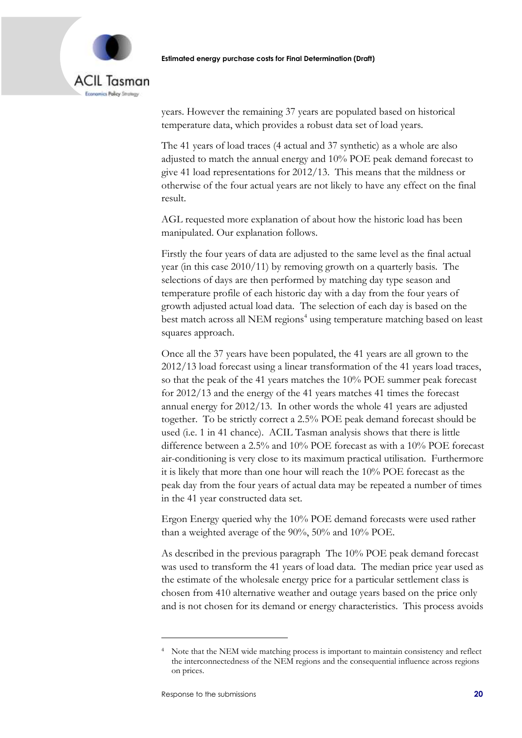years. However the remaining 37 years are populated based on historical temperature data, which provides a robust data set of load years.

The 41 years of load traces (4 actual and 37 synthetic) as a whole are also adjusted to match the annual energy and 10% POE peak demand forecast to give 41 load representations for 2012/13. This means that the mildness or otherwise of the four actual years are not likely to have any effect on the final result.

AGL requested more explanation of about how the historic load has been manipulated. Our explanation follows.

Firstly the four years of data are adjusted to the same level as the final actual year (in this case 2010/11) by removing growth on a quarterly basis. The selections of days are then performed by matching day type season and temperature profile of each historic day with a day from the four years of growth adjusted actual load data. The selection of each day is based on the best match across all NEM regions[4] using temperature matching based on least squares approach.

Once all the 37 years have been populated, the 41 years are all grown to the 2012/13 load forecast using a linear transformation of the 41 years load traces, so that the peak of the 41 years matches the 10% POE summer peak forecast for 2012/13 and the energy of the 41 years matches 41 times the forecast annual energy for 2012/13. In other words the whole 41 years are adjusted together. To be strictly correct a 2.5% POE peak demand forecast should be used (i.e. 1 in 41 chance). ACIL Tasman analysis shows that there is little difference between a 2.5% and 10% POE forecast as with a 10% POE forecast air-conditioning is very close to its maximum practical utilisation. Furthermore it is likely that more than one hour will reach the 10% POE forecast as the peak day from the four years of actual data may be repeated a number of times in the 41 year constructed data set.

Ergon Energy queried why the 10% POE demand forecasts were used rather than a weighted average of the 90%, 50% and 10% POE.

As described in the previous paragraph The 10% POE peak demand forecast was used to transform the 41 years of load data. The median price year used as the estimate of the wholesale energy price for a particular settlement class is chosen from 410 alternative weather and outage years based on the price only and is not chosen for its demand or energy characteristics. This process avoids

[4] Note that the NEM wide matching process is important to maintain consistency and reflect the interconnectedness of the NEM regions and the consequential influence across regions on prices.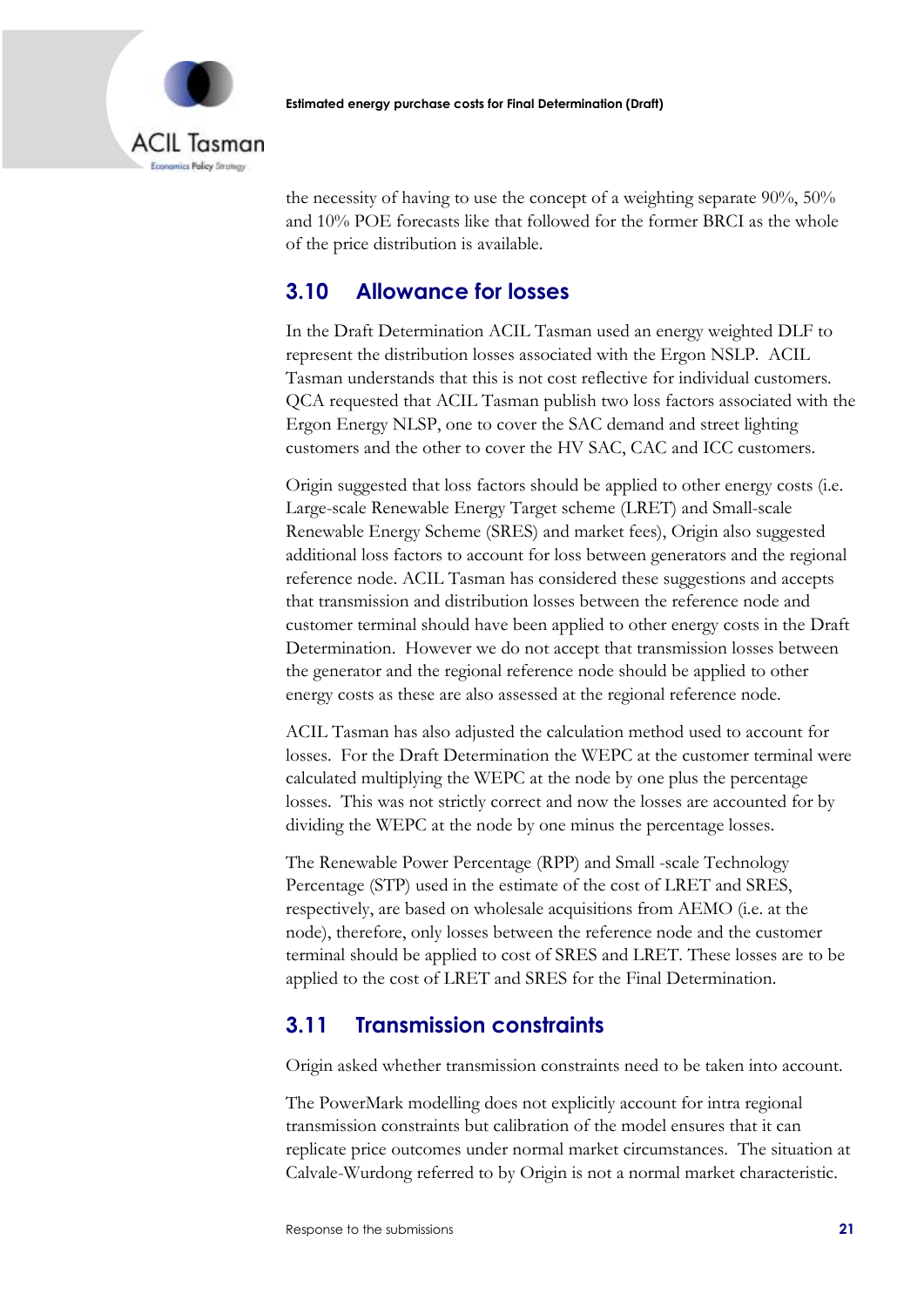the necessity of having to use the concept of a weighting separate 90%, 50% and 10% POE forecasts like that followed for the former BRCI as the whole of the price distribution is available.

## 3.10 Allowance for losses

In the Draft Determination ACIL Tasman used an energy weighted DLF to represent the distribution losses associated with the Ergon NSLP. ACIL Tasman understands that this is not cost reflective for individual customers. QCA requested that ACIL Tasman publish two loss factors associated with the Ergon Energy NLSP, one to cover the SAC demand and street lighting customers and the other to cover the HV SAC, CAC and ICC customers.

Origin suggested that loss factors should be applied to other energy costs (i.e. Large-scale Renewable Energy Target scheme (LRET) and Small-scale Renewable Energy Scheme (SRES) and market fees), Origin also suggested additional loss factors to account for loss between generators and the regional reference node. ACIL Tasman has considered these suggestions and accepts that transmission and distribution losses between the reference node and customer terminal should have been applied to other energy costs in the Draft Determination. However we do not accept that transmission losses between the generator and the regional reference node should be applied to other energy costs as these are also assessed at the regional reference node.

ACIL Tasman has also adjusted the calculation method used to account for losses. For the Draft Determination the WEPC at the customer terminal were calculated multiplying the WEPC at the node by one plus the percentage losses. This was not strictly correct and now the losses are accounted for by dividing the WEPC at the node by one minus the percentage losses.

The Renewable Power Percentage (RPP) and Small -scale Technology Percentage (STP) used in the estimate of the cost of LRET and SRES, respectively, are based on wholesale acquisitions from AEMO (i.e. at the node), therefore, only losses between the reference node and the customer terminal should be applied to cost of SRES and LRET. These losses are to be applied to the cost of LRET and SRES for the Final Determination.

## 3.11 Transmission constraints

Origin asked whether transmission constraints need to be taken into account.

The PowerMark modelling does not explicitly account for intra regional transmission constraints but calibration of the model ensures that it can replicate price outcomes under normal market circumstances. The situation at Calvale-Wurdong referred to by Origin is not a normal market characteristic.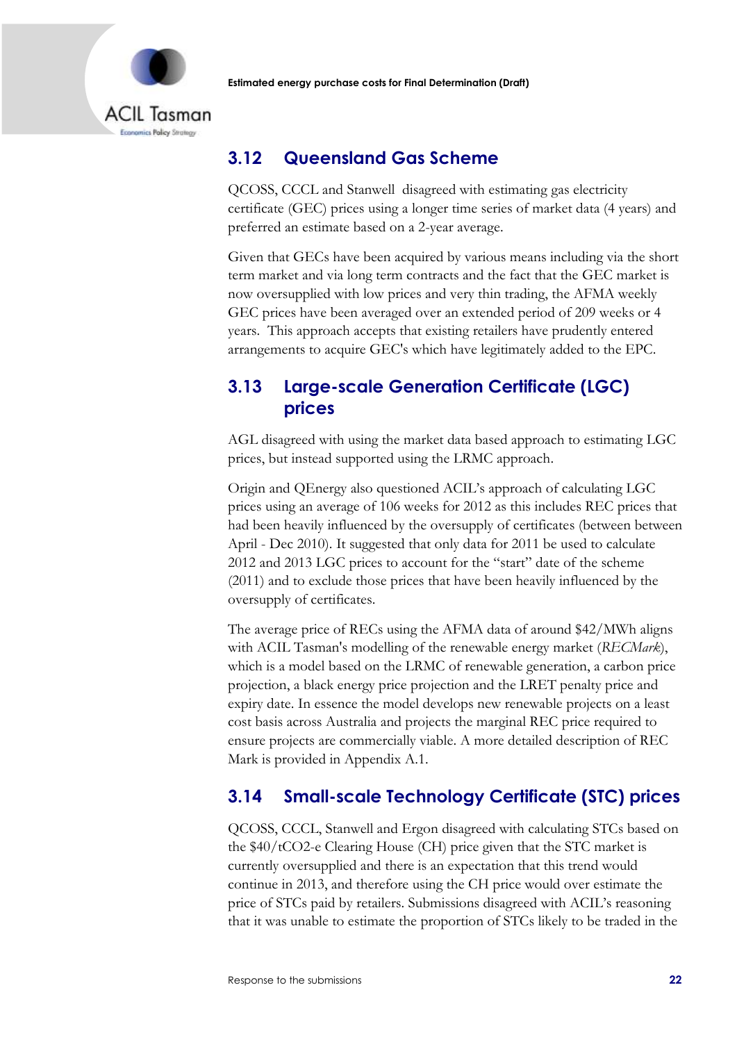## 3.12 Queensland Gas Scheme

QCOSS, CCCL and Stanwell disagreed with estimating gas electricity certificate (GEC) prices using a longer time series of market data (4 years) and preferred an estimate based on a 2-year average.

Given that GECs have been acquired by various means including via the short term market and via long term contracts and the fact that the GEC market is now oversupplied with low prices and very thin trading, the AFMA weekly GEC prices have been averaged over an extended period of 209 weeks or 4 years. This approach accepts that existing retailers have prudently entered arrangements to acquire GEC's which have legitimately added to the EPC.

## 3.13 Large-scale Generation Certificate (LGC) prices

AGL disagreed with using the market data based approach to estimating LGC prices, but instead supported using the LRMC approach.

Origin and QEnergy also questioned ACIL's approach of calculating LGC prices using an average of 106 weeks for 2012 as this includes REC prices that had been heavily influenced by the oversupply of certificates (between between April - Dec 2010). It suggested that only data for 2011 be used to calculate 2012 and 2013 LGC prices to account for the "start" date of the scheme (2011) and to exclude those prices that have been heavily influenced by the oversupply of certificates.

The average price of RECs using the AFMA data of around $42/MWh aligns with ACIL Tasman's modelling of the renewable energy market (*RECMark*), which is a model based on the LRMC of renewable generation, a carbon price projection, a black energy price projection and the LRET penalty price and expiry date. In essence the model develops new renewable projects on a least cost basis across Australia and projects the marginal REC price required to ensure projects are commercially viable. A more detailed description of REC Mark is provided in Appendix A.1.

## 3.14 Small-scale Technology Certificate (STC) prices

QCOSS, CCCL, Stanwell and Ergon disagreed with calculating STCs based on the $40/tCO2-e Clearing House (CH) price given that the STC market is currently oversupplied and there is an expectation that this trend would continue in 2013, and therefore using the CH price would over estimate the price of STCs paid by retailers. Submissions disagreed with ACIL's reasoning that it was unable to estimate the proportion of STCs likely to be traded in the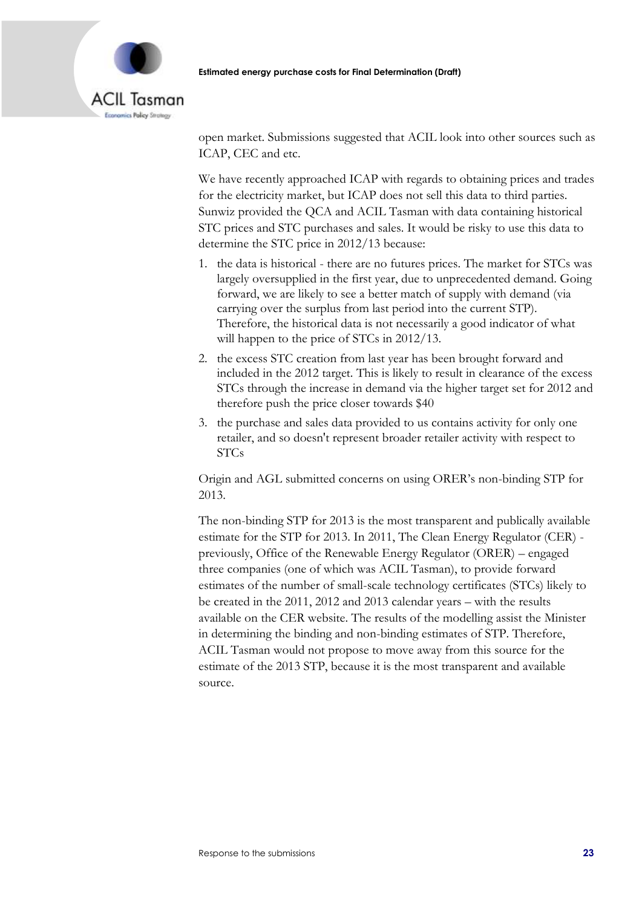open market. Submissions suggested that ACIL look into other sources such as ICAP, CEC and etc.

We have recently approached ICAP with regards to obtaining prices and trades for the electricity market, but ICAP does not sell this data to third parties. Sunwiz provided the QCA and ACIL Tasman with data containing historical STC prices and STC purchases and sales. It would be risky to use this data to determine the STC price in 2012/13 because:

1. the data is historical - there are no futures prices. The market for STCs was largely oversupplied in the first year, due to unprecedented demand. Going forward, we are likely to see a better match of supply with demand (via carrying over the surplus from last period into the current STP). Therefore, the historical data is not necessarily a good indicator of what will happen to the price of STCs in 2012/13.
2. the excess STC creation from last year has been brought forward and included in the 2012 target. This is likely to result in clearance of the excess STCs through the increase in demand via the higher target set for 2012 and therefore push the price closer towards $40
3. the purchase and sales data provided to us contains activity for only one retailer, and so doesn't represent broader retailer activity with respect to STCs

Origin and AGL submitted concerns on using ORER's non-binding STP for 2013.

The non-binding STP for 2013 is the most transparent and publically available estimate for the STP for 2013. In 2011, The Clean Energy Regulator (CER) - previously, Office of the Renewable Energy Regulator (ORER) – engaged three companies (one of which was ACIL Tasman), to provide forward estimates of the number of small-scale technology certificates (STCs) likely to be created in the 2011, 2012 and 2013 calendar years – with the results available on the CER website. The results of the modelling assist the Minister in determining the binding and non-binding estimates of STP. Therefore, ACIL Tasman would not propose to move away from this source for the estimate of the 2013 STP, because it is the most transparent and available source.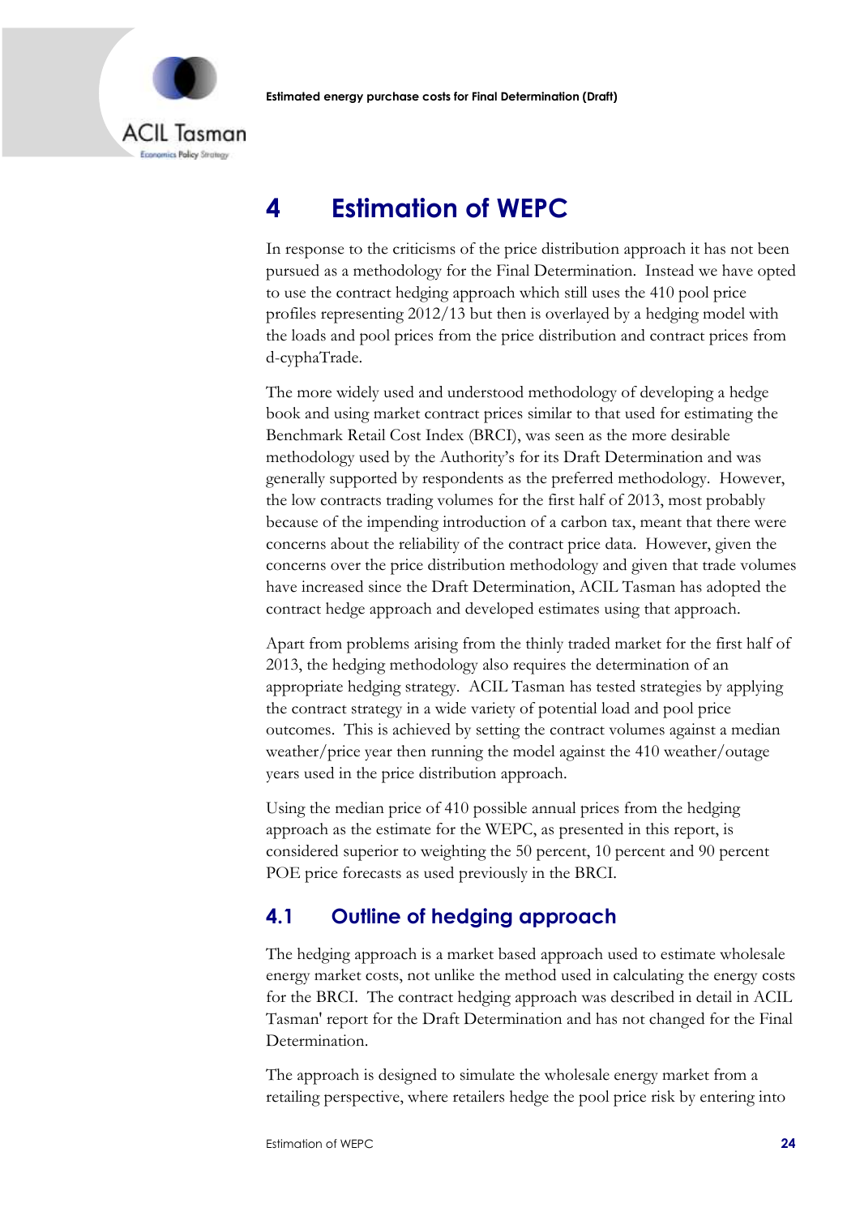# 4 Estimation of WEPC

In response to the criticisms of the price distribution approach it has not been pursued as a methodology for the Final Determination. Instead we have opted to use the contract hedging approach which still uses the 410 pool price profiles representing 2012/13 but then is overlayed by a hedging model with the loads and pool prices from the price distribution and contract prices from d-cyphaTrade.

The more widely used and understood methodology of developing a hedge book and using market contract prices similar to that used for estimating the Benchmark Retail Cost Index (BRCI), was seen as the more desirable methodology used by the Authority's for its Draft Determination and was generally supported by respondents as the preferred methodology. However, the low contracts trading volumes for the first half of 2013, most probably because of the impending introduction of a carbon tax, meant that there were concerns about the reliability of the contract price data. However, given the concerns over the price distribution methodology and given that trade volumes have increased since the Draft Determination, ACIL Tasman has adopted the contract hedge approach and developed estimates using that approach.

Apart from problems arising from the thinly traded market for the first half of 2013, the hedging methodology also requires the determination of an appropriate hedging strategy. ACIL Tasman has tested strategies by applying the contract strategy in a wide variety of potential load and pool price outcomes. This is achieved by setting the contract volumes against a median weather/price year then running the model against the 410 weather/outage years used in the price distribution approach.

Using the median price of 410 possible annual prices from the hedging approach as the estimate for the WEPC, as presented in this report, is considered superior to weighting the 50 percent, 10 percent and 90 percent POE price forecasts as used previously in the BRCI.

## 4.1 Outline of hedging approach

The hedging approach is a market based approach used to estimate wholesale energy market costs, not unlike the method used in calculating the energy costs for the BRCI. The contract hedging approach was described in detail in ACIL Tasman' report for the Draft Determination and has not changed for the Final Determination.

The approach is designed to simulate the wholesale energy market from a retailing perspective, where retailers hedge the pool price risk by entering into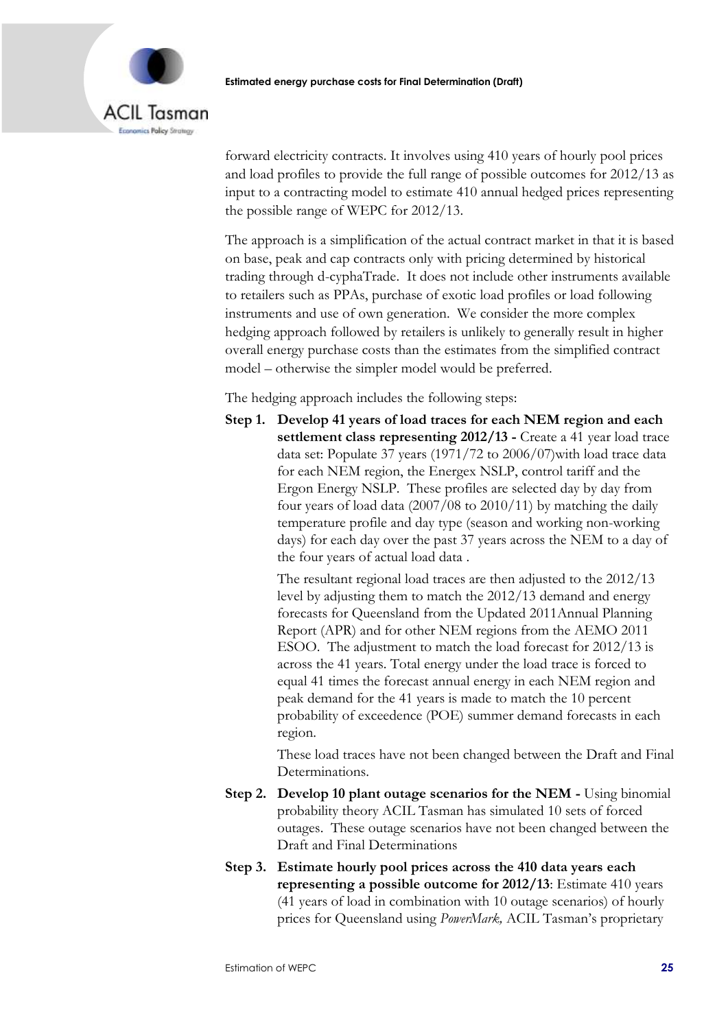forward electricity contracts. It involves using 410 years of hourly pool prices and load profiles to provide the full range of possible outcomes for 2012/13 as input to a contracting model to estimate 410 annual hedged prices representing the possible range of WEPC for 2012/13.

The approach is a simplification of the actual contract market in that it is based on base, peak and cap contracts only with pricing determined by historical trading through d-cyphaTrade. It does not include other instruments available to retailers such as PPAs, purchase of exotic load profiles or load following instruments and use of own generation. We consider the more complex hedging approach followed by retailers is unlikely to generally result in higher overall energy purchase costs than the estimates from the simplified contract model – otherwise the simpler model would be preferred.

The hedging approach includes the following steps:

**Step 1. Develop 41 years of load traces for each NEM region and each settlement class representing 2012/13 -** Create a 41 year load trace data set: Populate 37 years (1971/72 to 2006/07)with load trace data for each NEM region, the Energex NSLP, control tariff and the Ergon Energy NSLP. These profiles are selected day by day from four years of load data (2007/08 to 2010/11) by matching the daily temperature profile and day type (season and working non-working days) for each day over the past 37 years across the NEM to a day of the four years of actual load data .

The resultant regional load traces are then adjusted to the 2012/13 level by adjusting them to match the 2012/13 demand and energy forecasts for Queensland from the Updated 2011Annual Planning Report (APR) and for other NEM regions from the AEMO 2011 ESOO. The adjustment to match the load forecast for 2012/13 is across the 41 years. Total energy under the load trace is forced to equal 41 times the forecast annual energy in each NEM region and peak demand for the 41 years is made to match the 10 percent probability of exceedence (POE) summer demand forecasts in each region.

These load traces have not been changed between the Draft and Final Determinations.

**Step 2. Develop 10 plant outage scenarios for the NEM -** Using binomial probability theory ACIL Tasman has simulated 10 sets of forced outages. These outage scenarios have not been changed between the Draft and Final Determinations

**Step 3. Estimate hourly pool prices across the 410 data years each representing a possible outcome for 2012/13**: Estimate 410 years (41 years of load in combination with 10 outage scenarios) of hourly prices for Queensland using *PowerMark,* ACIL Tasman's proprietary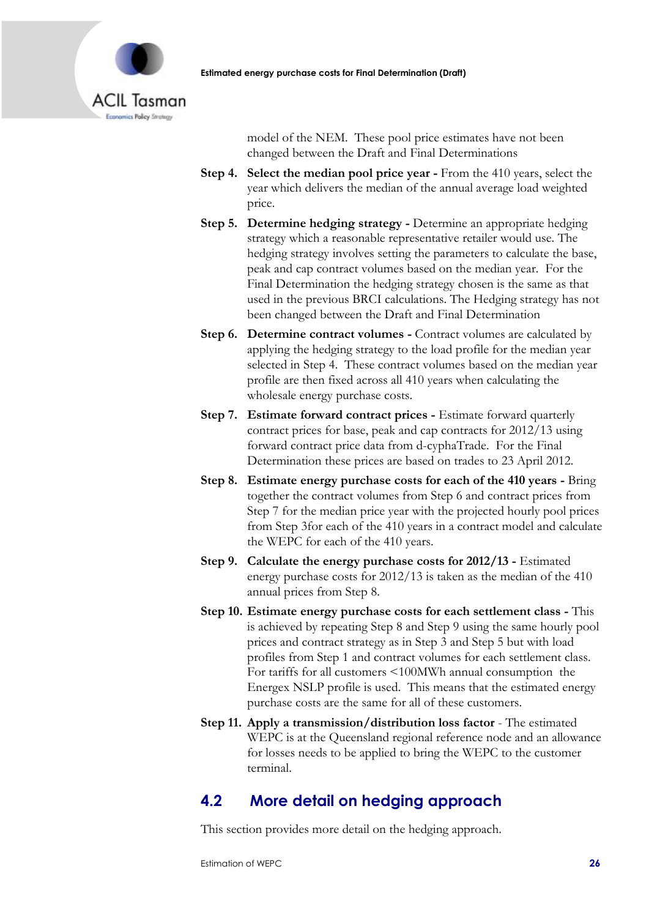model of the NEM. These pool price estimates have not been changed between the Draft and Final Determinations

**Step 4.** **Select the median pool price year -** From the 410 years, select the year which delivers the median of the annual average load weighted price.

**Step 5.** **Determine hedging strategy -** Determine an appropriate hedging strategy which a reasonable representative retailer would use. The hedging strategy involves setting the parameters to calculate the base, peak and cap contract volumes based on the median year. For the Final Determination the hedging strategy chosen is the same as that used in the previous BRCI calculations. The Hedging strategy has not been changed between the Draft and Final Determination

**Step 6.** **Determine contract volumes -** Contract volumes are calculated by applying the hedging strategy to the load profile for the median year selected in Step 4. These contract volumes based on the median year profile are then fixed across all 410 years when calculating the wholesale energy purchase costs.

**Step 7.** **Estimate forward contract prices -** Estimate forward quarterly contract prices for base, peak and cap contracts for 2012/13 using forward contract price data from d-cyphaTrade. For the Final Determination these prices are based on trades to 23 April 2012.

**Step 8.** **Estimate energy purchase costs for each of the 410 years -** Bring together the contract volumes from Step 6 and contract prices from Step 7 for the median price year with the projected hourly pool prices from Step 3for each of the 410 years in a contract model and calculate the WEPC for each of the 410 years.

**Step 9.** **Calculate the energy purchase costs for 2012/13 -** Estimated energy purchase costs for 2012/13 is taken as the median of the 410 annual prices from Step 8.

**Step 10.** **Estimate energy purchase costs for each settlement class -** This is achieved by repeating Step 8 and Step 9 using the same hourly pool prices and contract strategy as in Step 3 and Step 5 but with load profiles from Step 1 and contract volumes for each settlement class. For tariffs for all customers <100MWh annual consumption the Energex NSLP profile is used. This means that the estimated energy purchase costs are the same for all of these customers.

**Step 11.** **Apply a transmission/distribution loss factor** - The estimated WEPC is at the Queensland regional reference node and an allowance for losses needs to be applied to bring the WEPC to the customer terminal.

## 4.2 More detail on hedging approach

This section provides more detail on the hedging approach.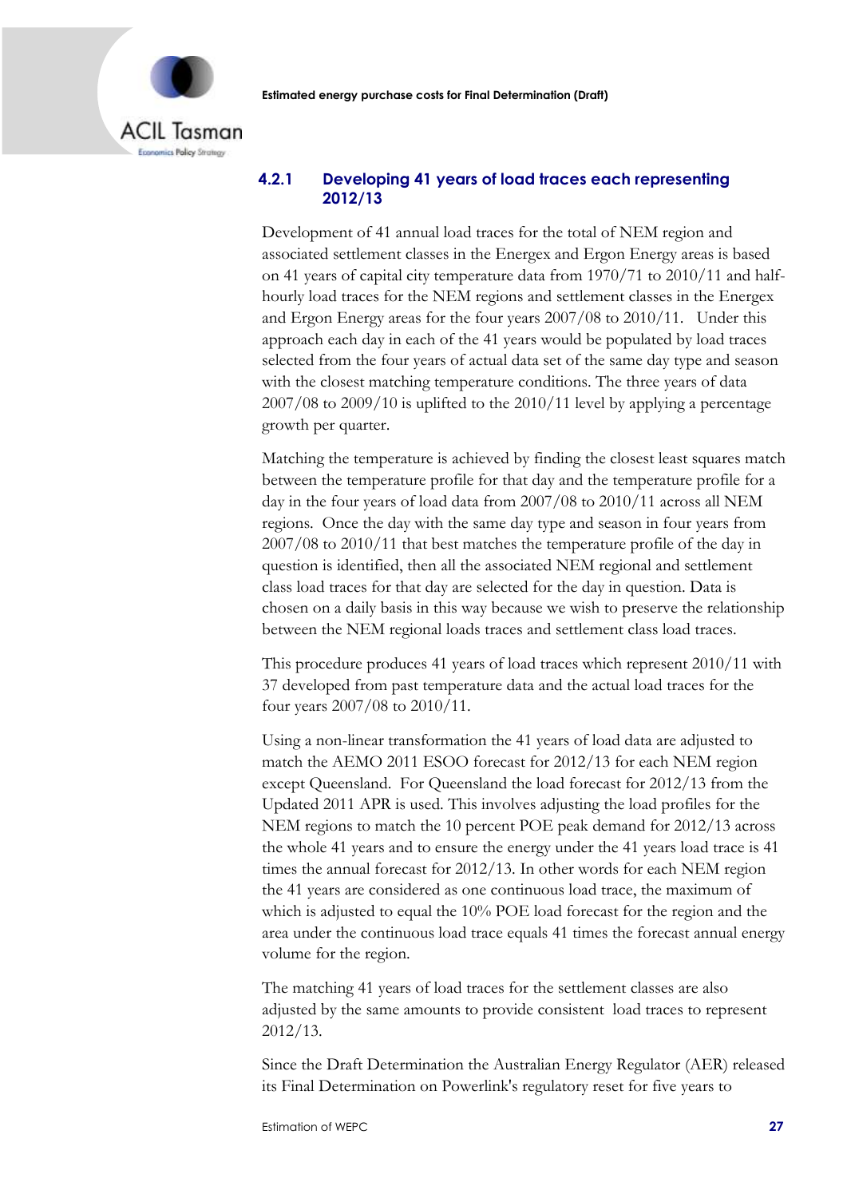### 4.2.1 Developing 41 years of load traces each representing 2012/13

Development of 41 annual load traces for the total of NEM region and associated settlement classes in the Energex and Ergon Energy areas is based on 41 years of capital city temperature data from 1970/71 to 2010/11 and half-hourly load traces for the NEM regions and settlement classes in the Energex and Ergon Energy areas for the four years 2007/08 to 2010/11. Under this approach each day in each of the 41 years would be populated by load traces selected from the four years of actual data set of the same day type and season with the closest matching temperature conditions. The three years of data 2007/08 to 2009/10 is uplifted to the 2010/11 level by applying a percentage growth per quarter.

Matching the temperature is achieved by finding the closest least squares match between the temperature profile for that day and the temperature profile for a day in the four years of load data from 2007/08 to 2010/11 across all NEM regions. Once the day with the same day type and season in four years from 2007/08 to 2010/11 that best matches the temperature profile of the day in question is identified, then all the associated NEM regional and settlement class load traces for that day are selected for the day in question. Data is chosen on a daily basis in this way because we wish to preserve the relationship between the NEM regional loads traces and settlement class load traces.

This procedure produces 41 years of load traces which represent 2010/11 with 37 developed from past temperature data and the actual load traces for the four years 2007/08 to 2010/11.

Using a non-linear transformation the 41 years of load data are adjusted to match the AEMO 2011 ESOO forecast for 2012/13 for each NEM region except Queensland. For Queensland the load forecast for 2012/13 from the Updated 2011 APR is used. This involves adjusting the load profiles for the NEM regions to match the 10 percent POE peak demand for 2012/13 across the whole 41 years and to ensure the energy under the 41 years load trace is 41 times the annual forecast for 2012/13. In other words for each NEM region the 41 years are considered as one continuous load trace, the maximum of which is adjusted to equal the 10% POE load forecast for the region and the area under the continuous load trace equals 41 times the forecast annual energy volume for the region.

The matching 41 years of load traces for the settlement classes are also adjusted by the same amounts to provide consistent load traces to represent 2012/13.

Since the Draft Determination the Australian Energy Regulator (AER) released its Final Determination on Powerlink's regulatory reset for five years to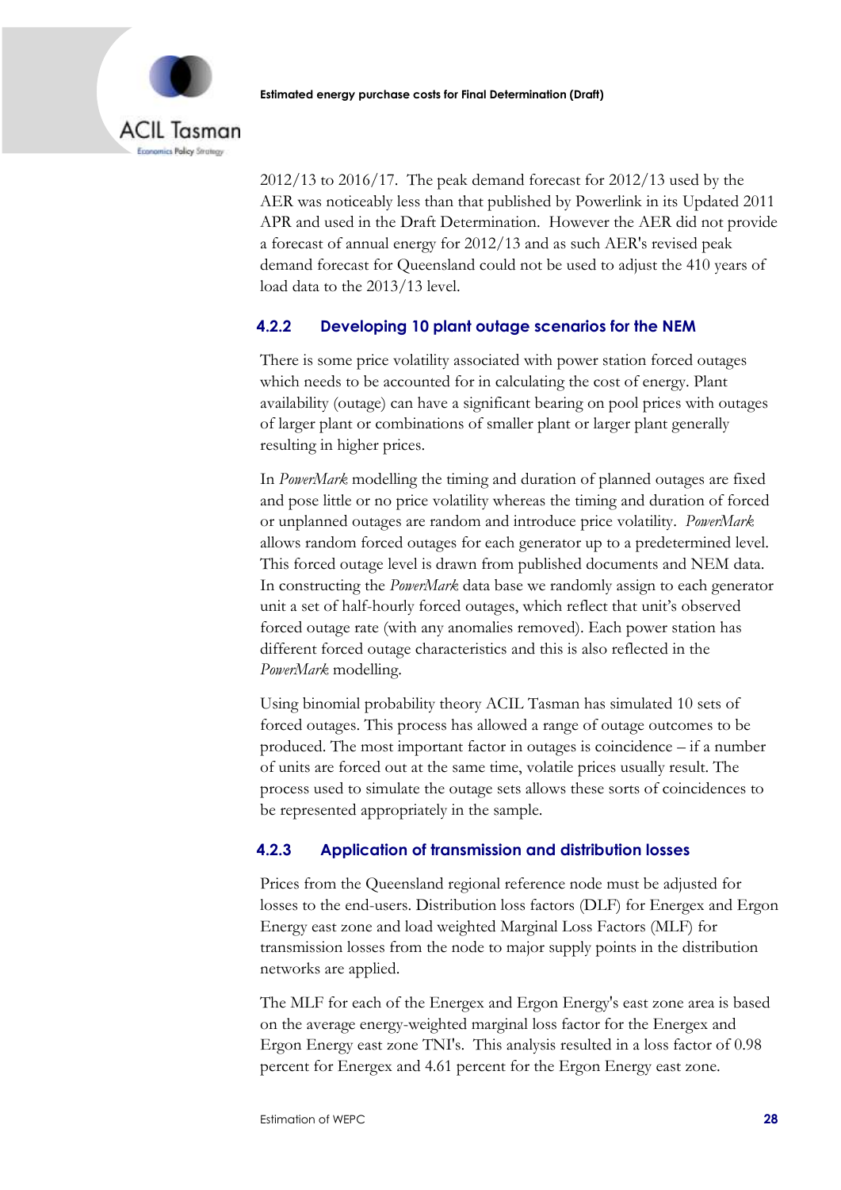2012/13 to 2016/17. The peak demand forecast for 2012/13 used by the AER was noticeably less than that published by Powerlink in its Updated 2011 APR and used in the Draft Determination. However the AER did not provide a forecast of annual energy for 2012/13 and as such AER's revised peak demand forecast for Queensland could not be used to adjust the 410 years of load data to the 2013/13 level.

### 4.2.2 Developing 10 plant outage scenarios for the NEM

There is some price volatility associated with power station forced outages which needs to be accounted for in calculating the cost of energy. Plant availability (outage) can have a significant bearing on pool prices with outages of larger plant or combinations of smaller plant or larger plant generally resulting in higher prices.

In *PowerMark* modelling the timing and duration of planned outages are fixed and pose little or no price volatility whereas the timing and duration of forced or unplanned outages are random and introduce price volatility. *PowerMark* allows random forced outages for each generator up to a predetermined level. This forced outage level is drawn from published documents and NEM data. In constructing the *PowerMark* data base we randomly assign to each generator unit a set of half-hourly forced outages, which reflect that unit's observed forced outage rate (with any anomalies removed). Each power station has different forced outage characteristics and this is also reflected in the *PowerMark* modelling.

Using binomial probability theory ACIL Tasman has simulated 10 sets of forced outages. This process has allowed a range of outage outcomes to be produced. The most important factor in outages is coincidence – if a number of units are forced out at the same time, volatile prices usually result. The process used to simulate the outage sets allows these sorts of coincidences to be represented appropriately in the sample.

### 4.2.3 Application of transmission and distribution losses

Prices from the Queensland regional reference node must be adjusted for losses to the end-users. Distribution loss factors (DLF) for Energex and Ergon Energy east zone and load weighted Marginal Loss Factors (MLF) for transmission losses from the node to major supply points in the distribution networks are applied.

The MLF for each of the Energex and Ergon Energy's east zone area is based on the average energy-weighted marginal loss factor for the Energex and Ergon Energy east zone TNI's. This analysis resulted in a loss factor of 0.98 percent for Energex and 4.61 percent for the Ergon Energy east zone.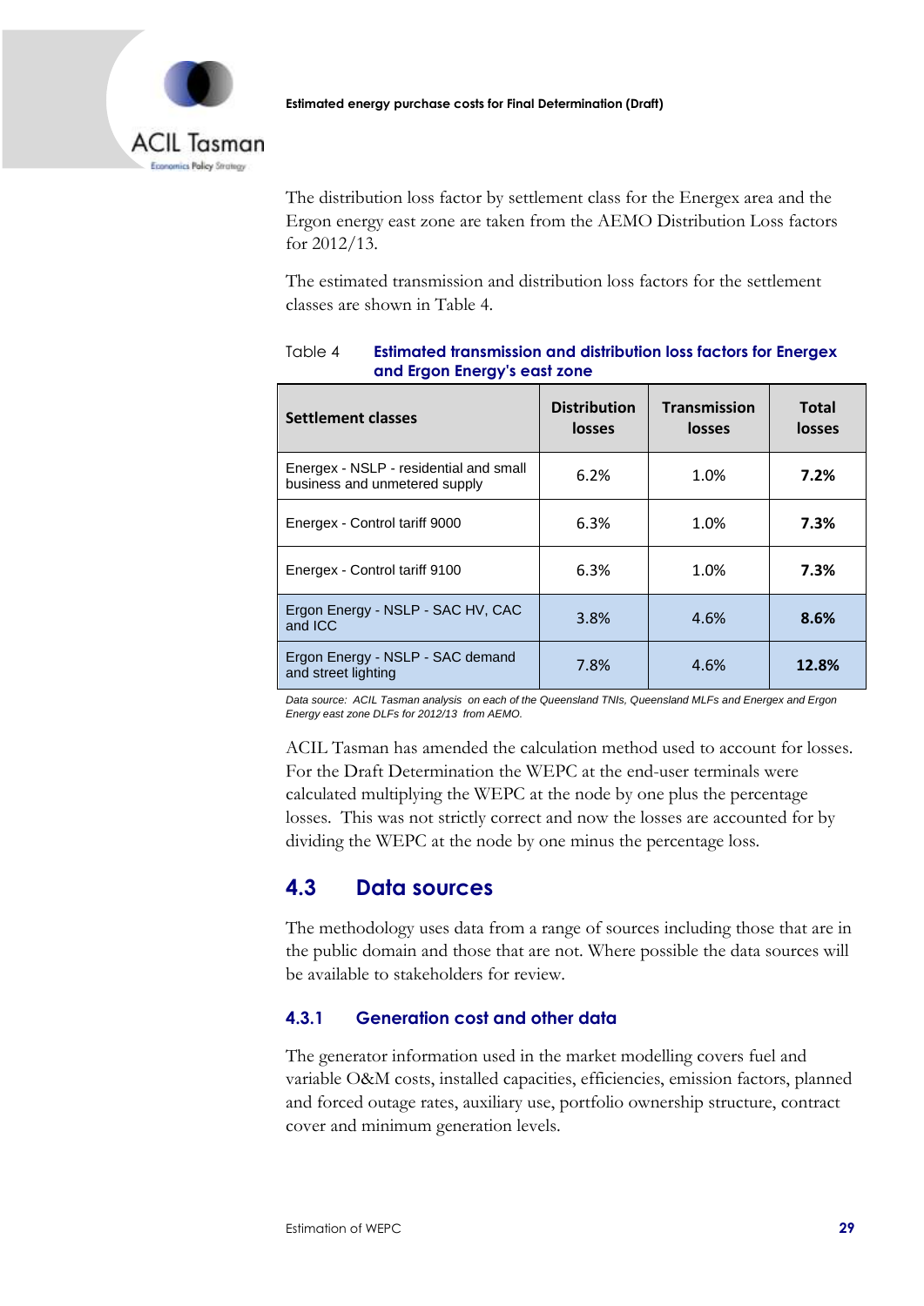The distribution loss factor by settlement class for the Energex area and the Ergon energy east zone are taken from the AEMO Distribution Loss factors for 2012/13.

The estimated transmission and distribution loss factors for the settlement classes are shown in Table 4.

Table 4 **Estimated transmission and distribution loss factors for Energex and Ergon Energy's east zone**

| Settlement classes | Distribution losses | Transmission losses | Total losses |
|---|---|---|---|
| Energex - NSLP - residential and small business and unmetered supply | 6.2% | 1.0% | **7.2%** |
| Energex - Control tariff 9000 | 6.3% | 1.0% | **7.3%** |
| Energex - Control tariff 9100 | 6.3% | 1.0% | **7.3%** |
| Ergon Energy - NSLP - SAC HV, CAC and ICC | 3.8% | 4.6% | **8.6%** |
| Ergon Energy - NSLP - SAC demand and street lighting | 7.8% | 4.6% | **12.8%** |

*Data source: ACIL Tasman analysis on each of the Queensland TNIs, Queensland MLFs and Energex and Ergon Energy east zone DLFs for 2012/13 from AEMO.*

ACIL Tasman has amended the calculation method used to account for losses. For the Draft Determination the WEPC at the end-user terminals were calculated multiplying the WEPC at the node by one plus the percentage losses. This was not strictly correct and now the losses are accounted for by dividing the WEPC at the node by one minus the percentage loss.

## 4.3 Data sources

The methodology uses data from a range of sources including those that are in the public domain and those that are not. Where possible the data sources will be available to stakeholders for review.

### 4.3.1 Generation cost and other data

The generator information used in the market modelling covers fuel and variable O&M costs, installed capacities, efficiencies, emission factors, planned and forced outage rates, auxiliary use, portfolio ownership structure, contract cover and minimum generation levels.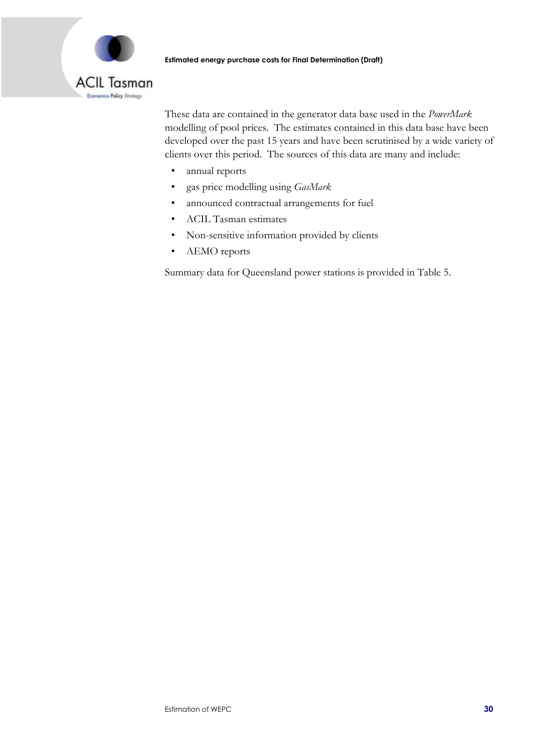These data are contained in the generator data base used in the *PowerMark* modelling of pool prices. The estimates contained in this data base have been developed over the past 15 years and have been scrutinised by a wide variety of clients over this period. The sources of this data are many and include:

- annual reports
- gas price modelling using *GasMark*
- announced contractual arrangements for fuel
- ACIL Tasman estimates
- Non-sensitive information provided by clients
- AEMO reports

Summary data for Queensland power stations is provided in Table 5.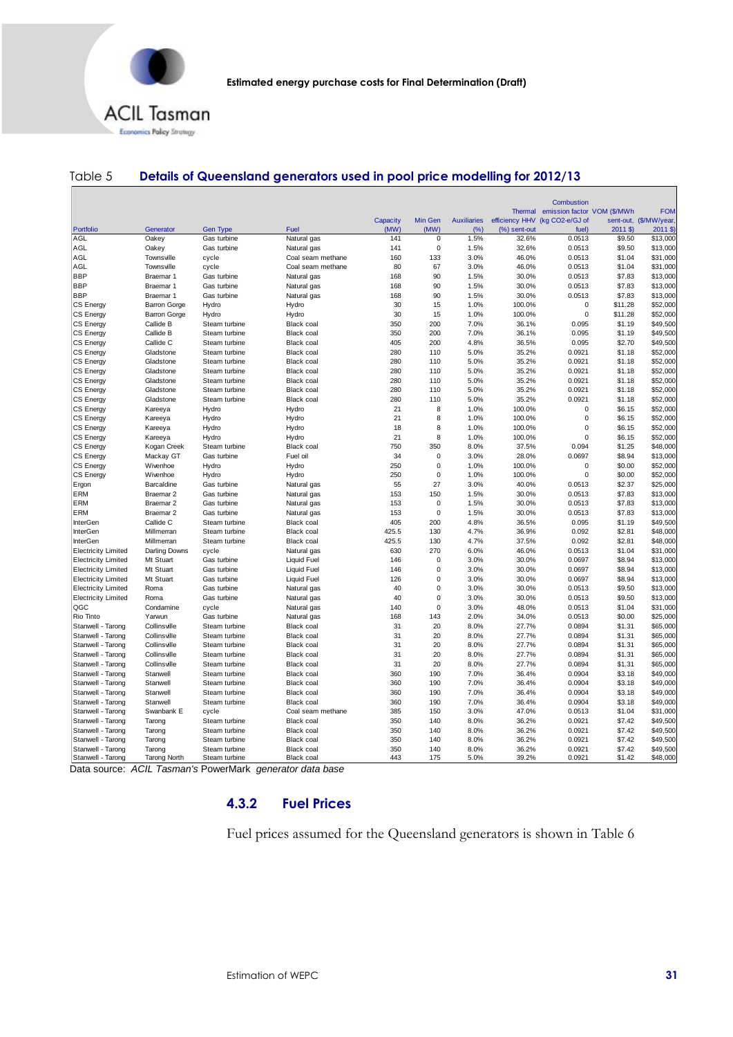Table 5 **Details of Queensland generators used in pool price modelling for 2012/13**

| Portfolio | Generator | Gen Type | Fuel | Capacity (MW) | Min Gen (MW) | Auxiliaries (%) | Thermal efficiency HHV (%) sent-out | Combustion emission factor (kg CO2-e/GJ of fuel) | VOM ($/MWh sent-out, 2011 $) | FOM ($/MW/year, 2011 $) |
|---|---|---|---|---|---|---|---|---|---|---|
| AGL | Oakey | Gas turbine | Natural gas | 141 | 0 | 1.5% | 32.6% | 0.0513 | $9.50 | $13,000 |
| AGL | Oakey | Gas turbine | Natural gas | 141 | 0 | 1.5% | 32.6% | 0.0513 | $9.50 | $13,000 |
| AGL | Townsville | cycle | Coal seam methane | 160 | 133 | 3.0% | 46.0% | 0.0513 | $1.04 | $31,000 |
| AGL | Townsville | cycle | Coal seam methane | 80 | 67 | 3.0% | 46.0% | 0.0513 | $1.04 | $31,000 |
| BBP | Braemar 1 | Gas turbine | Natural gas | 168 | 90 | 1.5% | 30.0% | 0.0513 | $7.83 | $13,000 |
| BBP | Braemar 1 | Gas turbine | Natural gas | 168 | 90 | 1.5% | 30.0% | 0.0513 | $7.83 | $13,000 |
| BBP | Braemar 1 | Gas turbine | Natural gas | 168 | 90 | 1.5% | 30.0% | 0.0513 | $7.83 | $13,000 |
| CS Energy | Barron Gorge | Hydro | Hydro | 30 | 15 | 1.0% | 100.0% | 0 | $11.28 | $52,000 |
| CS Energy | Barron Gorge | Hydro | Hydro | 30 | 15 | 1.0% | 100.0% | 0 | $11.28 | $52,000 |
| CS Energy | Callide B | Steam turbine | Black coal | 350 | 200 | 7.0% | 36.1% | 0.095 | $1.19 | $49,500 |
| CS Energy | Callide B | Steam turbine | Black coal | 350 | 200 | 7.0% | 36.1% | 0.095 | $1.19 | $49,500 |
| CS Energy | Callide C | Steam turbine | Black coal | 405 | 200 | 4.8% | 36.5% | 0.095 | $2.70 | $49,500 |
| CS Energy | Gladstone | Steam turbine | Black coal | 280 | 110 | 5.0% | 35.2% | 0.0921 | $1.18 | $52,000 |
| CS Energy | Gladstone | Steam turbine | Black coal | 280 | 110 | 5.0% | 35.2% | 0.0921 | $1.18 | $52,000 |
| CS Energy | Gladstone | Steam turbine | Black coal | 280 | 110 | 5.0% | 35.2% | 0.0921 | $1.18 | $52,000 |
| CS Energy | Gladstone | Steam turbine | Black coal | 280 | 110 | 5.0% | 35.2% | 0.0921 | $1.18 | $52,000 |
| CS Energy | Gladstone | Steam turbine | Black coal | 280 | 110 | 5.0% | 35.2% | 0.0921 | $1.18 | $52,000 |
| CS Energy | Gladstone | Steam turbine | Black coal | 280 | 110 | 5.0% | 35.2% | 0.0921 | $1.18 | $52,000 |
| CS Energy | Kareeya | Hydro | Hydro | 21 | 8 | 1.0% | 100.0% | 0 | $6.15 | $52,000 |
| CS Energy | Kareeya | Hydro | Hydro | 21 | 8 | 1.0% | 100.0% | 0 | $6.15 | $52,000 |
| CS Energy | Kareeya | Hydro | Hydro | 18 | 8 | 1.0% | 100.0% | 0 | $6.15 | $52,000 |
| CS Energy | Kareeya | Hydro | Hydro | 21 | 8 | 1.0% | 100.0% | 0 | $6.15 | $52,000 |
| CS Energy | Kogan Creek | Steam turbine | Black coal | 750 | 350 | 8.0% | 37.5% | 0.094 | $1.25 | $48,000 |
| CS Energy | Mackay GT | Gas turbine | Fuel oil | 34 | 0 | 3.0% | 28.0% | 0.0697 | $8.94 | $13,000 |
| CS Energy | Wivenhoe | Hydro | Hydro | 250 | 0 | 1.0% | 100.0% | 0 | $0.00 | $52,000 |
| CS Energy | Wivenhoe | Hydro | Hydro | 250 | 0 | 1.0% | 100.0% | 0 | $0.00 | $52,000 |
| Ergon | Barcaldine | Gas turbine | Natural gas | 55 | 27 | 3.0% | 40.0% | 0.0513 | $2.37 | $25,000 |
| ERM | Braemar 2 | Gas turbine | Natural gas | 153 | 150 | 1.5% | 30.0% | 0.0513 | $7.83 | $13,000 |
| ERM | Braemar 2 | Gas turbine | Natural gas | 153 | 0 | 1.5% | 30.0% | 0.0513 | $7.83 | $13,000 |
| ERM | Braemar 2 | Gas turbine | Natural gas | 153 | 0 | 1.5% | 30.0% | 0.0513 | $7.83 | $13,000 |
| InterGen | Callide C | Steam turbine | Black coal | 405 | 200 | 4.8% | 36.5% | 0.095 | $1.19 | $49,500 |
| InterGen | Millmerran | Steam turbine | Black coal | 425.5 | 130 | 4.7% | 36.9% | 0.092 | $2.81 | $48,000 |
| InterGen | Millmerran | Steam turbine | Black coal | 425.5 | 130 | 4.7% | 37.5% | 0.092 | $2.81 | $48,000 |
| Electricity Limited | Darling Downs | cycle | Natural gas | 630 | 270 | 6.0% | 46.0% | 0.0513 | $1.04 | $31,000 |
| Electricity Limited | Mt Stuart | Gas turbine | Liquid Fuel | 146 | 0 | 3.0% | 30.0% | 0.0697 | $8.94 | $13,000 |
| Electricity Limited | Mt Stuart | Gas turbine | Liquid Fuel | 146 | 0 | 3.0% | 30.0% | 0.0697 | $8.94 | $13,000 |
| Electricity Limited | Mt Stuart | Gas turbine | Liquid Fuel | 126 | 0 | 3.0% | 30.0% | 0.0697 | $8.94 | $13,000 |
| Electricity Limited | Roma | Gas turbine | Natural gas | 40 | 0 | 3.0% | 30.0% | 0.0513 | $9.50 | $13,000 |
| Electricity Limited | Roma | Gas turbine | Natural gas | 40 | 0 | 3.0% | 30.0% | 0.0513 | $9.50 | $13,000 |
| QGC | Condamine | cycle | Natural gas | 140 | 0 | 3.0% | 48.0% | 0.0513 | $1.04 | $31,000 |
| Rio Tinto | Yarwun | Gas turbine | Natural gas | 168 | 143 | 2.0% | 34.0% | 0.0513 | $0.00 | $25,000 |
| Stanwell - Tarong | Collinsville | Steam turbine | Black coal | 31 | 20 | 8.0% | 27.7% | 0.0894 | $1.31 | $65,000 |
| Stanwell - Tarong | Collinsville | Steam turbine | Black coal | 31 | 20 | 8.0% | 27.7% | 0.0894 | $1.31 | $65,000 |
| Stanwell - Tarong | Collinsville | Steam turbine | Black coal | 31 | 20 | 8.0% | 27.7% | 0.0894 | $1.31 | $65,000 |
| Stanwell - Tarong | Collinsville | Steam turbine | Black coal | 31 | 20 | 8.0% | 27.7% | 0.0894 | $1.31 | $65,000 |
| Stanwell - Tarong | Collinsville | Steam turbine | Black coal | 31 | 20 | 8.0% | 27.7% | 0.0894 | $1.31 | $65,000 |
| Stanwell - Tarong | Stanwell | Steam turbine | Black coal | 360 | 190 | 7.0% | 36.4% | 0.0904 | $3.18 | $49,000 |
| Stanwell - Tarong | Stanwell | Steam turbine | Black coal | 360 | 190 | 7.0% | 36.4% | 0.0904 | $3.18 | $49,000 |
| Stanwell - Tarong | Stanwell | Steam turbine | Black coal | 360 | 190 | 7.0% | 36.4% | 0.0904 | $3.18 | $49,000 |
| Stanwell - Tarong | Stanwell | Steam turbine | Black coal | 360 | 190 | 7.0% | 36.4% | 0.0904 | $3.18 | $49,000 |
| Stanwell - Tarong | Swanbank E | cycle | Coal seam methane | 385 | 150 | 3.0% | 47.0% | 0.0513 | $1.04 | $31,000 |
| Stanwell - Tarong | Tarong | Steam turbine | Black coal | 350 | 140 | 8.0% | 36.2% | 0.0921 | $7.42 | $49,500 |
| Stanwell - Tarong | Tarong | Steam turbine | Black coal | 350 | 140 | 8.0% | 36.2% | 0.0921 | $7.42 | $49,500 |
| Stanwell - Tarong | Tarong | Steam turbine | Black coal | 350 | 140 | 8.0% | 36.2% | 0.0921 | $7.42 | $49,500 |
| Stanwell - Tarong | Tarong | Steam turbine | Black coal | 350 | 140 | 8.0% | 36.2% | 0.0921 | $7.42 | $49,500 |
| Stanwell - Tarong | Tarong North | Steam turbine | Black coal | 443 | 175 | 5.0% | 39.2% | 0.0921 | $1.42 | $48,000 |

Data source: *ACIL Tasman's* PowerMark *generator data base*

### 4.3.2 Fuel Prices

Fuel prices assumed for the Queensland generators is shown in Table 6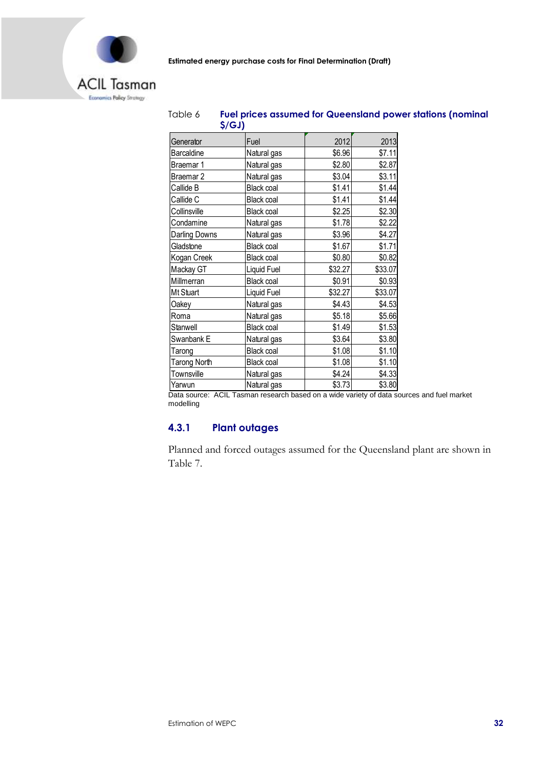Table 6 **Fuel prices assumed for Queensland power stations (nominal $/GJ)**

| Generator | Fuel | 2012 | 2013 |
|---|---|---|---|
| Barcaldine | Natural gas | $6.96 | $7.11 |
| Braemar 1 | Natural gas | $2.80 | $2.87 |
| Braemar 2 | Natural gas | $3.04 | $3.11 |
| Callide B | Black coal | $1.41 | $1.44 |
| Callide C | Black coal | $1.41 | $1.44 |
| Collinsville | Black coal | $2.25 | $2.30 |
| Condamine | Natural gas | $1.78 | $2.22 |
| Darling Downs | Natural gas | $3.96 | $4.27 |
| Gladstone | Black coal | $1.67 | $1.71 |
| Kogan Creek | Black coal | $0.80 | $0.82 |
| Mackay GT | Liquid Fuel | $32.27 | $33.07 |
| Millmerran | Black coal | $0.91 | $0.93 |
| Mt Stuart | Liquid Fuel | $32.27 | $33.07 |
| Oakey | Natural gas | $4.43 | $4.53 |
| Roma | Natural gas | $5.18 | $5.66 |
| Stanwell | Black coal | $1.49 | $1.53 |
| Swanbank E | Natural gas | $3.64 | $3.80 |
| Tarong | Black coal | $1.08 | $1.10 |
| Tarong North | Black coal | $1.08 | $1.10 |
| Townsville | Natural gas | $4.24 | $4.33 |
| Yarwun | Natural gas | $3.73 | $3.80 |

Data source: ACIL Tasman research based on a wide variety of data sources and fuel market modelling

### 4.3.1 Plant outages

Planned and forced outages assumed for the Queensland plant are shown in Table 7.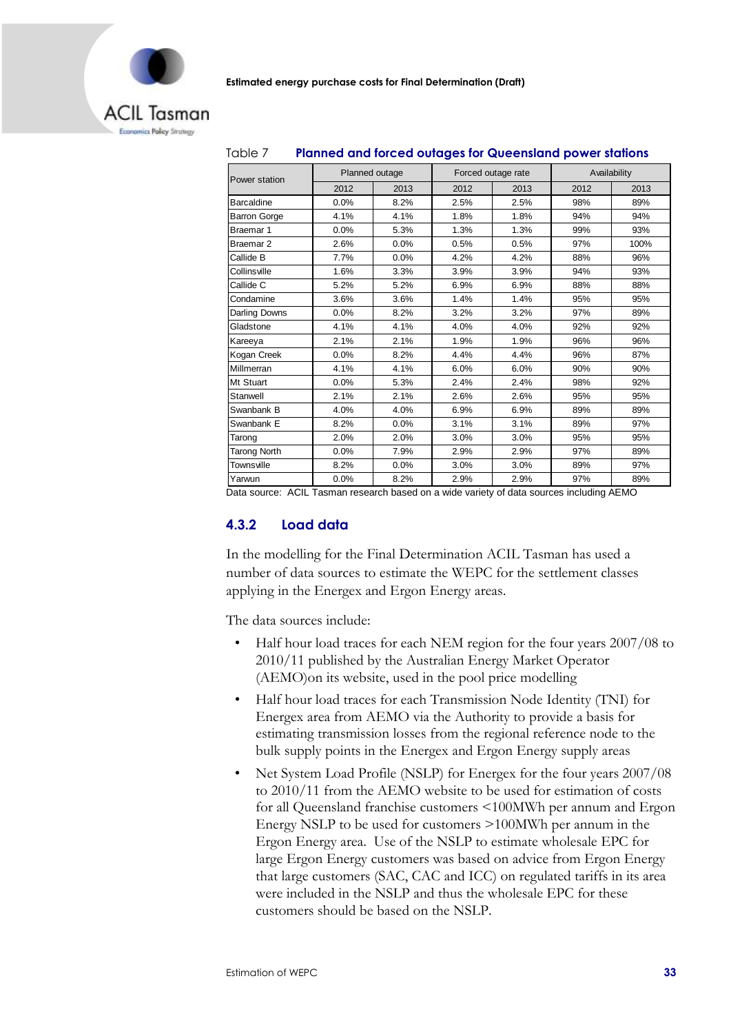Table 7 **Planned and forced outages for Queensland power stations**

| Power station | Planned outage | | Forced outage rate | | Availability | |
|---|---|---|---|---|---|---|
| | 2012 | 2013 | 2012 | 2013 | 2012 | 2013 |
| Barcaldine | 0.0% | 8.2% | 2.5% | 2.5% | 98% | 89% |
| Barron Gorge | 4.1% | 4.1% | 1.8% | 1.8% | 94% | 94% |
| Braemar 1 | 0.0% | 5.3% | 1.3% | 1.3% | 99% | 93% |
| Braemar 2 | 2.6% | 0.0% | 0.5% | 0.5% | 97% | 100% |
| Callide B | 7.7% | 0.0% | 4.2% | 4.2% | 88% | 96% |
| Collinsville | 1.6% | 3.3% | 3.9% | 3.9% | 94% | 93% |
| Callide C | 5.2% | 5.2% | 6.9% | 6.9% | 88% | 88% |
| Condamine | 3.6% | 3.6% | 1.4% | 1.4% | 95% | 95% |
| Darling Downs | 0.0% | 8.2% | 3.2% | 3.2% | 97% | 89% |
| Gladstone | 4.1% | 4.1% | 4.0% | 4.0% | 92% | 92% |
| Kareeya | 2.1% | 2.1% | 1.9% | 1.9% | 96% | 96% |
| Kogan Creek | 0.0% | 8.2% | 4.4% | 4.4% | 96% | 87% |
| Millmerran | 4.1% | 4.1% | 6.0% | 6.0% | 90% | 90% |
| Mt Stuart | 0.0% | 5.3% | 2.4% | 2.4% | 98% | 92% |
| Stanwell | 2.1% | 2.1% | 2.6% | 2.6% | 95% | 95% |
| Swanbank B | 4.0% | 4.0% | 6.9% | 6.9% | 89% | 89% |
| Swanbank E | 8.2% | 0.0% | 3.1% | 3.1% | 89% | 97% |
| Tarong | 2.0% | 2.0% | 3.0% | 3.0% | 95% | 95% |
| Tarong North | 0.0% | 7.9% | 2.9% | 2.9% | 97% | 89% |
| Townsville | 8.2% | 0.0% | 3.0% | 3.0% | 89% | 97% |
| Yarwun | 0.0% | 8.2% | 2.9% | 2.9% | 97% | 89% |

Data source: ACIL Tasman research based on a wide variety of data sources including AEMO

### 4.3.2 Load data

In the modelling for the Final Determination ACIL Tasman has used a number of data sources to estimate the WEPC for the settlement classes applying in the Energex and Ergon Energy areas.

The data sources include:

- Half hour load traces for each NEM region for the four years 2007/08 to 2010/11 published by the Australian Energy Market Operator (AEMO)on its website, used in the pool price modelling
- Half hour load traces for each Transmission Node Identity (TNI) for Energex area from AEMO via the Authority to provide a basis for estimating transmission losses from the regional reference node to the bulk supply points in the Energex and Ergon Energy supply areas
- Net System Load Profile (NSLP) for Energex for the four years 2007/08 to 2010/11 from the AEMO website to be used for estimation of costs for all Queensland franchise customers <100MWh per annum and Ergon Energy NSLP to be used for customers >100MWh per annum in the Ergon Energy area. Use of the NSLP to estimate wholesale EPC for large Ergon Energy customers was based on advice from Ergon Energy that large customers (SAC, CAC and ICC) on regulated tariffs in its area were included in the NSLP and thus the wholesale EPC for these customers should be based on the NSLP.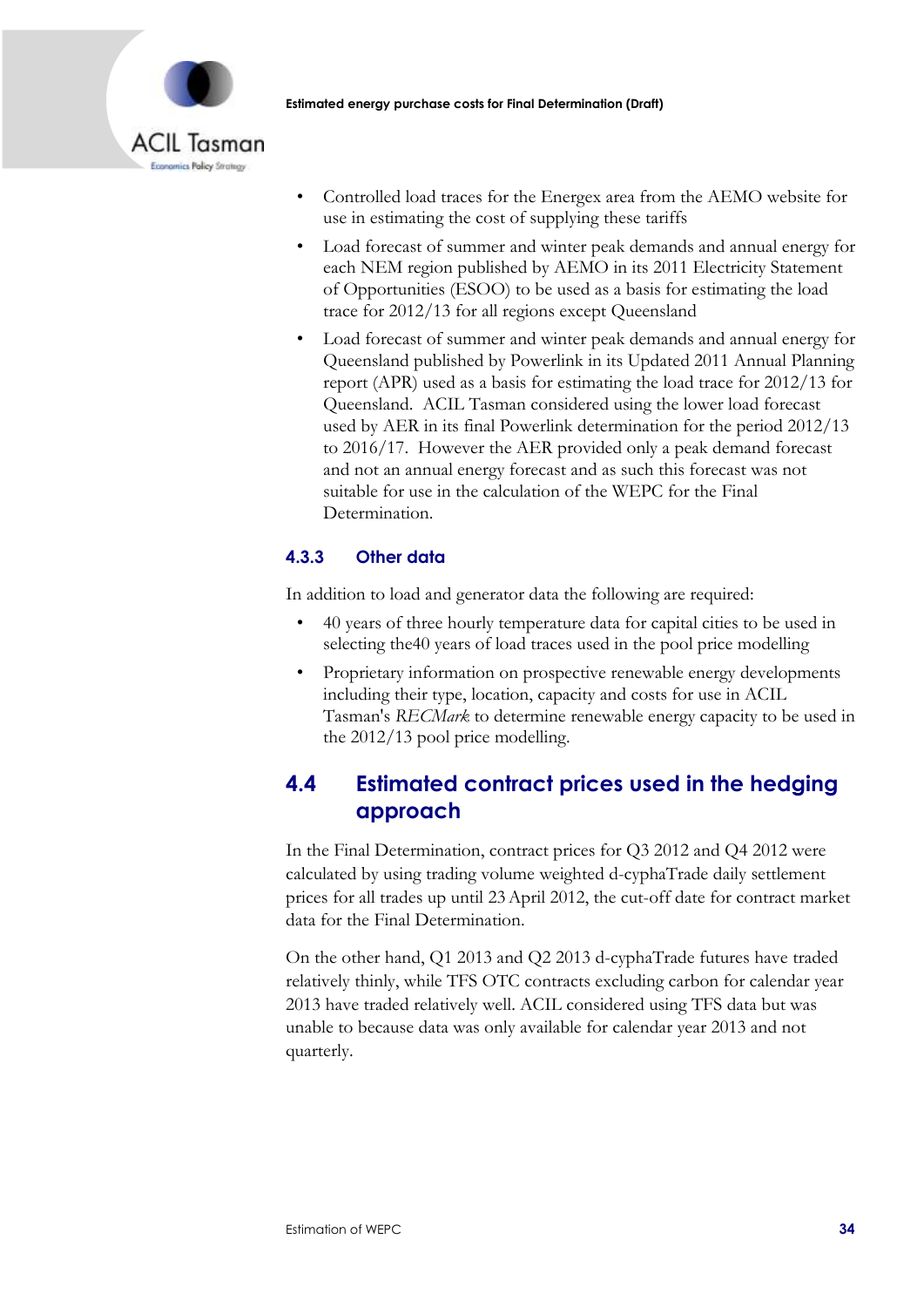- Controlled load traces for the Energex area from the AEMO website for use in estimating the cost of supplying these tariffs
- Load forecast of summer and winter peak demands and annual energy for each NEM region published by AEMO in its 2011 Electricity Statement of Opportunities (ESOO) to be used as a basis for estimating the load trace for 2012/13 for all regions except Queensland
- Load forecast of summer and winter peak demands and annual energy for Queensland published by Powerlink in its Updated 2011 Annual Planning report (APR) used as a basis for estimating the load trace for 2012/13 for Queensland. ACIL Tasman considered using the lower load forecast used by AER in its final Powerlink determination for the period 2012/13 to 2016/17. However the AER provided only a peak demand forecast and not an annual energy forecast and as such this forecast was not suitable for use in the calculation of the WEPC for the Final Determination.

### 4.3.3 Other data

In addition to load and generator data the following are required:

- 40 years of three hourly temperature data for capital cities to be used in selecting the40 years of load traces used in the pool price modelling
- Proprietary information on prospective renewable energy developments including their type, location, capacity and costs for use in ACIL Tasman's *RECMark* to determine renewable energy capacity to be used in the 2012/13 pool price modelling.

## 4.4 Estimated contract prices used in the hedging approach

In the Final Determination, contract prices for Q3 2012 and Q4 2012 were calculated by using trading volume weighted d-cyphaTrade daily settlement prices for all trades up until 23 April 2012, the cut-off date for contract market data for the Final Determination.

On the other hand, Q1 2013 and Q2 2013 d-cyphaTrade futures have traded relatively thinly, while TFS OTC contracts excluding carbon for calendar year 2013 have traded relatively well. ACIL considered using TFS data but was unable to because data was only available for calendar year 2013 and not quarterly.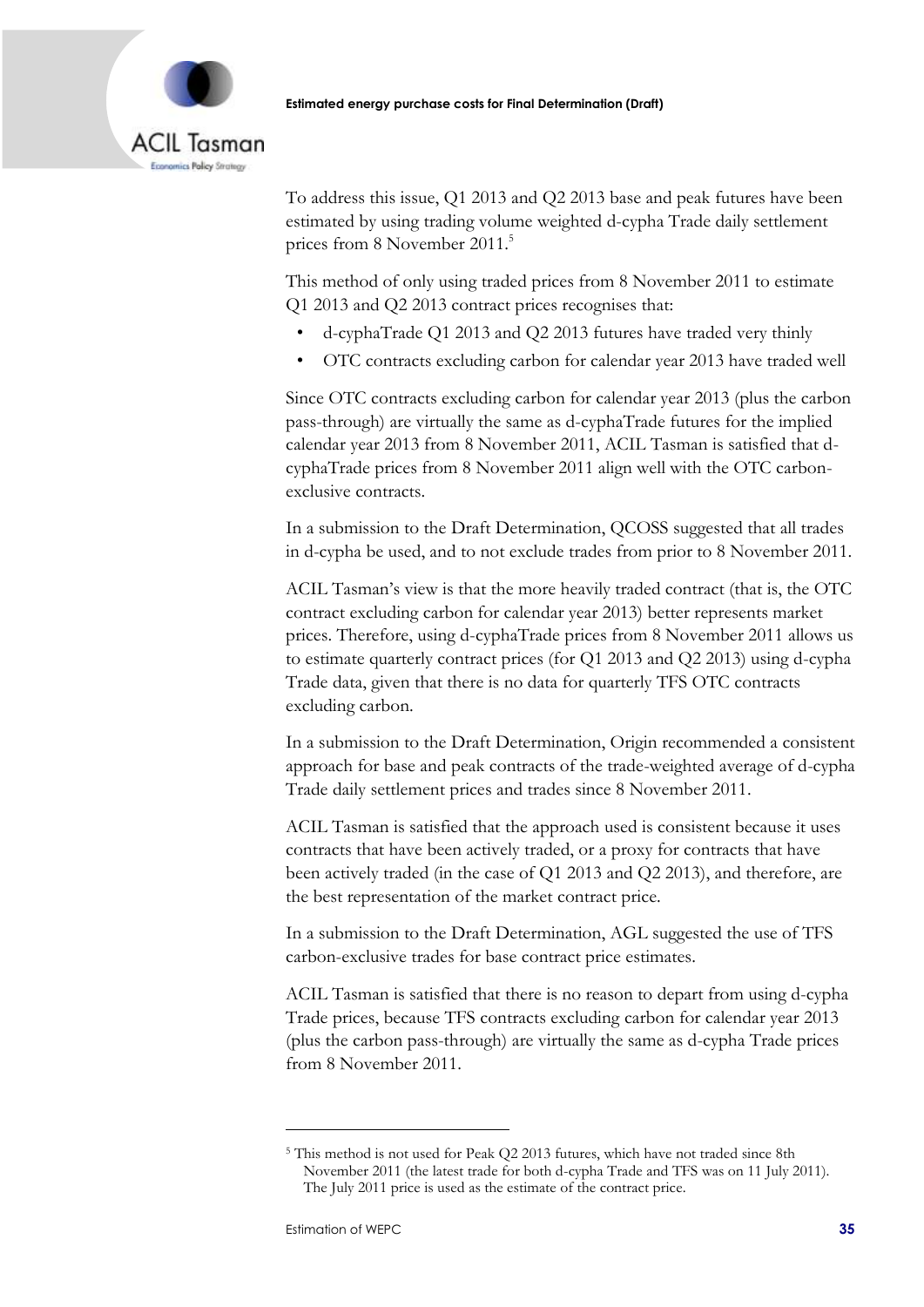To address this issue, Q1 2013 and Q2 2013 base and peak futures have been estimated by using trading volume weighted d-cypha Trade daily settlement prices from 8 November 2011.[5]

This method of only using traded prices from 8 November 2011 to estimate Q1 2013 and Q2 2013 contract prices recognises that:

- d-cyphaTrade Q1 2013 and Q2 2013 futures have traded very thinly
- OTC contracts excluding carbon for calendar year 2013 have traded well

Since OTC contracts excluding carbon for calendar year 2013 (plus the carbon pass-through) are virtually the same as d-cyphaTrade futures for the implied calendar year 2013 from 8 November 2011, ACIL Tasman is satisfied that d-cyphaTrade prices from 8 November 2011 align well with the OTC carbon-exclusive contracts.

In a submission to the Draft Determination, QCOSS suggested that all trades in d-cypha be used, and to not exclude trades from prior to 8 November 2011.

ACIL Tasman's view is that the more heavily traded contract (that is, the OTC contract excluding carbon for calendar year 2013) better represents market prices. Therefore, using d-cyphaTrade prices from 8 November 2011 allows us to estimate quarterly contract prices (for Q1 2013 and Q2 2013) using d-cypha Trade data, given that there is no data for quarterly TFS OTC contracts excluding carbon.

In a submission to the Draft Determination, Origin recommended a consistent approach for base and peak contracts of the trade-weighted average of d-cypha Trade daily settlement prices and trades since 8 November 2011.

ACIL Tasman is satisfied that the approach used is consistent because it uses contracts that have been actively traded, or a proxy for contracts that have been actively traded (in the case of Q1 2013 and Q2 2013), and therefore, are the best representation of the market contract price.

In a submission to the Draft Determination, AGL suggested the use of TFS carbon-exclusive trades for base contract price estimates.

ACIL Tasman is satisfied that there is no reason to depart from using d-cypha Trade prices, because TFS contracts excluding carbon for calendar year 2013 (plus the carbon pass-through) are virtually the same as d-cypha Trade prices from 8 November 2011.

---

[5] This method is not used for Peak Q2 2013 futures, which have not traded since 8th November 2011 (the latest trade for both d-cypha Trade and TFS was on 11 July 2011). The July 2011 price is used as the estimate of the contract price.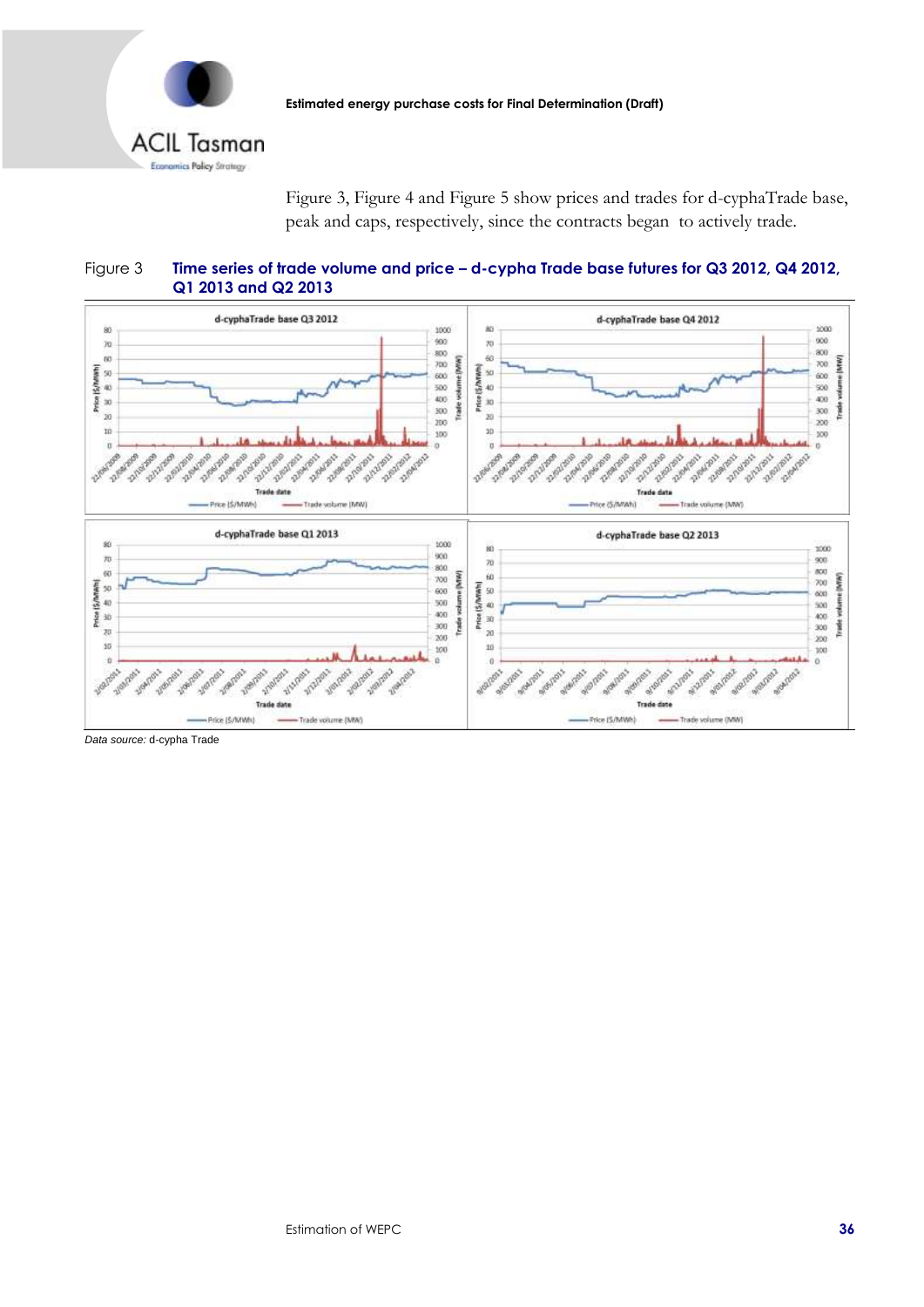Figure 3, Figure 4 and Figure 5 show prices and trades for d-cyphaTrade base, peak and caps, respectively, since the contracts began to actively trade.

Figure 3 **Time series of trade volume and price – d-cypha Trade base futures for Q3 2012, Q4 2012, Q1 2013 and Q2 2013**

*Data source:* d-cypha Trade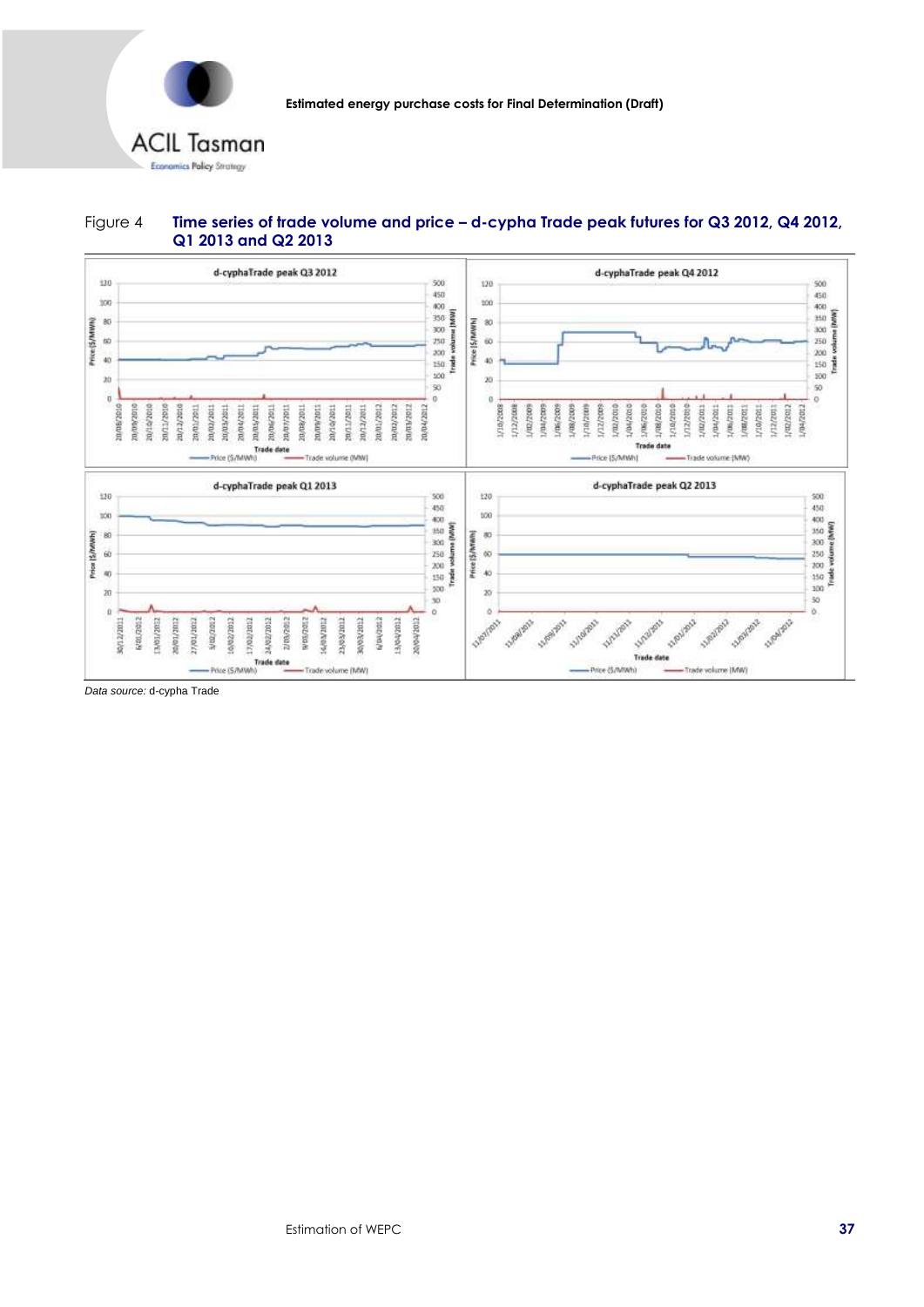Figure 4 **Time series of trade volume and price – d-cypha Trade peak futures for Q3 2012, Q4 2012, Q1 2013 and Q2 2013**

*Data source:* d-cypha Trade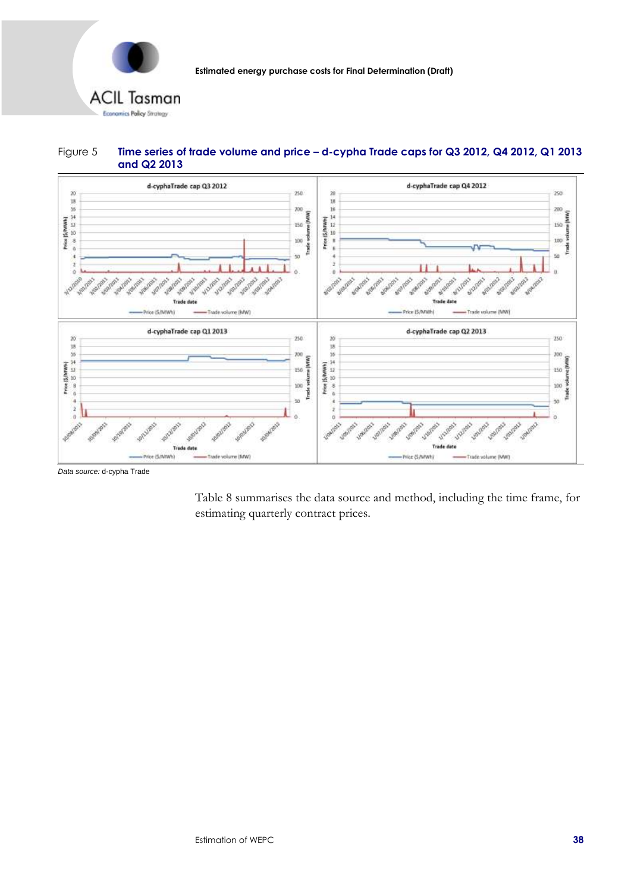Figure 5 **Time series of trade volume and price – d-cypha Trade caps for Q3 2012, Q4 2012, Q1 2013 and Q2 2013**

*Data source:* d-cypha Trade

Table 8 summarises the data source and method, including the time frame, for estimating quarterly contract prices.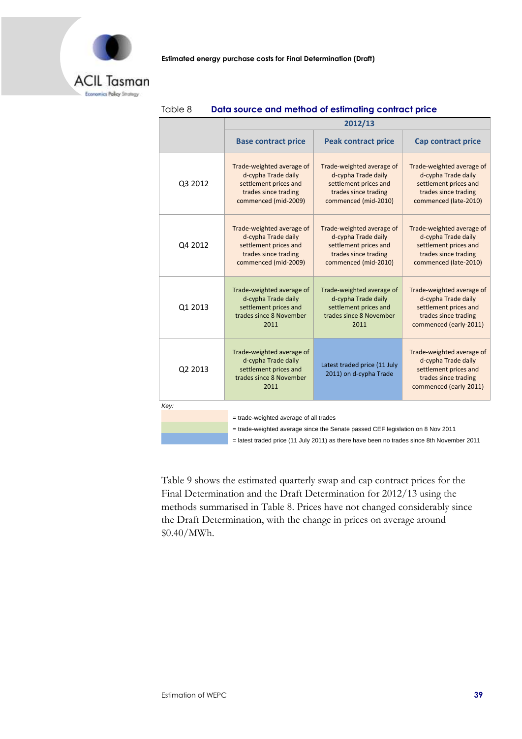Table 8 **Data source and method of estimating contract price**

| | 2012/13 | | |
|---|---|---|---|
| | **Base contract price** | **Peak contract price** | **Cap contract price** |
| Q3 2012 | Trade-weighted average of d-cypha Trade daily settlement prices and trades since trading commenced (mid-2009) | Trade-weighted average of d-cypha Trade daily settlement prices and trades since trading commenced (mid-2010) | Trade-weighted average of d-cypha Trade daily settlement prices and trades since trading commenced (late-2010) |
| Q4 2012 | Trade-weighted average of d-cypha Trade daily settlement prices and trades since trading commenced (mid-2009) | Trade-weighted average of d-cypha Trade daily settlement prices and trades since trading commenced (mid-2010) | Trade-weighted average of d-cypha Trade daily settlement prices and trades since trading commenced (late-2010) |
| Q1 2013 | Trade-weighted average of d-cypha Trade daily settlement prices and trades since 8 November 2011 | Trade-weighted average of d-cypha Trade daily settlement prices and trades since 8 November 2011 | Trade-weighted average of d-cypha Trade daily settlement prices and trades since trading commenced (early-2011) |
| Q2 2013 | Trade-weighted average of d-cypha Trade daily settlement prices and trades since 8 November 2011 | Latest traded price (11 July 2011) on d-cypha Trade | Trade-weighted average of d-cypha Trade daily settlement prices and trades since trading commenced (early-2011) |

*Key:*

- (orange) = trade-weighted average of all trades
- (green) = trade-weighted average since the Senate passed CEF legislation on 8 Nov 2011
- (blue) = latest traded price (11 July 2011) as there have been no trades since 8th November 2011

Table 9 shows the estimated quarterly swap and cap contract prices for the Final Determination and the Draft Determination for 2012/13 using the methods summarised in Table 8. Prices have not changed considerably since the Draft Determination, with the change in prices on average around \$0.40/MWh.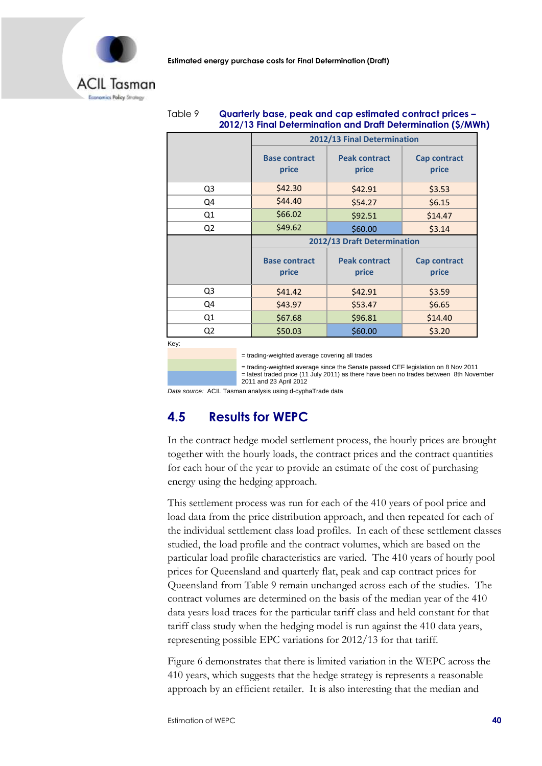Table 9 **Quarterly base, peak and cap estimated contract prices – 2012/13 Final Determination and Draft Determination ($/MWh)**

| | 2012/13 Final Determination | | |
|---|---|---|---|
| | Base contract price | Peak contract price | Cap contract price |
| Q3 | $42.30 | $42.91 | $3.53 |
| Q4 | $44.40 | $54.27 | $6.15 |
| Q1 | $66.02 | $92.51 | $14.47 |
| Q2 | $49.62 | $60.00 | $3.14 |
| | **2012/13 Draft Determination** | | |
| | Base contract price | Peak contract price | Cap contract price |
| Q3 | $41.42 | $42.91 | $3.59 |
| Q4 | $43.97 | $53.47 | $6.65 |
| Q1 | $67.68 | $96.81 | $14.40 |
| Q2 | $50.03 | $60.00 | $3.20 |

Key:

= trading-weighted average covering all trades

= trading-weighted average since the Senate passed CEF legislation on 8 Nov 2011

= latest traded price (11 July 2011) as there have been no trades between 8th November 2011 and 23 April 2012

*Data source:* ACIL Tasman analysis using d-cyphaTrade data

## 4.5 Results for WEPC

In the contract hedge model settlement process, the hourly prices are brought together with the hourly loads, the contract prices and the contract quantities for each hour of the year to provide an estimate of the cost of purchasing energy using the hedging approach.

This settlement process was run for each of the 410 years of pool price and load data from the price distribution approach, and then repeated for each of the individual settlement class load profiles. In each of these settlement classes studied, the load profile and the contract volumes, which are based on the particular load profile characteristics are varied. The 410 years of hourly pool prices for Queensland and quarterly flat, peak and cap contract prices for Queensland from Table 9 remain unchanged across each of the studies. The contract volumes are determined on the basis of the median year of the 410 data years load traces for the particular tariff class and held constant for that tariff class study when the hedging model is run against the 410 data years, representing possible EPC variations for 2012/13 for that tariff.

Figure 6 demonstrates that there is limited variation in the WEPC across the 410 years, which suggests that the hedge strategy is represents a reasonable approach by an efficient retailer. It is also interesting that the median and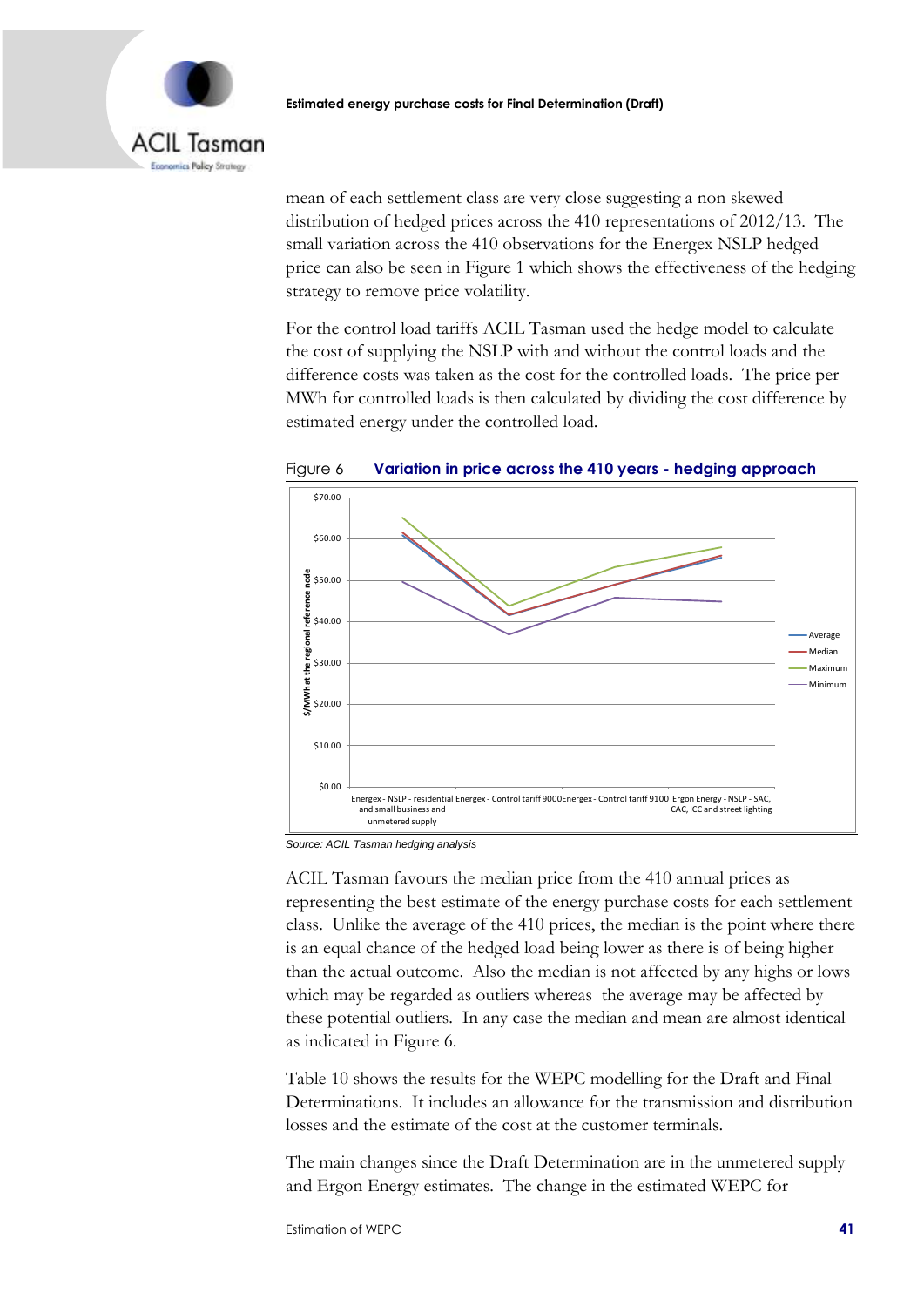mean of each settlement class are very close suggesting a non skewed distribution of hedged prices across the 410 representations of 2012/13. The small variation across the 410 observations for the Energex NSLP hedged price can also be seen in Figure 1 which shows the effectiveness of the hedging strategy to remove price volatility.

For the control load tariffs ACIL Tasman used the hedge model to calculate the cost of supplying the NSLP with and without the control loads and the difference costs was taken as the cost for the controlled loads. The price per MWh for controlled loads is then calculated by dividing the cost difference by estimated energy under the controlled load.

Figure 6 **Variation in price across the 410 years - hedging approach**

*Source: ACIL Tasman hedging analysis*

ACIL Tasman favours the median price from the 410 annual prices as representing the best estimate of the energy purchase costs for each settlement class. Unlike the average of the 410 prices, the median is the point where there is an equal chance of the hedged load being lower as there is of being higher than the actual outcome. Also the median is not affected by any highs or lows which may be regarded as outliers whereas the average may be affected by these potential outliers. In any case the median and mean are almost identical as indicated in Figure 6.

Table 10 shows the results for the WEPC modelling for the Draft and Final Determinations. It includes an allowance for the transmission and distribution losses and the estimate of the cost at the customer terminals.

The main changes since the Draft Determination are in the unmetered supply and Ergon Energy estimates. The change in the estimated WEPC for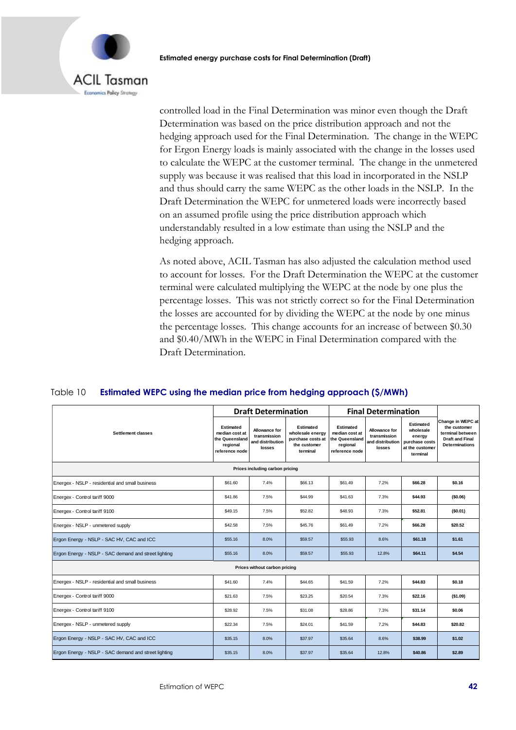controlled load in the Final Determination was minor even though the Draft Determination was based on the price distribution approach and not the hedging approach used for the Final Determination. The change in the WEPC for Ergon Energy loads is mainly associated with the change in the losses used to calculate the WEPC at the customer terminal. The change in the unmetered supply was because it was realised that this load in incorporated in the NSLP and thus should carry the same WEPC as the other loads in the NSLP. In the Draft Determination the WEPC for unmetered loads were incorrectly based on an assumed profile using the price distribution approach which understandably resulted in a low estimate than using the NSLP and the hedging approach.

As noted above, ACIL Tasman has also adjusted the calculation method used to account for losses. For the Draft Determination the WEPC at the customer terminal were calculated multiplying the WEPC at the node by one plus the percentage losses. This was not strictly correct so for the Final Determination the losses are accounted for by dividing the WEPC at the node by one minus the percentage losses. This change accounts for an increase of between $0.30 and $0.40/MWh in the WEPC in Final Determination compared with the Draft Determination.

Table 10 **Estimated WEPC using the median price from hedging approach ($/MWh)**

| Settlement classes | Draft Determination | | | Final Determination | | | Change in WEPC at the customer terminal between Draft and Final Determinations |
|---|---|---|---|---|---|---|---|
| | Estimated median cost at the Queensland regional reference node | Allowance for transmission and distribution losses | Estimated wholesale energy purchase costs at the customer terminal | Estimated median cost at the Queensland regional reference node | Allowance for transmission and distribution losses | Estimated wholesale energy purchase costs at the customer terminal | |
| **Prices including carbon pricing** | | | | | | | |
| Energex - NSLP - residential and small business | $61.60 | 7.4% | $66.13 | $61.49 | 7.2% | **$66.28** | **$0.16** |
| Energex - Control tariff 9000 | $41.86 | 7.5% | $44.99 | $41.63 | 7.3% | **$44.93** | **($0.06)** |
| Energex - Control tariff 9100 | $49.15 | 7.5% | $52.82 | $48.93 | 7.3% | **$52.81** | **($0.01)** |
| Energex - NSLP - unmetered supply | $42.58 | 7.5% | $45.76 | $61.49 | 7.2% | **$66.28** | **$20.52** |
| Ergon Energy - NSLP - SAC HV, CAC and ICC | $55.16 | 8.0% | $59.57 | $55.93 | 8.6% | **$61.18** | **$1.61** |
| Ergon Energy - NSLP - SAC demand and street lighting | $55.16 | 8.0% | $59.57 | $55.93 | 12.8% | **$64.11** | **$4.54** |
| **Prices without carbon pricing** | | | | | | | |
| Energex - NSLP - residential and small business | $41.60 | 7.4% | $44.65 | $41.59 | 7.2% | **$44.83** | **$0.18** |
| Energex - Control tariff 9000 | $21.63 | 7.5% | $23.25 | $20.54 | 7.3% | **$22.16** | **($1.09)** |
| Energex - Control tariff 9100 | $28.92 | 7.5% | $31.08 | $28.86 | 7.3% | **$31.14** | **$0.06** |
| Energex - NSLP - unmetered supply | $22.34 | 7.5% | $24.01 | $41.59 | 7.2% | **$44.83** | **$20.82** |
| Ergon Energy - NSLP - SAC HV, CAC and ICC | $35.15 | 8.0% | $37.97 | $35.64 | 8.6% | **$38.99** | **$1.02** |
| Ergon Energy - NSLP - SAC demand and street lighting | $35.15 | 8.0% | $37.97 | $35.64 | 12.8% | **$40.86** | **$2.89** |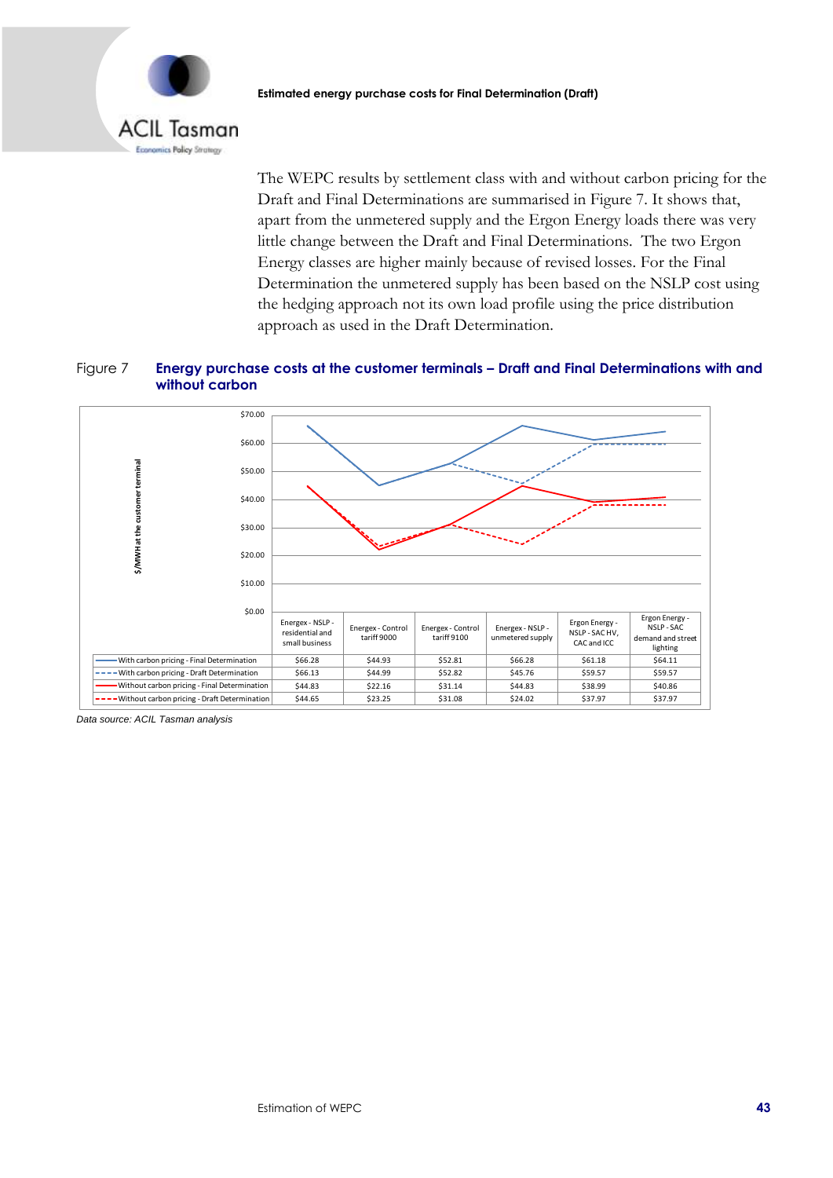The WEPC results by settlement class with and without carbon pricing for the Draft and Final Determinations are summarised in Figure 7. It shows that, apart from the unmetered supply and the Ergon Energy loads there was very little change between the Draft and Final Determinations. The two Ergon Energy classes are higher mainly because of revised losses. For the Final Determination the unmetered supply has been based on the NSLP cost using the hedging approach not its own load profile using the price distribution approach as used in the Draft Determination.

Figure 7 **Energy purchase costs at the customer terminals – Draft and Final Determinations with and without carbon**

| | Energex - NSLP - residential and small business | Energex - Control tariff 9000 | Energex - Control tariff 9100 | Energex - NSLP - unmetered supply | Ergon Energy - NSLP - SAC HV, CAC and ICC | Ergon Energy - NSLP - SAC demand and street lighting |
|---|---|---|---|---|---|---|
| With carbon pricing - Final Determination | $66.28 | $44.93 | $52.81 | $66.28 | $61.18 | $64.11 |
| With carbon pricing - Draft Determination | $66.13 | $44.99 | $52.82 | $45.76 | $59.57 | $59.57 |
| Without carbon pricing - Final Determination | $44.83 | $22.16 | $31.14 | $44.83 | $38.99 | $40.86 |
| Without carbon pricing - Draft Determination | $44.65 | $23.25 | $31.08 | $24.02 | $37.97 | $37.97 |

*Data source: ACIL Tasman analysis*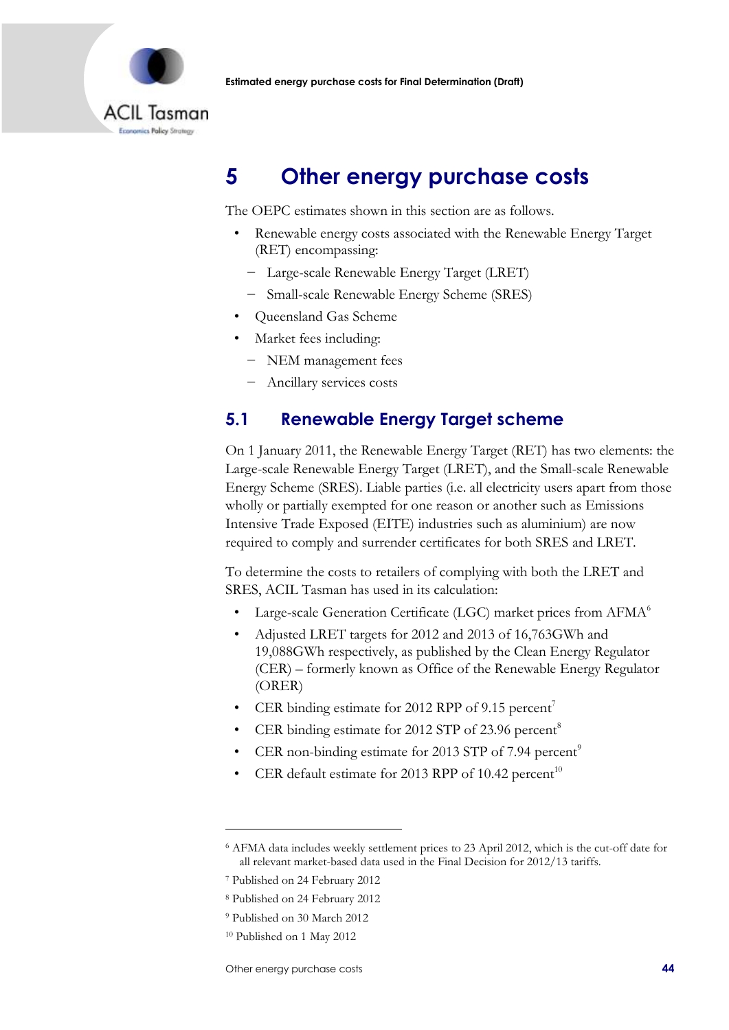# 5 Other energy purchase costs

The OEPC estimates shown in this section are as follows.

- Renewable energy costs associated with the Renewable Energy Target (RET) encompassing:
  - Large-scale Renewable Energy Target (LRET)
  - Small-scale Renewable Energy Scheme (SRES)
- Queensland Gas Scheme
- Market fees including:
  - NEM management fees
  - Ancillary services costs

## 5.1 Renewable Energy Target scheme

On 1 January 2011, the Renewable Energy Target (RET) has two elements: the Large-scale Renewable Energy Target (LRET), and the Small-scale Renewable Energy Scheme (SRES). Liable parties (i.e. all electricity users apart from those wholly or partially exempted for one reason or another such as Emissions Intensive Trade Exposed (EITE) industries such as aluminium) are now required to comply and surrender certificates for both SRES and LRET.

To determine the costs to retailers of complying with both the LRET and SRES, ACIL Tasman has used in its calculation:

- Large-scale Generation Certificate (LGC) market prices from AFMA[6]
- Adjusted LRET targets for 2012 and 2013 of 16,763GWh and 19,088GWh respectively, as published by the Clean Energy Regulator (CER) – formerly known as Office of the Renewable Energy Regulator (ORER)
- CER binding estimate for 2012 RPP of 9.15 percent[7]
- CER binding estimate for 2012 STP of 23.96 percent[8]
- CER non-binding estimate for 2013 STP of 7.94 percent[9]
- CER default estimate for 2013 RPP of 10.42 percent[10]

---

[6] AFMA data includes weekly settlement prices to 23 April 2012, which is the cut-off date for all relevant market-based data used in the Final Decision for 2012/13 tariffs.

[7] Published on 24 February 2012

[8] Published on 24 February 2012

[9] Published on 30 March 2012

[10] Published on 1 May 2012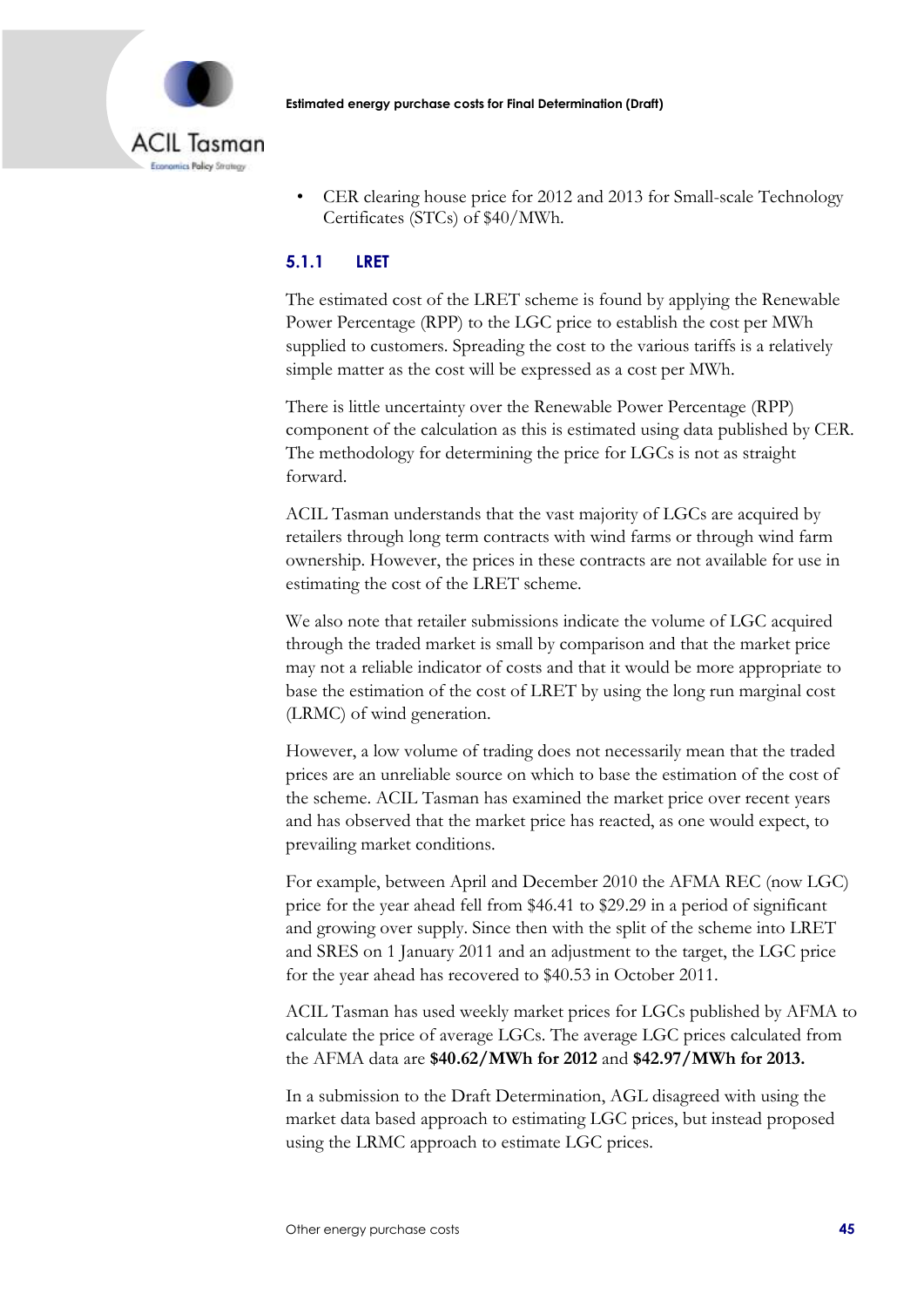- CER clearing house price for 2012 and 2013 for Small-scale Technology Certificates (STCs) of $40/MWh.

### 5.1.1 LRET

The estimated cost of the LRET scheme is found by applying the Renewable Power Percentage (RPP) to the LGC price to establish the cost per MWh supplied to customers. Spreading the cost to the various tariffs is a relatively simple matter as the cost will be expressed as a cost per MWh.

There is little uncertainty over the Renewable Power Percentage (RPP) component of the calculation as this is estimated using data published by CER. The methodology for determining the price for LGCs is not as straight forward.

ACIL Tasman understands that the vast majority of LGCs are acquired by retailers through long term contracts with wind farms or through wind farm ownership. However, the prices in these contracts are not available for use in estimating the cost of the LRET scheme.

We also note that retailer submissions indicate the volume of LGC acquired through the traded market is small by comparison and that the market price may not a reliable indicator of costs and that it would be more appropriate to base the estimation of the cost of LRET by using the long run marginal cost (LRMC) of wind generation.

However, a low volume of trading does not necessarily mean that the traded prices are an unreliable source on which to base the estimation of the cost of the scheme. ACIL Tasman has examined the market price over recent years and has observed that the market price has reacted, as one would expect, to prevailing market conditions.

For example, between April and December 2010 the AFMA REC (now LGC) price for the year ahead fell from $46.41 to $29.29 in a period of significant and growing over supply. Since then with the split of the scheme into LRET and SRES on 1 January 2011 and an adjustment to the target, the LGC price for the year ahead has recovered to $40.53 in October 2011.

ACIL Tasman has used weekly market prices for LGCs published by AFMA to calculate the price of average LGCs. The average LGC prices calculated from the AFMA data are **$40.62/MWh for 2012** and **$42.97/MWh for 2013.**

In a submission to the Draft Determination, AGL disagreed with using the market data based approach to estimating LGC prices, but instead proposed using the LRMC approach to estimate LGC prices.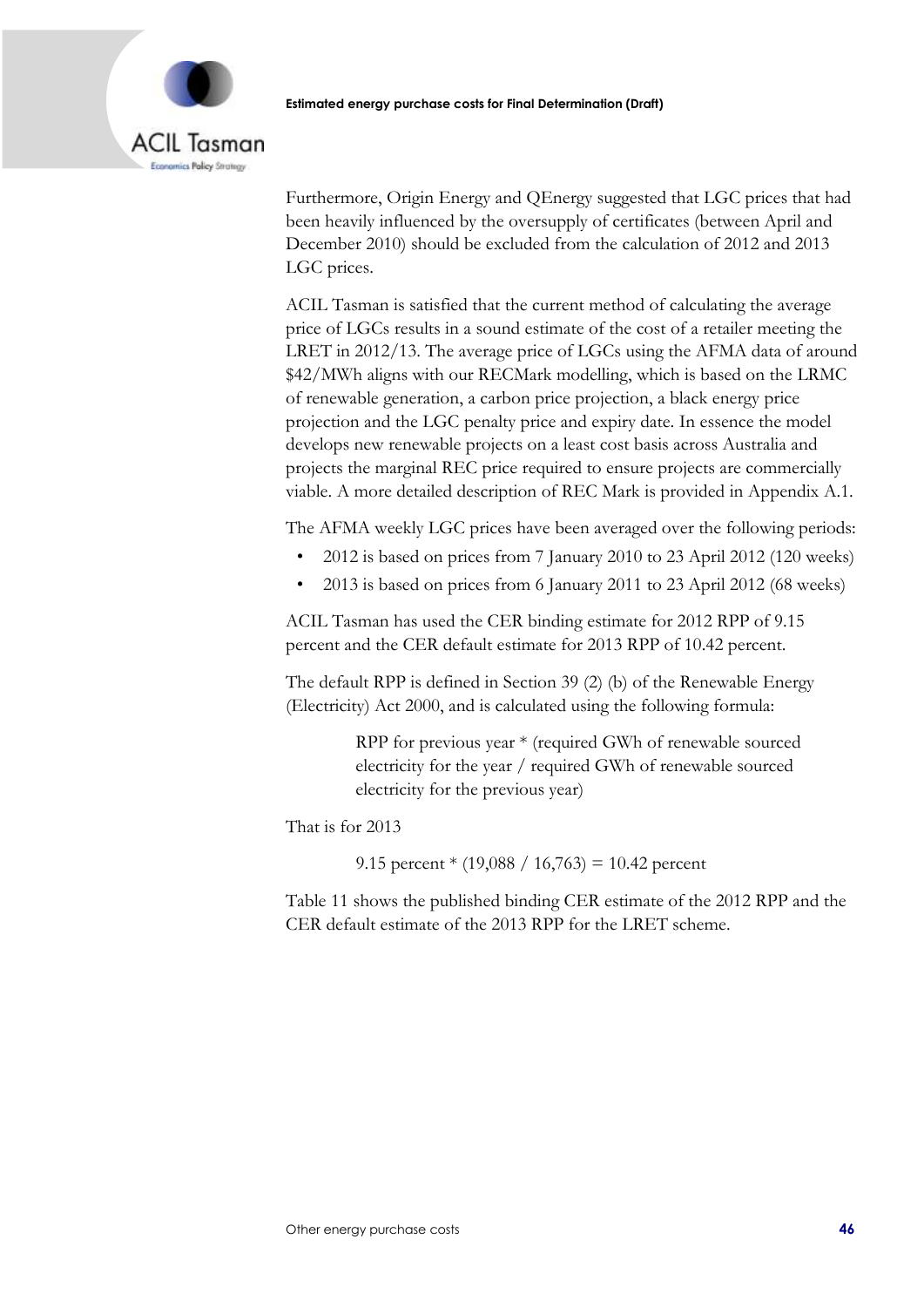Furthermore, Origin Energy and QEnergy suggested that LGC prices that had been heavily influenced by the oversupply of certificates (between April and December 2010) should be excluded from the calculation of 2012 and 2013 LGC prices.

ACIL Tasman is satisfied that the current method of calculating the average price of LGCs results in a sound estimate of the cost of a retailer meeting the LRET in 2012/13. The average price of LGCs using the AFMA data of around $42/MWh aligns with our RECMark modelling, which is based on the LRMC of renewable generation, a carbon price projection, a black energy price projection and the LGC penalty price and expiry date. In essence the model develops new renewable projects on a least cost basis across Australia and projects the marginal REC price required to ensure projects are commercially viable. A more detailed description of REC Mark is provided in Appendix A.1.

The AFMA weekly LGC prices have been averaged over the following periods:

- 2012 is based on prices from 7 January 2010 to 23 April 2012 (120 weeks)
- 2013 is based on prices from 6 January 2011 to 23 April 2012 (68 weeks)

ACIL Tasman has used the CER binding estimate for 2012 RPP of 9.15 percent and the CER default estimate for 2013 RPP of 10.42 percent.

The default RPP is defined in Section 39 (2) (b) of the Renewable Energy (Electricity) Act 2000, and is calculated using the following formula:

> RPP for previous year * (required GWh of renewable sourced electricity for the year / required GWh of renewable sourced electricity for the previous year)

That is for 2013

> 9.15 percent * (19,088 / 16,763) = 10.42 percent

Table 11 shows the published binding CER estimate of the 2012 RPP and the CER default estimate of the 2013 RPP for the LRET scheme.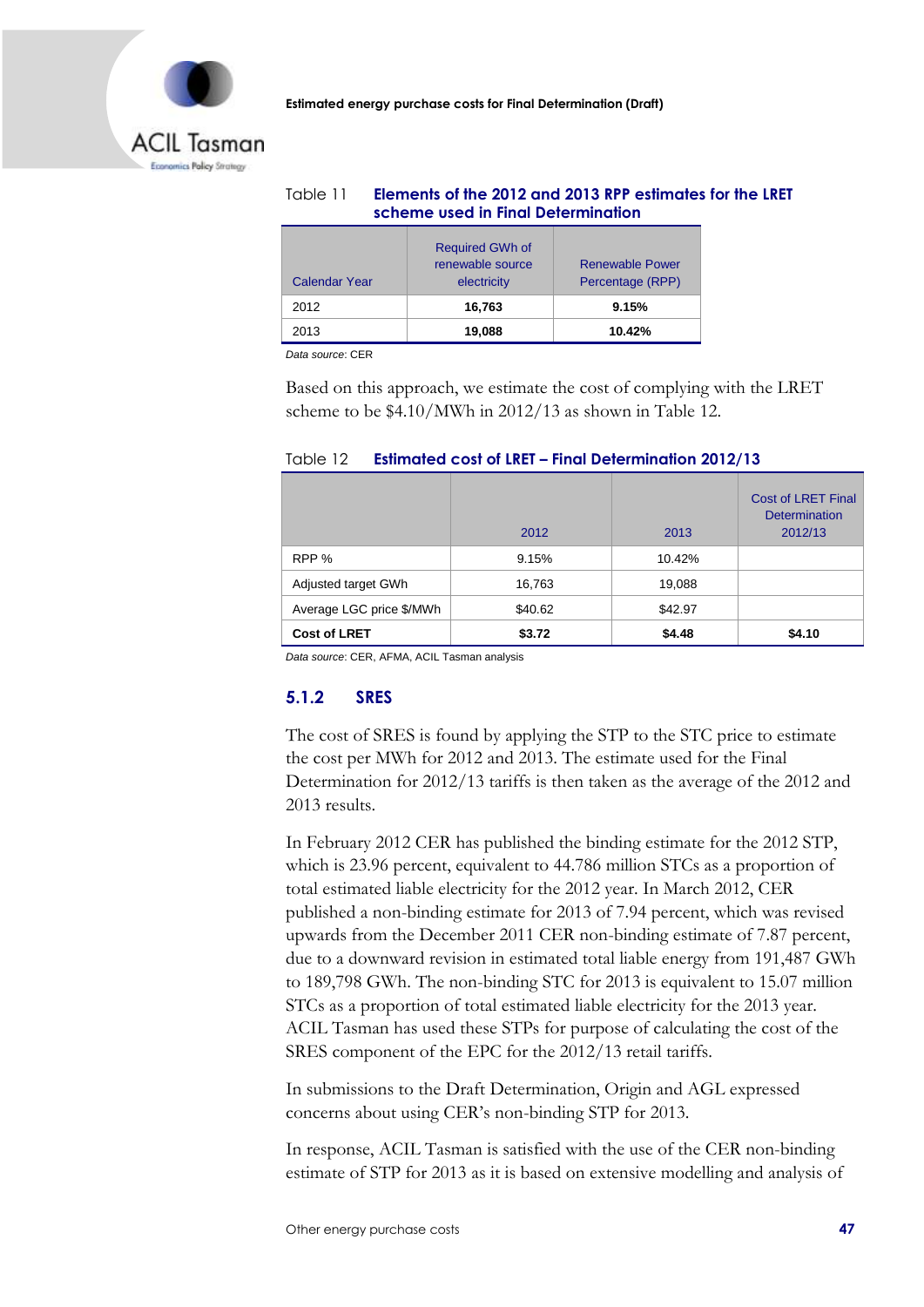Table 11 **Elements of the 2012 and 2013 RPP estimates for the LRET scheme used in Final Determination**

| Calendar Year | Required GWh of renewable source electricity | Renewable Power Percentage (RPP) |
|---|---|---|
| 2012 | **16,763** | **9.15%** |
| 2013 | **19,088** | **10.42%** |

*Data source*: CER

Based on this approach, we estimate the cost of complying with the LRET scheme to be $4.10/MWh in 2012/13 as shown in Table 12.

Table 12 **Estimated cost of LRET – Final Determination 2012/13**

| | 2012 | 2013 | Cost of LRET Final Determination 2012/13 |
|---|---|---|---|
| RPP % | 9.15% | 10.42% | |
| Adjusted target GWh | 16,763 | 19,088 | |
| Average LGC price $/MWh | $40.62 | $42.97 | |
| **Cost of LRET** | **$3.72** | **$4.48** | **$4.10** |

*Data source*: CER, AFMA, ACIL Tasman analysis

### 5.1.2 SRES

The cost of SRES is found by applying the STP to the STC price to estimate the cost per MWh for 2012 and 2013. The estimate used for the Final Determination for 2012/13 tariffs is then taken as the average of the 2012 and 2013 results.

In February 2012 CER has published the binding estimate for the 2012 STP, which is 23.96 percent, equivalent to 44.786 million STCs as a proportion of total estimated liable electricity for the 2012 year. In March 2012, CER published a non-binding estimate for 2013 of 7.94 percent, which was revised upwards from the December 2011 CER non-binding estimate of 7.87 percent, due to a downward revision in estimated total liable energy from 191,487 GWh to 189,798 GWh. The non-binding STC for 2013 is equivalent to 15.07 million STCs as a proportion of total estimated liable electricity for the 2013 year. ACIL Tasman has used these STPs for purpose of calculating the cost of the SRES component of the EPC for the 2012/13 retail tariffs.

In submissions to the Draft Determination, Origin and AGL expressed concerns about using CER's non-binding STP for 2013.

In response, ACIL Tasman is satisfied with the use of the CER non-binding estimate of STP for 2013 as it is based on extensive modelling and analysis of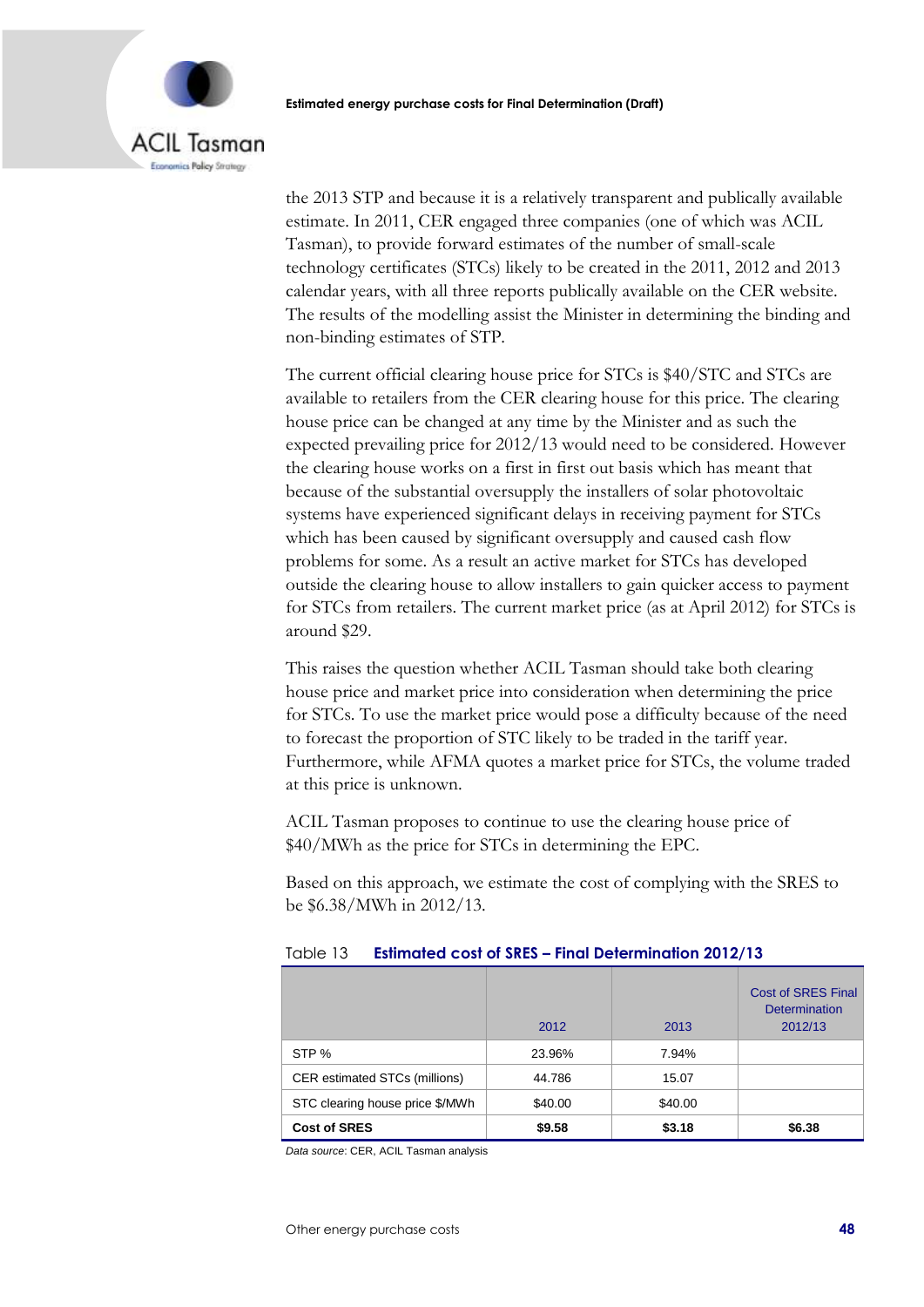the 2013 STP and because it is a relatively transparent and publically available estimate. In 2011, CER engaged three companies (one of which was ACIL Tasman), to provide forward estimates of the number of small-scale technology certificates (STCs) likely to be created in the 2011, 2012 and 2013 calendar years, with all three reports publically available on the CER website. The results of the modelling assist the Minister in determining the binding and non-binding estimates of STP.

The current official clearing house price for STCs is $40/STC and STCs are available to retailers from the CER clearing house for this price. The clearing house price can be changed at any time by the Minister and as such the expected prevailing price for 2012/13 would need to be considered. However the clearing house works on a first in first out basis which has meant that because of the substantial oversupply the installers of solar photovoltaic systems have experienced significant delays in receiving payment for STCs which has been caused by significant oversupply and caused cash flow problems for some. As a result an active market for STCs has developed outside the clearing house to allow installers to gain quicker access to payment for STCs from retailers. The current market price (as at April 2012) for STCs is around $29.

This raises the question whether ACIL Tasman should take both clearing house price and market price into consideration when determining the price for STCs. To use the market price would pose a difficulty because of the need to forecast the proportion of STC likely to be traded in the tariff year. Furthermore, while AFMA quotes a market price for STCs, the volume traded at this price is unknown.

ACIL Tasman proposes to continue to use the clearing house price of $40/MWh as the price for STCs in determining the EPC.

Based on this approach, we estimate the cost of complying with the SRES to be $6.38/MWh in 2012/13.

Table 13 **Estimated cost of SRES – Final Determination 2012/13**

| | 2012 | 2013 | Cost of SRES Final Determination 2012/13 |
|---|---|---|---|
| STP % | 23.96% | 7.94% | |
| CER estimated STCs (millions) | 44.786 | 15.07 | |
| STC clearing house price $/MWh | $40.00 | $40.00 | |
| **Cost of SRES** | **$9.58** | **$3.18** | **$6.38** |

*Data source*: CER, ACIL Tasman analysis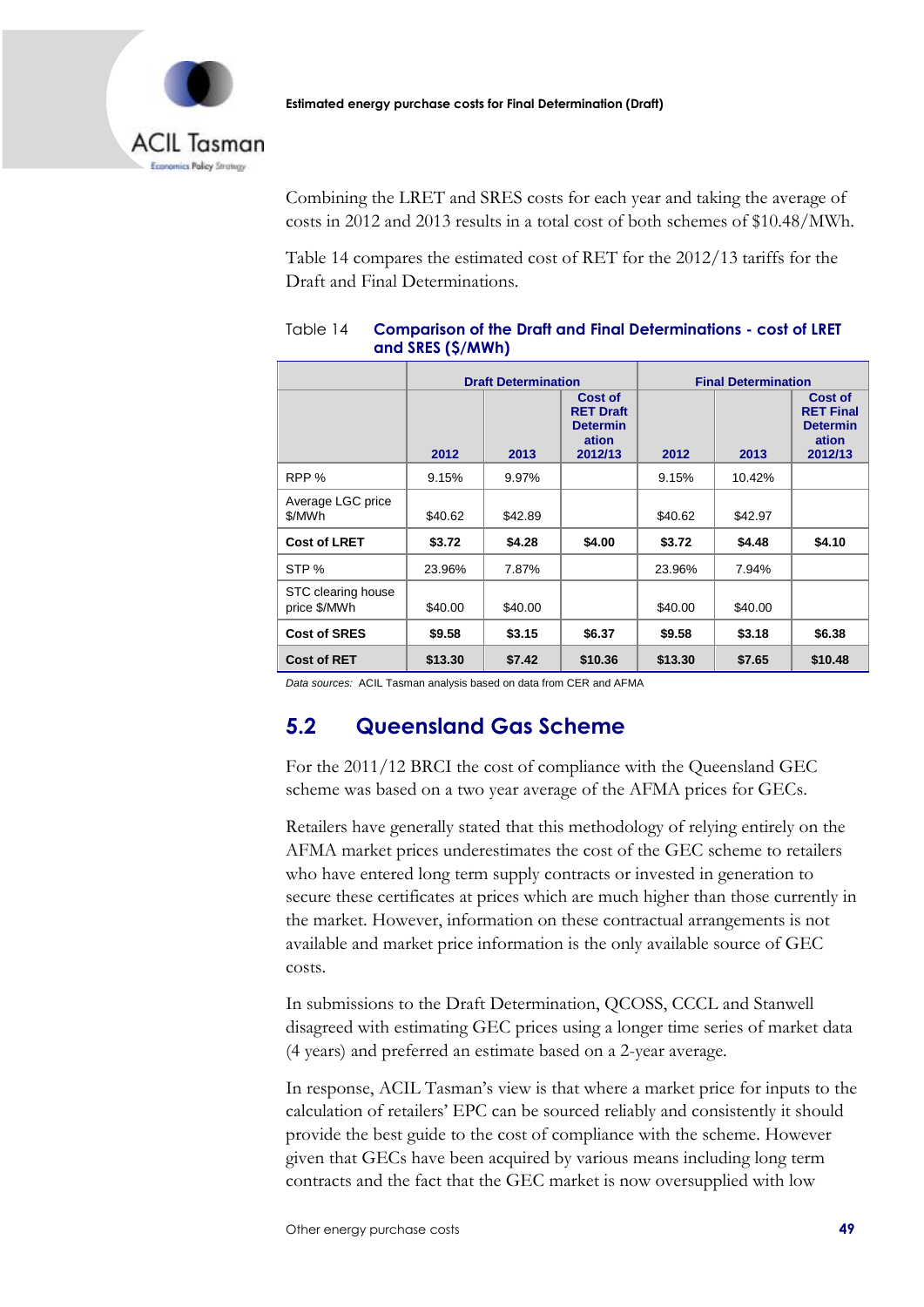Combining the LRET and SRES costs for each year and taking the average of costs in 2012 and 2013 results in a total cost of both schemes of $10.48/MWh.

Table 14 compares the estimated cost of RET for the 2012/13 tariffs for the Draft and Final Determinations.

Table 14 **Comparison of the Draft and Final Determinations - cost of LRET and SRES ($/MWh)**

| | Draft Determination | | | Final Determination | | |
|---|---|---|---|---|---|---|
| | 2012 | 2013 | Cost of RET Draft Determination 2012/13 | 2012 | 2013 | Cost of RET Final Determination 2012/13 |
| RPP % | 9.15% | 9.97% | | 9.15% | 10.42% | |
| Average LGC price $/MWh | $40.62 | $42.89 | | $40.62 | $42.97 | |
| **Cost of LRET** | **$3.72** | **$4.28** | **$4.00** | **$3.72** | **$4.48** | **$4.10** |
| STP % | 23.96% | 7.87% | | 23.96% | 7.94% | |
| STC clearing house price $/MWh | $40.00 | $40.00 | | $40.00 | $40.00 | |
| **Cost of SRES** | **$9.58** | **$3.15** | **$6.37** | **$9.58** | **$3.18** | **$6.38** |
| **Cost of RET** | **$13.30** | **$7.42** | **$10.36** | **$13.30** | **$7.65** | **$10.48** |

*Data sources:* ACIL Tasman analysis based on data from CER and AFMA

## 5.2 Queensland Gas Scheme

For the 2011/12 BRCI the cost of compliance with the Queensland GEC scheme was based on a two year average of the AFMA prices for GECs.

Retailers have generally stated that this methodology of relying entirely on the AFMA market prices underestimates the cost of the GEC scheme to retailers who have entered long term supply contracts or invested in generation to secure these certificates at prices which are much higher than those currently in the market. However, information on these contractual arrangements is not available and market price information is the only available source of GEC costs.

In submissions to the Draft Determination, QCOSS, CCCL and Stanwell disagreed with estimating GEC prices using a longer time series of market data (4 years) and preferred an estimate based on a 2-year average.

In response, ACIL Tasman's view is that where a market price for inputs to the calculation of retailers' EPC can be sourced reliably and consistently it should provide the best guide to the cost of compliance with the scheme. However given that GECs have been acquired by various means including long term contracts and the fact that the GEC market is now oversupplied with low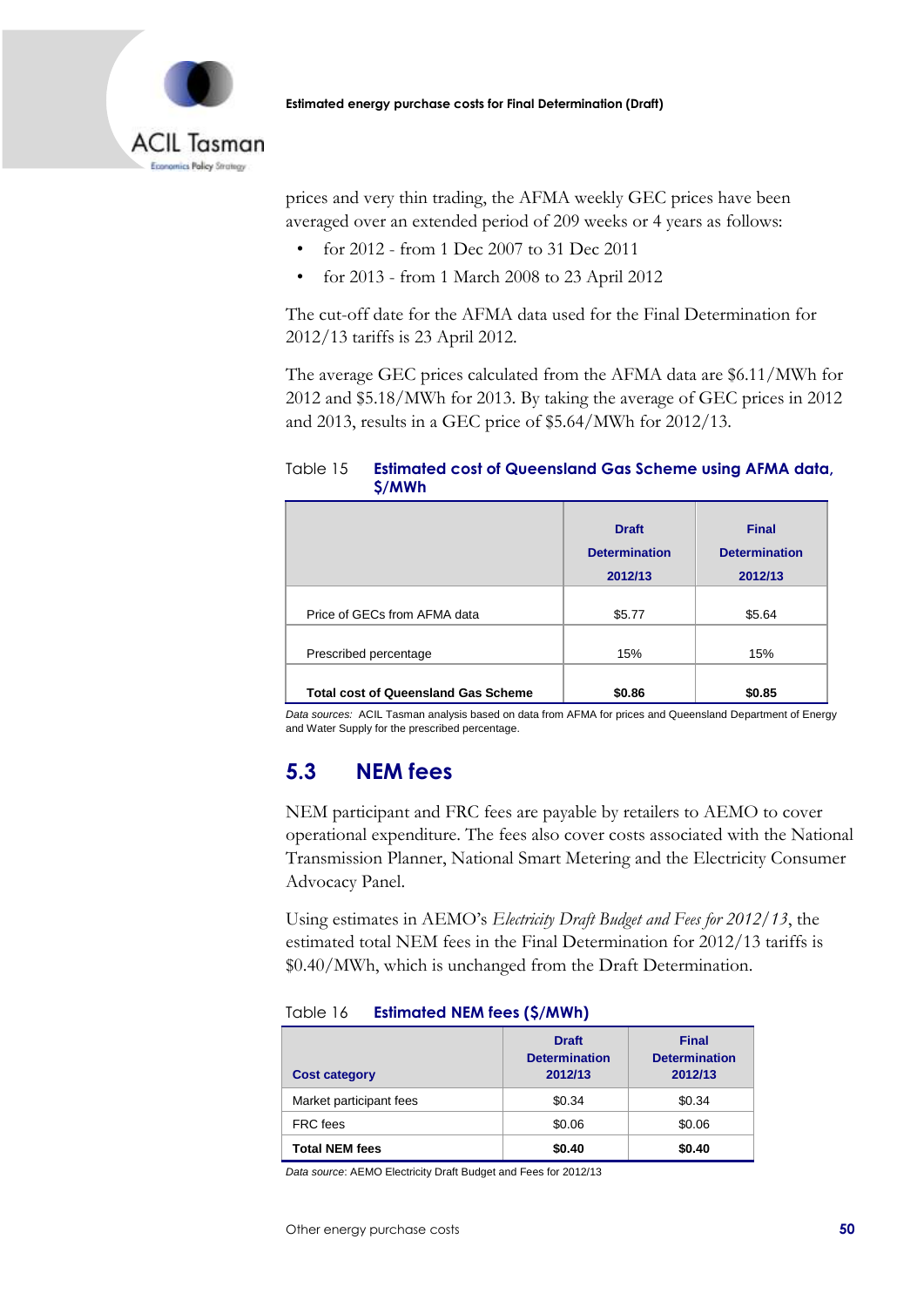prices and very thin trading, the AFMA weekly GEC prices have been averaged over an extended period of 209 weeks or 4 years as follows:

- for 2012 - from 1 Dec 2007 to 31 Dec 2011
- for 2013 - from 1 March 2008 to 23 April 2012

The cut-off date for the AFMA data used for the Final Determination for 2012/13 tariffs is 23 April 2012.

The average GEC prices calculated from the AFMA data are $6.11/MWh for 2012 and $5.18/MWh for 2013. By taking the average of GEC prices in 2012 and 2013, results in a GEC price of $5.64/MWh for 2012/13.

Table 15 **Estimated cost of Queensland Gas Scheme using AFMA data, $/MWh**

| | Draft Determination 2012/13 | Final Determination 2012/13 |
|---|---|---|
| Price of GECs from AFMA data | $5.77 | $5.64 |
| Prescribed percentage | 15% | 15% |
| **Total cost of Queensland Gas Scheme** | **$0.86** | **$0.85** |

*Data sources:* ACIL Tasman analysis based on data from AFMA for prices and Queensland Department of Energy and Water Supply for the prescribed percentage.

## 5.3 NEM fees

NEM participant and FRC fees are payable by retailers to AEMO to cover operational expenditure. The fees also cover costs associated with the National Transmission Planner, National Smart Metering and the Electricity Consumer Advocacy Panel.

Using estimates in AEMO's *Electricity Draft Budget and Fees for 2012/13*, the estimated total NEM fees in the Final Determination for 2012/13 tariffs is $0.40/MWh, which is unchanged from the Draft Determination.

Table 16 **Estimated NEM fees ($/MWh)**

| Cost category | Draft Determination 2012/13 | Final Determination 2012/13 |
|---|---|---|
| Market participant fees | $0.34 | $0.34 |
| FRC fees | $0.06 | $0.06 |
| **Total NEM fees** | **$0.40** | **$0.40** |

*Data source:* AEMO Electricity Draft Budget and Fees for 2012/13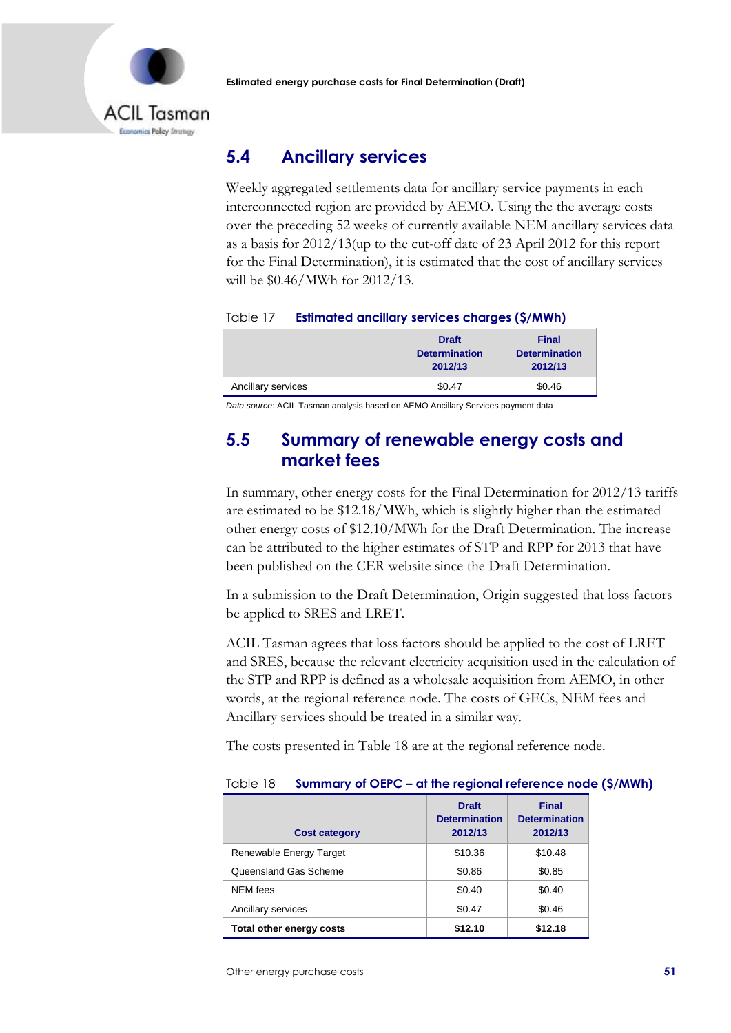## 5.4 Ancillary services

Weekly aggregated settlements data for ancillary service payments in each interconnected region are provided by AEMO. Using the the average costs over the preceding 52 weeks of currently available NEM ancillary services data as a basis for 2012/13(up to the cut-off date of 23 April 2012 for this report for the Final Determination), it is estimated that the cost of ancillary services will be $0.46/MWh for 2012/13.

Table 17 **Estimated ancillary services charges ($/MWh)**

| | Draft Determination 2012/13 | Final Determination 2012/13 |
|---|---|---|
| Ancillary services | $0.47 | $0.46 |

*Data source:* ACIL Tasman analysis based on AEMO Ancillary Services payment data

## 5.5 Summary of renewable energy costs and market fees

In summary, other energy costs for the Final Determination for 2012/13 tariffs are estimated to be $12.18/MWh, which is slightly higher than the estimated other energy costs of $12.10/MWh for the Draft Determination. The increase can be attributed to the higher estimates of STP and RPP for 2013 that have been published on the CER website since the Draft Determination.

In a submission to the Draft Determination, Origin suggested that loss factors be applied to SRES and LRET.

ACIL Tasman agrees that loss factors should be applied to the cost of LRET and SRES, because the relevant electricity acquisition used in the calculation of the STP and RPP is defined as a wholesale acquisition from AEMO, in other words, at the regional reference node. The costs of GECs, NEM fees and Ancillary services should be treated in a similar way.

The costs presented in Table 18 are at the regional reference node.

Table 18 **Summary of OEPC – at the regional reference node ($/MWh)**

| Cost category | Draft Determination 2012/13 | Final Determination 2012/13 |
|---|---|---|
| Renewable Energy Target | $10.36 | $10.48 |
| Queensland Gas Scheme | $0.86 | $0.85 |
| NEM fees | $0.40 | $0.40 |
| Ancillary services | $0.47 | $0.46 |
| **Total other energy costs** | **$12.10** | **$12.18** |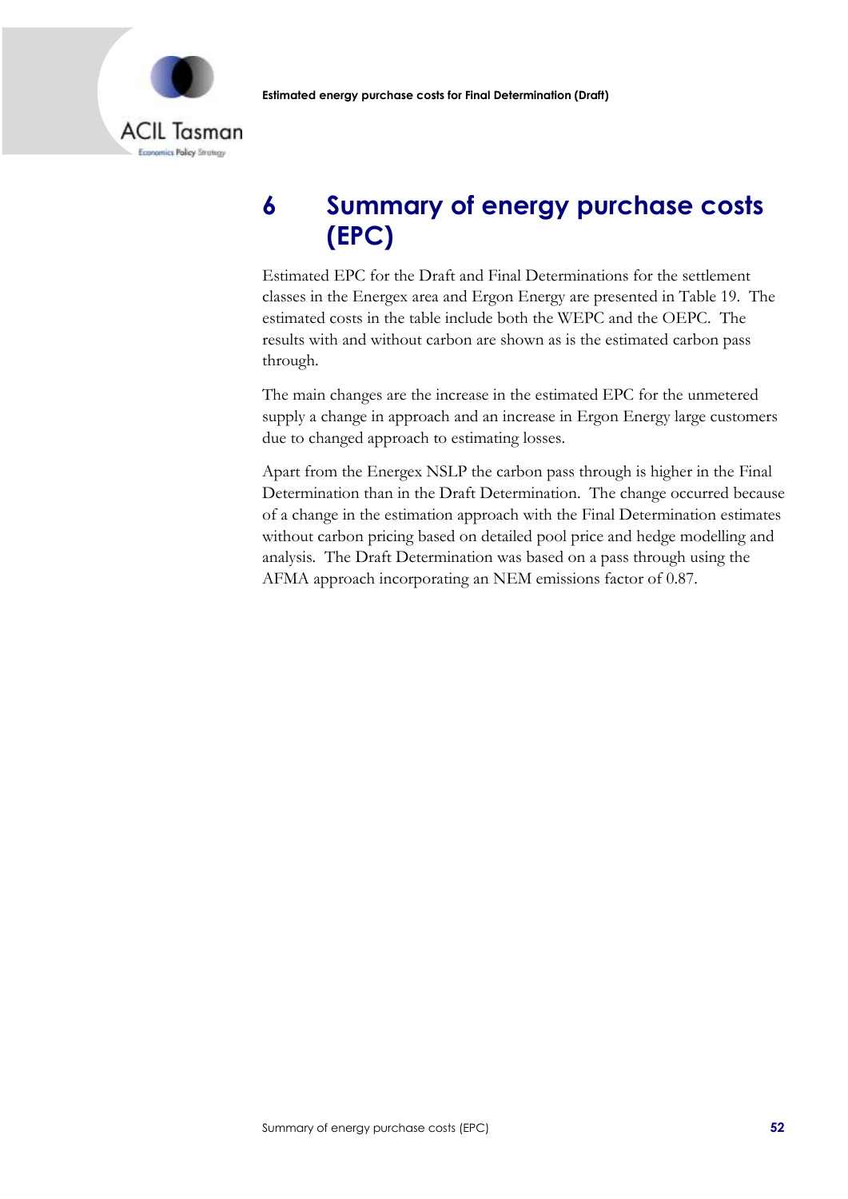# 6 Summary of energy purchase costs (EPC)

Estimated EPC for the Draft and Final Determinations for the settlement classes in the Energex area and Ergon Energy are presented in Table 19. The estimated costs in the table include both the WEPC and the OEPC. The results with and without carbon are shown as is the estimated carbon pass through.

The main changes are the increase in the estimated EPC for the unmetered supply a change in approach and an increase in Ergon Energy large customers due to changed approach to estimating losses.

Apart from the Energex NSLP the carbon pass through is higher in the Final Determination than in the Draft Determination. The change occurred because of a change in the estimation approach with the Final Determination estimates without carbon pricing based on detailed pool price and hedge modelling and analysis. The Draft Determination was based on a pass through using the AFMA approach incorporating an NEM emissions factor of 0.87.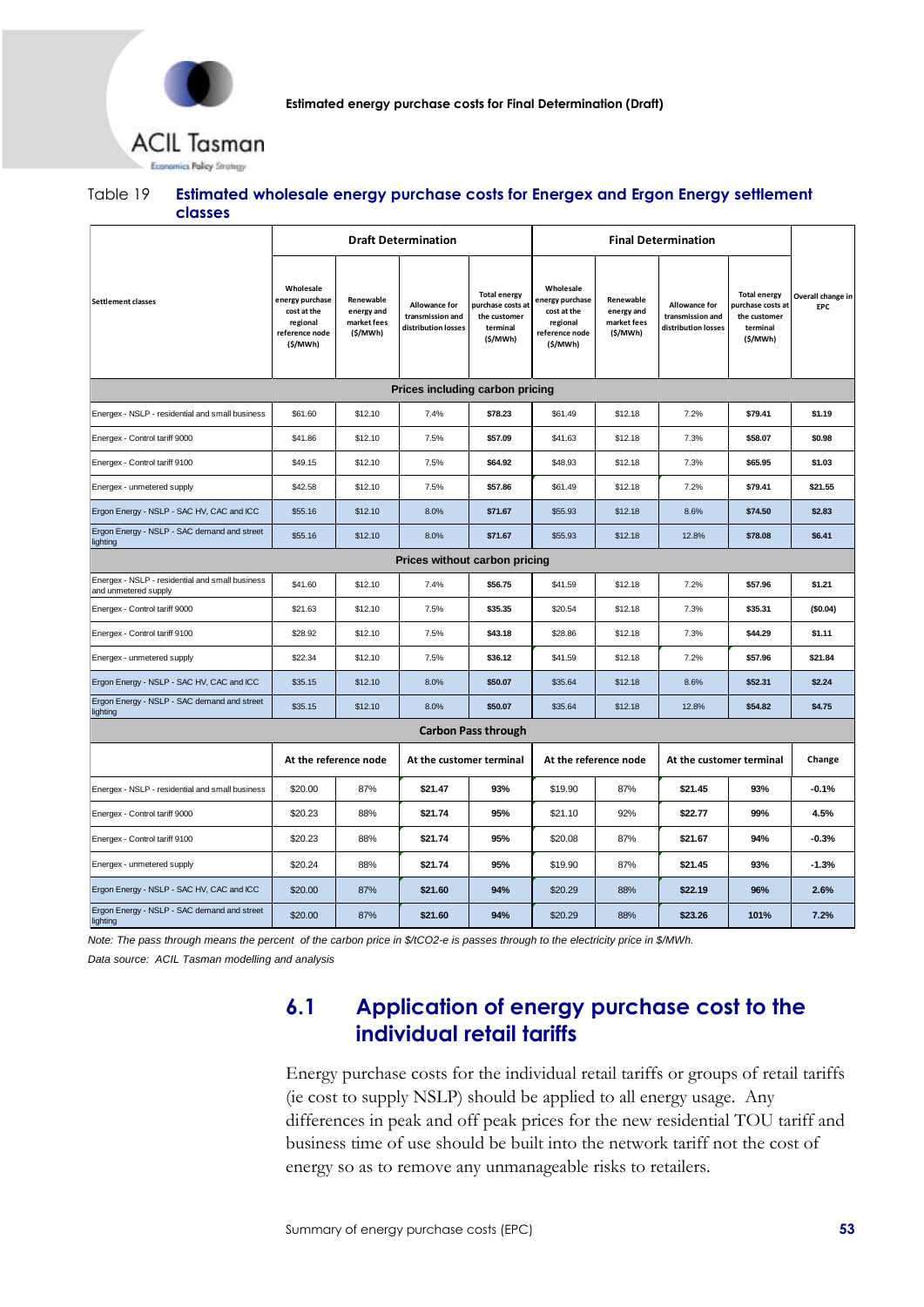Table 19 **Estimated wholesale energy purchase costs for Energex and Ergon Energy settlement classes**

| Settlement classes | Draft Determination | | | | Final Determination | | | | Overall change in EPC |
|---|---|---|---|---|---|---|---|---|---|
| | Wholesale energy purchase cost at the regional reference node ($/MWh) | Renewable energy and market fees ($/MWh) | Allowance for transmission and distribution losses | Total energy purchase costs at the customer terminal ($/MWh) | Wholesale energy purchase cost at the regional reference node ($/MWh) | Renewable energy and market fees ($/MWh) | Allowance for transmission and distribution losses | Total energy purchase costs at the customer terminal ($/MWh) | |
| **Prices including carbon pricing** | | | | | | | | | |
| Energex - NSLP - residential and small business | $61.60 | $12.10 | 7.4% | **$78.23** | $61.49 | $12.18 | 7.2% | **$79.41** | **$1.19** |
| Energex - Control tariff 9000 | $41.86 | $12.10 | 7.5% | **$57.09** | $41.63 | $12.18 | 7.3% | **$58.07** | **$0.98** |
| Energex - Control tariff 9100 | $49.15 | $12.10 | 7.5% | **$64.92** | $48.93 | $12.18 | 7.3% | **$65.95** | **$1.03** |
| Energex - unmetered supply | $42.58 | $12.10 | 7.5% | **$57.86** | $61.49 | $12.18 | 7.2% | **$79.41** | **$21.55** |
| Ergon Energy - NSLP - SAC HV, CAC and ICC | $55.16 | $12.10 | 8.0% | **$71.67** | $55.93 | $12.18 | 8.6% | **$74.50** | **$2.83** |
| Ergon Energy - NSLP - SAC demand and street lighting | $55.16 | $12.10 | 8.0% | **$71.67** | $55.93 | $12.18 | 12.8% | **$78.08** | **$6.41** |
| **Prices without carbon pricing** | | | | | | | | | |
| Energex - NSLP - residential and small business and unmetered supply | $41.60 | $12.10 | 7.4% | **$56.75** | $41.59 | $12.18 | 7.2% | **$57.96** | **$1.21** |
| Energex - Control tariff 9000 | $21.63 | $12.10 | 7.5% | **$35.35** | $20.54 | $12.18 | 7.3% | **$35.31** | **($0.04)** |
| Energex - Control tariff 9100 | $28.92 | $12.10 | 7.5% | **$43.18** | $28.86 | $12.18 | 7.3% | **$44.29** | **$1.11** |
| Energex - unmetered supply | $22.34 | $12.10 | 7.5% | **$36.12** | $41.59 | $12.18 | 7.2% | **$57.96** | **$21.84** |
| Ergon Energy - NSLP - SAC HV, CAC and ICC | $35.15 | $12.10 | 8.0% | **$50.07** | $35.64 | $12.18 | 8.6% | **$52.31** | **$2.24** |
| Ergon Energy - NSLP - SAC demand and street lighting | $35.15 | $12.10 | 8.0% | **$50.07** | $35.64 | $12.18 | 12.8% | **$54.82** | **$4.75** |
| **Carbon Pass through** | | | | | | | | | |
| | At the reference node | | At the customer terminal | | At the reference node | | At the customer terminal | | Change |
| Energex - NSLP - residential and small business | $20.00 | 87% | **$21.47** | **93%** | $19.90 | 87% | **$21.45** | **93%** | **-0.1%** |
| Energex - Control tariff 9000 | $20.23 | 88% | **$21.74** | **95%** | $21.10 | 92% | **$22.77** | **99%** | **4.5%** |
| Energex - Control tariff 9100 | $20.23 | 88% | **$21.74** | **95%** | $20.08 | 87% | **$21.67** | **94%** | **-0.3%** |
| Energex - unmetered supply | $20.24 | 88% | **$21.74** | **95%** | $19.90 | 87% | **$21.45** | **93%** | **-1.3%** |
| Ergon Energy - NSLP - SAC HV, CAC and ICC | $20.00 | 87% | **$21.60** | **94%** | $20.29 | 88% | **$22.19** | **96%** | **2.6%** |
| Ergon Energy - NSLP - SAC demand and street lighting | $20.00 | 87% | **$21.60** | **94%** | $20.29 | 88% | **$23.26** | **101%** | **7.2%** |

*Note: The pass through means the percent of the carbon price in $/tCO2-e is passes through to the electricity price in $/MWh.*

*Data source: ACIL Tasman modelling and analysis*

## 6.1 Application of energy purchase cost to the individual retail tariffs

Energy purchase costs for the individual retail tariffs or groups of retail tariffs (ie cost to supply NSLP) should be applied to all energy usage. Any differences in peak and off peak prices for the new residential TOU tariff and business time of use should be built into the network tariff not the cost of energy so as to remove any unmanageable risks to retailers.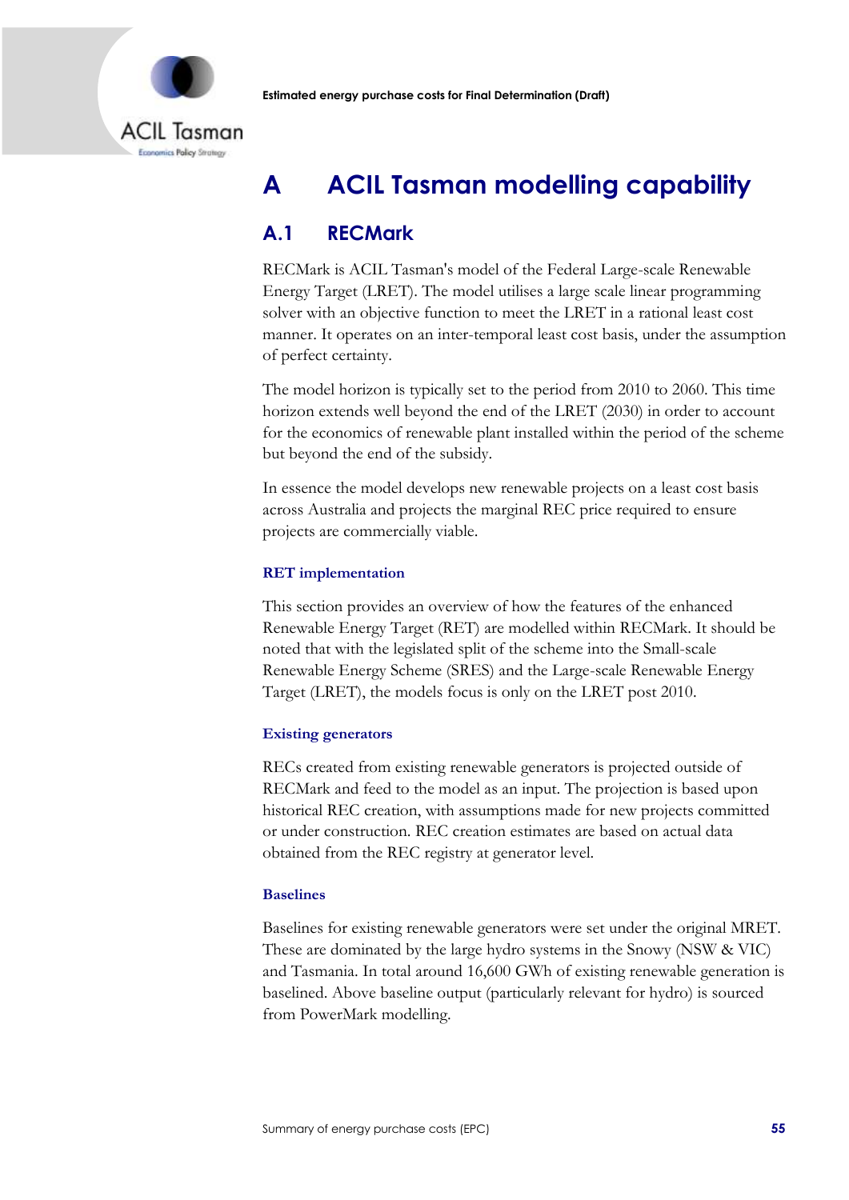# A ACIL Tasman modelling capability

## A.1 RECMark

RECMark is ACIL Tasman's model of the Federal Large-scale Renewable Energy Target (LRET). The model utilises a large scale linear programming solver with an objective function to meet the LRET in a rational least cost manner. It operates on an inter-temporal least cost basis, under the assumption of perfect certainty.

The model horizon is typically set to the period from 2010 to 2060. This time horizon extends well beyond the end of the LRET (2030) in order to account for the economics of renewable plant installed within the period of the scheme but beyond the end of the subsidy.

In essence the model develops new renewable projects on a least cost basis across Australia and projects the marginal REC price required to ensure projects are commercially viable.

### RET implementation

This section provides an overview of how the features of the enhanced Renewable Energy Target (RET) are modelled within RECMark. It should be noted that with the legislated split of the scheme into the Small-scale Renewable Energy Scheme (SRES) and the Large-scale Renewable Energy Target (LRET), the models focus is only on the LRET post 2010.

### Existing generators

RECs created from existing renewable generators is projected outside of RECMark and feed to the model as an input. The projection is based upon historical REC creation, with assumptions made for new projects committed or under construction. REC creation estimates are based on actual data obtained from the REC registry at generator level.

### Baselines

Baselines for existing renewable generators were set under the original MRET. These are dominated by the large hydro systems in the Snowy (NSW & VIC) and Tasmania. In total around 16,600 GWh of existing renewable generation is baselined. Above baseline output (particularly relevant for hydro) is sourced from PowerMark modelling.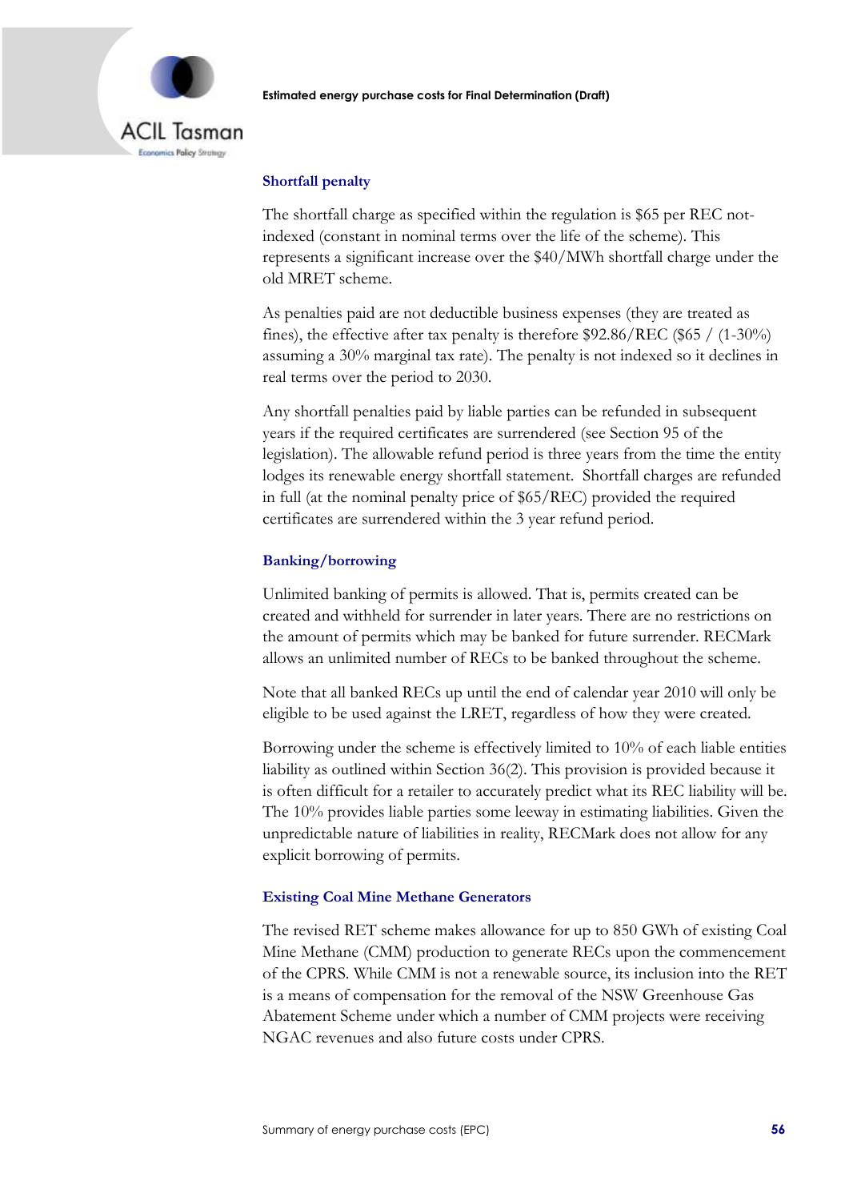### Shortfall penalty

The shortfall charge as specified within the regulation is $65 per REC not-indexed (constant in nominal terms over the life of the scheme). This represents a significant increase over the $40/MWh shortfall charge under the old MRET scheme.

As penalties paid are not deductible business expenses (they are treated as fines), the effective after tax penalty is therefore $92.86/REC ($65 / (1-30%) assuming a 30% marginal tax rate). The penalty is not indexed so it declines in real terms over the period to 2030.

Any shortfall penalties paid by liable parties can be refunded in subsequent years if the required certificates are surrendered (see Section 95 of the legislation). The allowable refund period is three years from the time the entity lodges its renewable energy shortfall statement. Shortfall charges are refunded in full (at the nominal penalty price of $65/REC) provided the required certificates are surrendered within the 3 year refund period.

### Banking/borrowing

Unlimited banking of permits is allowed. That is, permits created can be created and withheld for surrender in later years. There are no restrictions on the amount of permits which may be banked for future surrender. RECMark allows an unlimited number of RECs to be banked throughout the scheme.

Note that all banked RECs up until the end of calendar year 2010 will only be eligible to be used against the LRET, regardless of how they were created.

Borrowing under the scheme is effectively limited to 10% of each liable entities liability as outlined within Section 36(2). This provision is provided because it is often difficult for a retailer to accurately predict what its REC liability will be. The 10% provides liable parties some leeway in estimating liabilities. Given the unpredictable nature of liabilities in reality, RECMark does not allow for any explicit borrowing of permits.

### Existing Coal Mine Methane Generators

The revised RET scheme makes allowance for up to 850 GWh of existing Coal Mine Methane (CMM) production to generate RECs upon the commencement of the CPRS. While CMM is not a renewable source, its inclusion into the RET is a means of compensation for the removal of the NSW Greenhouse Gas Abatement Scheme under which a number of CMM projects were receiving NGAC revenues and also future costs under CPRS.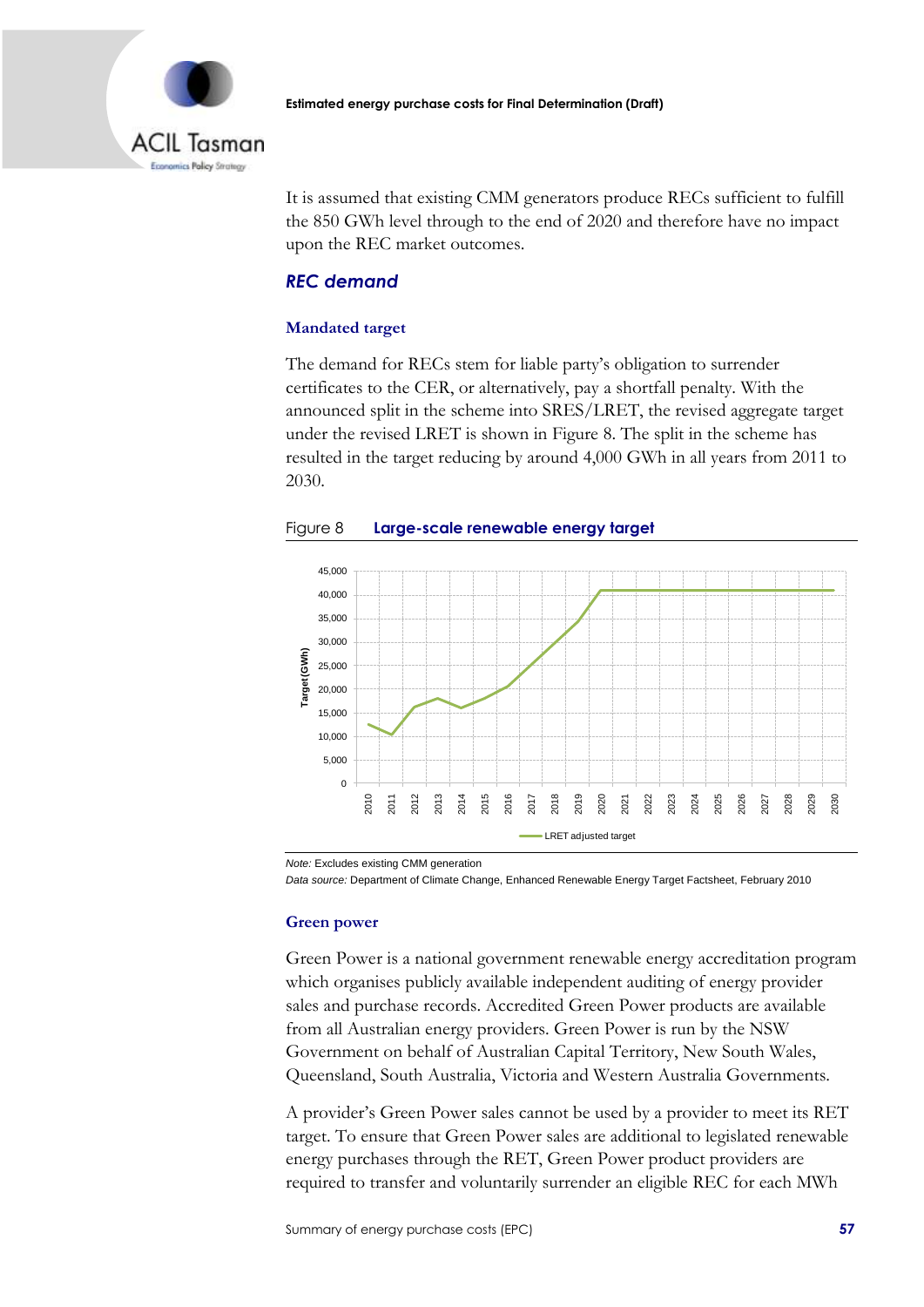It is assumed that existing CMM generators produce RECs sufficient to fulfill the 850 GWh level through to the end of 2020 and therefore have no impact upon the REC market outcomes.

## REC demand

### Mandated target

The demand for RECs stem for liable party's obligation to surrender certificates to the CER, or alternatively, pay a shortfall penalty. With the announced split in the scheme into SRES/LRET, the revised aggregate target under the revised LRET is shown in Figure 8. The split in the scheme has resulted in the target reducing by around 4,000 GWh in all years from 2011 to 2030.

Figure 8 **Large-scale renewable energy target**

*Note:* Excludes existing CMM generation

*Data source:* Department of Climate Change, Enhanced Renewable Energy Target Factsheet, February 2010

### Green power

Green Power is a national government renewable energy accreditation program which organises publicly available independent auditing of energy provider sales and purchase records. Accredited Green Power products are available from all Australian energy providers. Green Power is run by the NSW Government on behalf of Australian Capital Territory, New South Wales, Queensland, South Australia, Victoria and Western Australia Governments.

A provider's Green Power sales cannot be used by a provider to meet its RET target. To ensure that Green Power sales are additional to legislated renewable energy purchases through the RET, Green Power product providers are required to transfer and voluntarily surrender an eligible REC for each MWh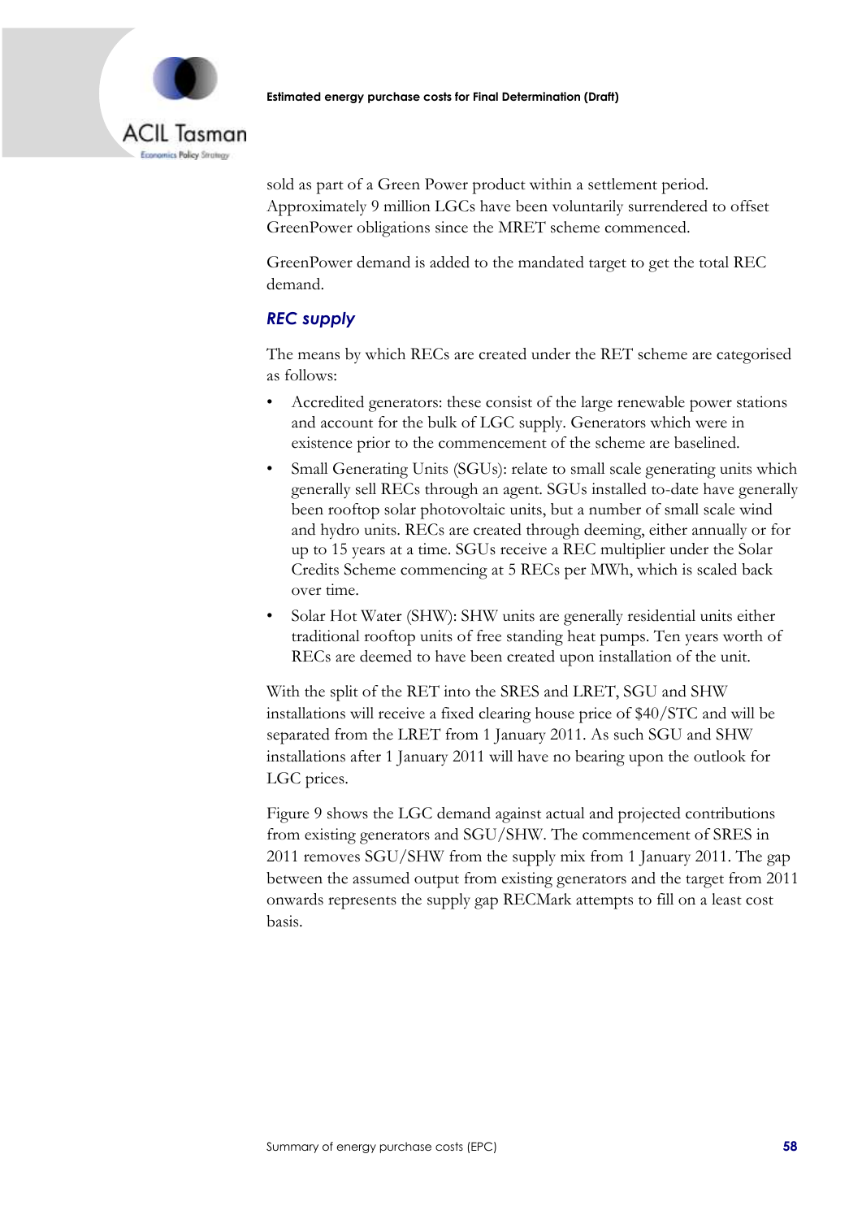sold as part of a Green Power product within a settlement period. Approximately 9 million LGCs have been voluntarily surrendered to offset GreenPower obligations since the MRET scheme commenced.

GreenPower demand is added to the mandated target to get the total REC demand.

### *REC supply*

The means by which RECs are created under the RET scheme are categorised as follows:

- Accredited generators: these consist of the large renewable power stations and account for the bulk of LGC supply. Generators which were in existence prior to the commencement of the scheme are baselined.
- Small Generating Units (SGUs): relate to small scale generating units which generally sell RECs through an agent. SGUs installed to-date have generally been rooftop solar photovoltaic units, but a number of small scale wind and hydro units. RECs are created through deeming, either annually or for up to 15 years at a time. SGUs receive a REC multiplier under the Solar Credits Scheme commencing at 5 RECs per MWh, which is scaled back over time.
- Solar Hot Water (SHW): SHW units are generally residential units either traditional rooftop units of free standing heat pumps. Ten years worth of RECs are deemed to have been created upon installation of the unit.

With the split of the RET into the SRES and LRET, SGU and SHW installations will receive a fixed clearing house price of $40/STC and will be separated from the LRET from 1 January 2011. As such SGU and SHW installations after 1 January 2011 will have no bearing upon the outlook for LGC prices.

Figure 9 shows the LGC demand against actual and projected contributions from existing generators and SGU/SHW. The commencement of SRES in 2011 removes SGU/SHW from the supply mix from 1 January 2011. The gap between the assumed output from existing generators and the target from 2011 onwards represents the supply gap RECMark attempts to fill on a least cost basis.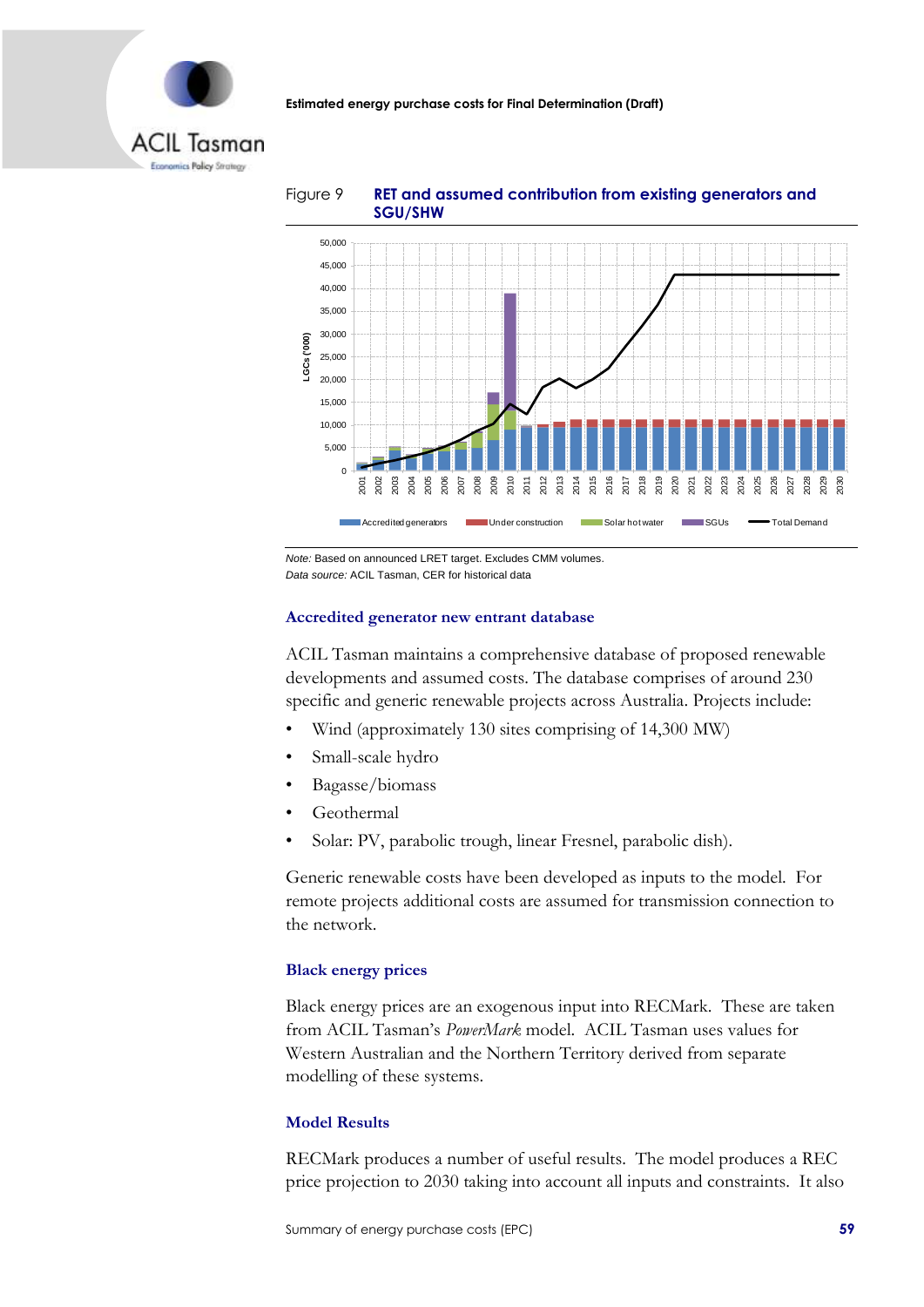Figure 9 **RET and assumed contribution from existing generators and SGU/SHW**

*Note:* Based on announced LRET target. Excludes CMM volumes.
*Data source:* ACIL Tasman, CER for historical data

### Accredited generator new entrant database

ACIL Tasman maintains a comprehensive database of proposed renewable developments and assumed costs. The database comprises of around 230 specific and generic renewable projects across Australia. Projects include:

- Wind (approximately 130 sites comprising of 14,300 MW)
- Small-scale hydro
- Bagasse/biomass
- Geothermal
- Solar: PV, parabolic trough, linear Fresnel, parabolic dish).

Generic renewable costs have been developed as inputs to the model. For remote projects additional costs are assumed for transmission connection to the network.

### Black energy prices

Black energy prices are an exogenous input into RECMark. These are taken from ACIL Tasman's *PowerMark* model. ACIL Tasman uses values for Western Australian and the Northern Territory derived from separate modelling of these systems.

### Model Results

RECMark produces a number of useful results. The model produces a REC price projection to 2030 taking into account all inputs and constraints. It also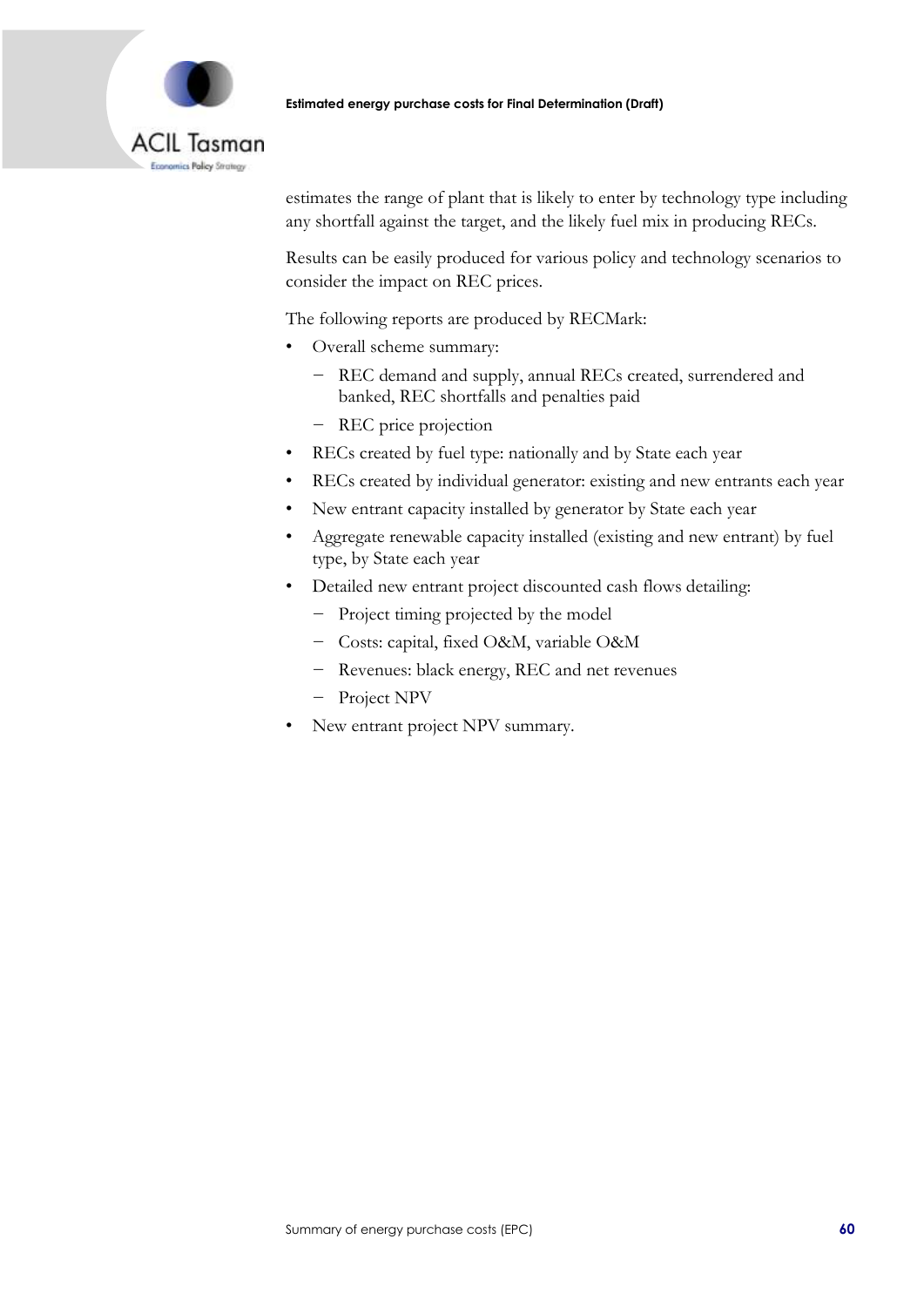estimates the range of plant that is likely to enter by technology type including any shortfall against the target, and the likely fuel mix in producing RECs.

Results can be easily produced for various policy and technology scenarios to consider the impact on REC prices.

The following reports are produced by RECMark:

- Overall scheme summary:
  - REC demand and supply, annual RECs created, surrendered and banked, REC shortfalls and penalties paid
  - REC price projection
- RECs created by fuel type: nationally and by State each year
- RECs created by individual generator: existing and new entrants each year
- New entrant capacity installed by generator by State each year
- Aggregate renewable capacity installed (existing and new entrant) by fuel type, by State each year
- Detailed new entrant project discounted cash flows detailing:
  - Project timing projected by the model
  - Costs: capital, fixed O&M, variable O&M
  - Revenues: black energy, REC and net revenues
  - Project NPV
- New entrant project NPV summary.